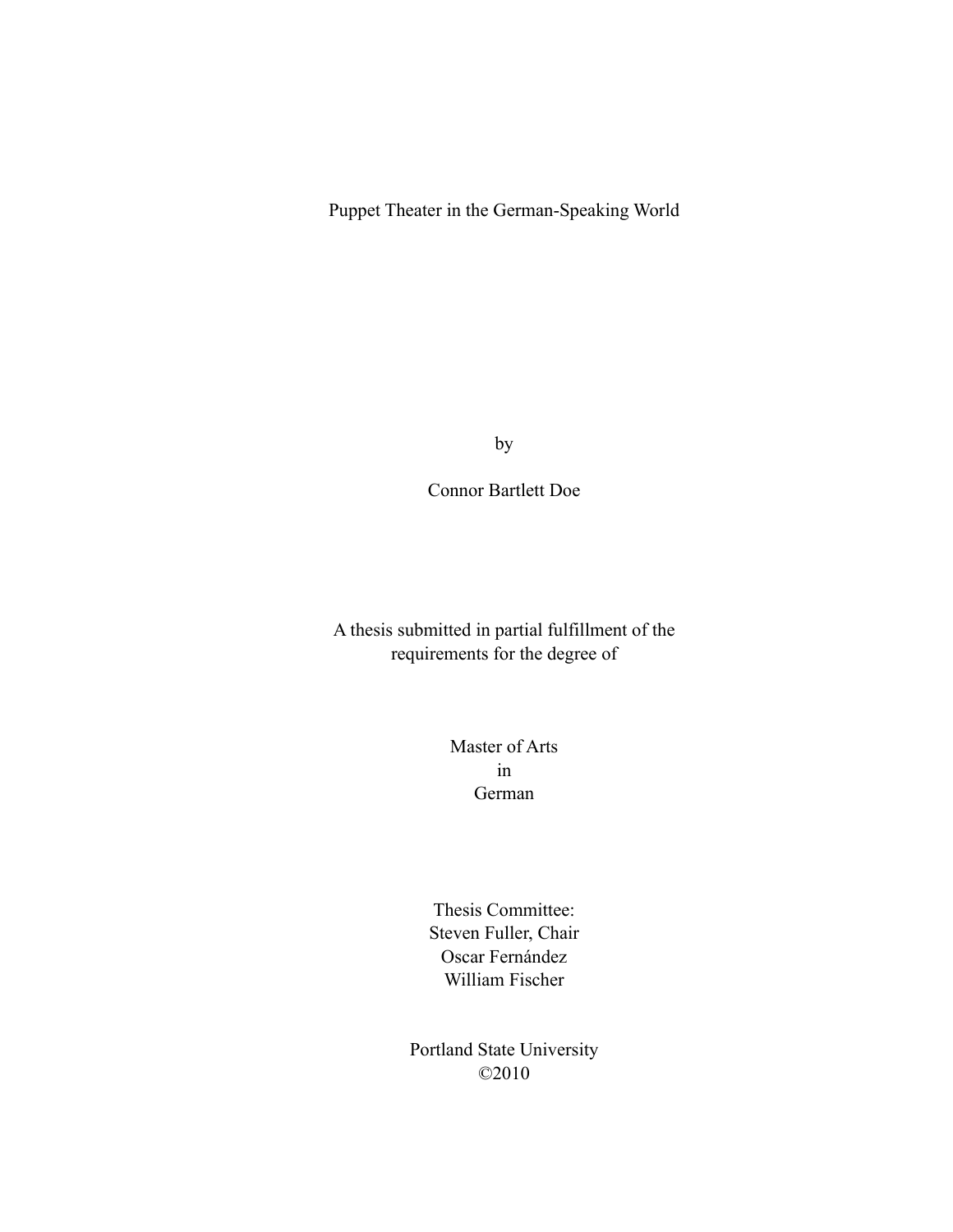# Puppet Theater in the German-Speaking World

by

Connor Bartlett Doe

A thesis submitted in partial fulfillment of the requirements for the degree of

Master of Arts
in
German

Thesis Committee:
Steven Fuller, Chair
Oscar Fernández
William Fischer

Portland State University
©2010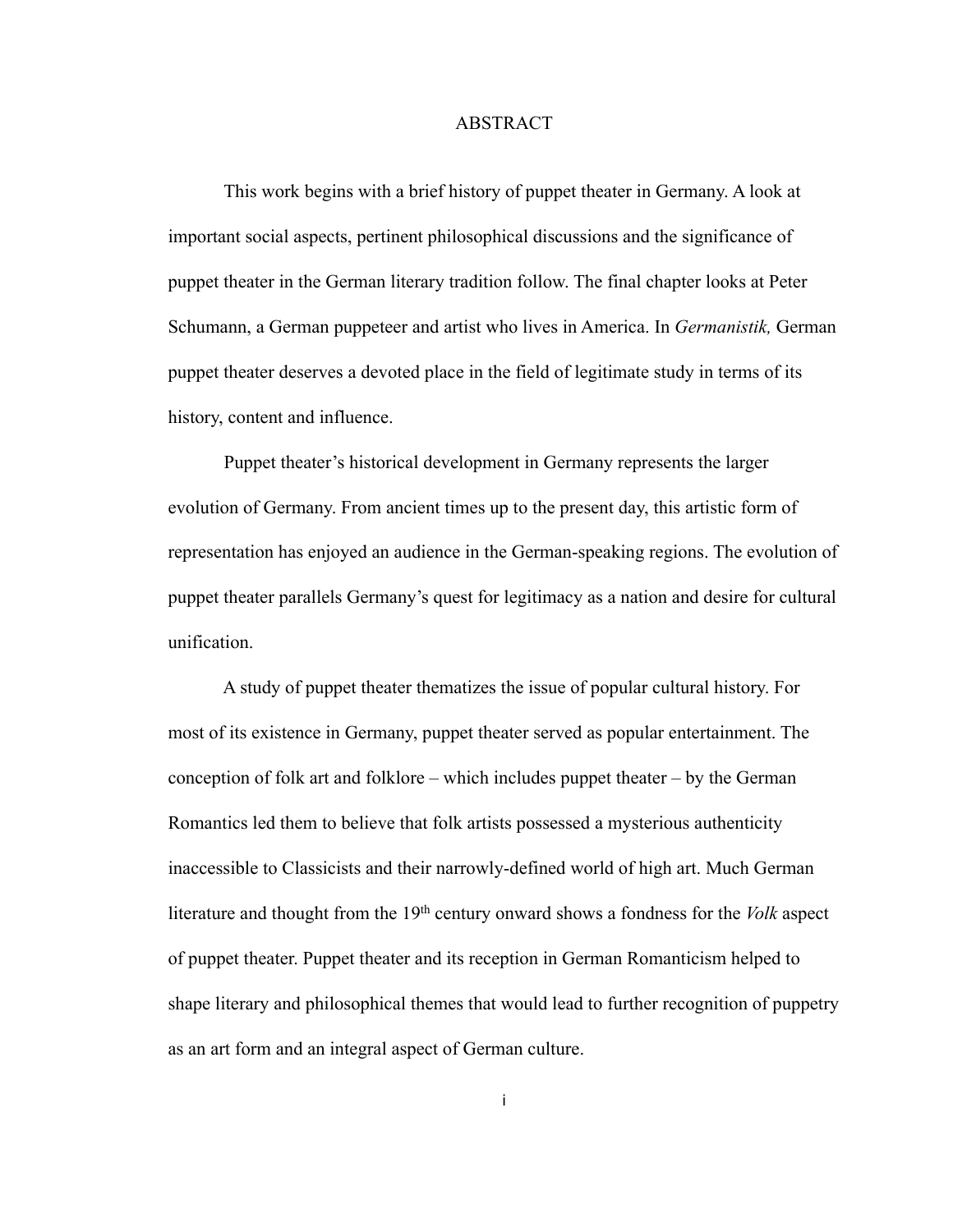# ABSTRACT

This work begins with a brief history of puppet theater in Germany. A look at important social aspects, pertinent philosophical discussions and the significance of puppet theater in the German literary tradition follow. The final chapter looks at Peter Schumann, a German puppeteer and artist who lives in America. In *Germanistik,* German puppet theater deserves a devoted place in the field of legitimate study in terms of its history, content and influence.

Puppet theater's historical development in Germany represents the larger evolution of Germany. From ancient times up to the present day, this artistic form of representation has enjoyed an audience in the German-speaking regions. The evolution of puppet theater parallels Germany's quest for legitimacy as a nation and desire for cultural unification.

A study of puppet theater thematizes the issue of popular cultural history. For most of its existence in Germany, puppet theater served as popular entertainment. The conception of folk art and folklore – which includes puppet theater – by the German Romantics led them to believe that folk artists possessed a mysterious authenticity inaccessible to Classicists and their narrowly-defined world of high art. Much German literature and thought from the 19th century onward shows a fondness for the *Volk* aspect of puppet theater. Puppet theater and its reception in German Romanticism helped to shape literary and philosophical themes that would lead to further recognition of puppetry as an art form and an integral aspect of German culture.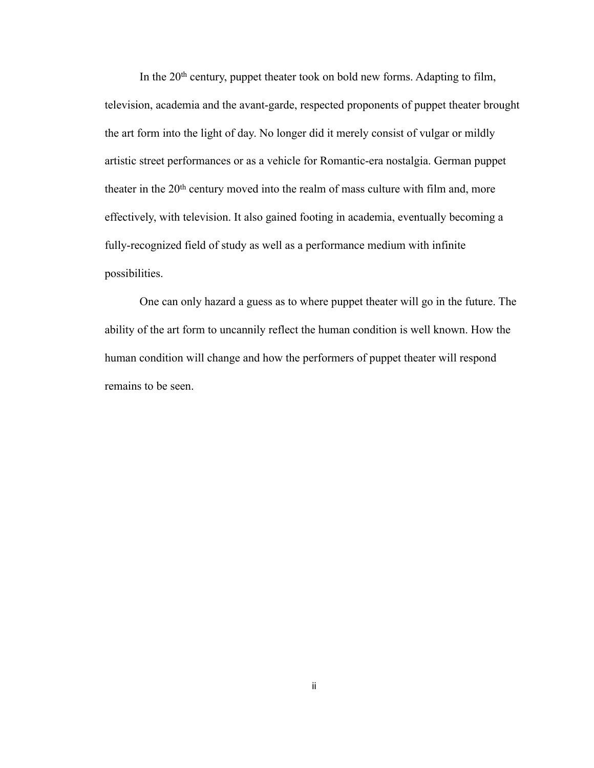In the 20th century, puppet theater took on bold new forms. Adapting to film, television, academia and the avant-garde, respected proponents of puppet theater brought the art form into the light of day. No longer did it merely consist of vulgar or mildly artistic street performances or as a vehicle for Romantic-era nostalgia. German puppet theater in the 20th century moved into the realm of mass culture with film and, more effectively, with television. It also gained footing in academia, eventually becoming a fully-recognized field of study as well as a performance medium with infinite possibilities.

One can only hazard a guess as to where puppet theater will go in the future. The ability of the art form to uncannily reflect the human condition is well known. How the human condition will change and how the performers of puppet theater will respond remains to be seen.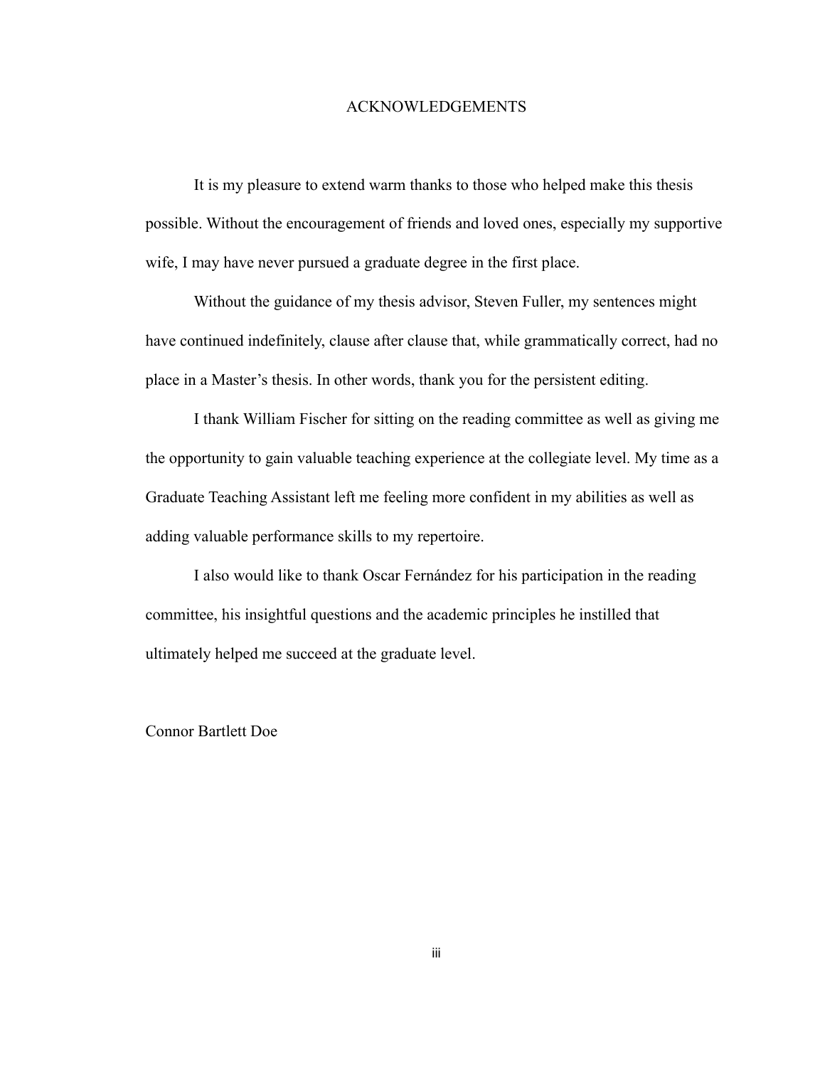# ACKNOWLEDGEMENTS

It is my pleasure to extend warm thanks to those who helped make this thesis possible. Without the encouragement of friends and loved ones, especially my supportive wife, I may have never pursued a graduate degree in the first place.

Without the guidance of my thesis advisor, Steven Fuller, my sentences might have continued indefinitely, clause after clause that, while grammatically correct, had no place in a Master's thesis. In other words, thank you for the persistent editing.

I thank William Fischer for sitting on the reading committee as well as giving me the opportunity to gain valuable teaching experience at the collegiate level. My time as a Graduate Teaching Assistant left me feeling more confident in my abilities as well as adding valuable performance skills to my repertoire.

I also would like to thank Oscar Fernández for his participation in the reading committee, his insightful questions and the academic principles he instilled that ultimately helped me succeed at the graduate level.

Connor Bartlett Doe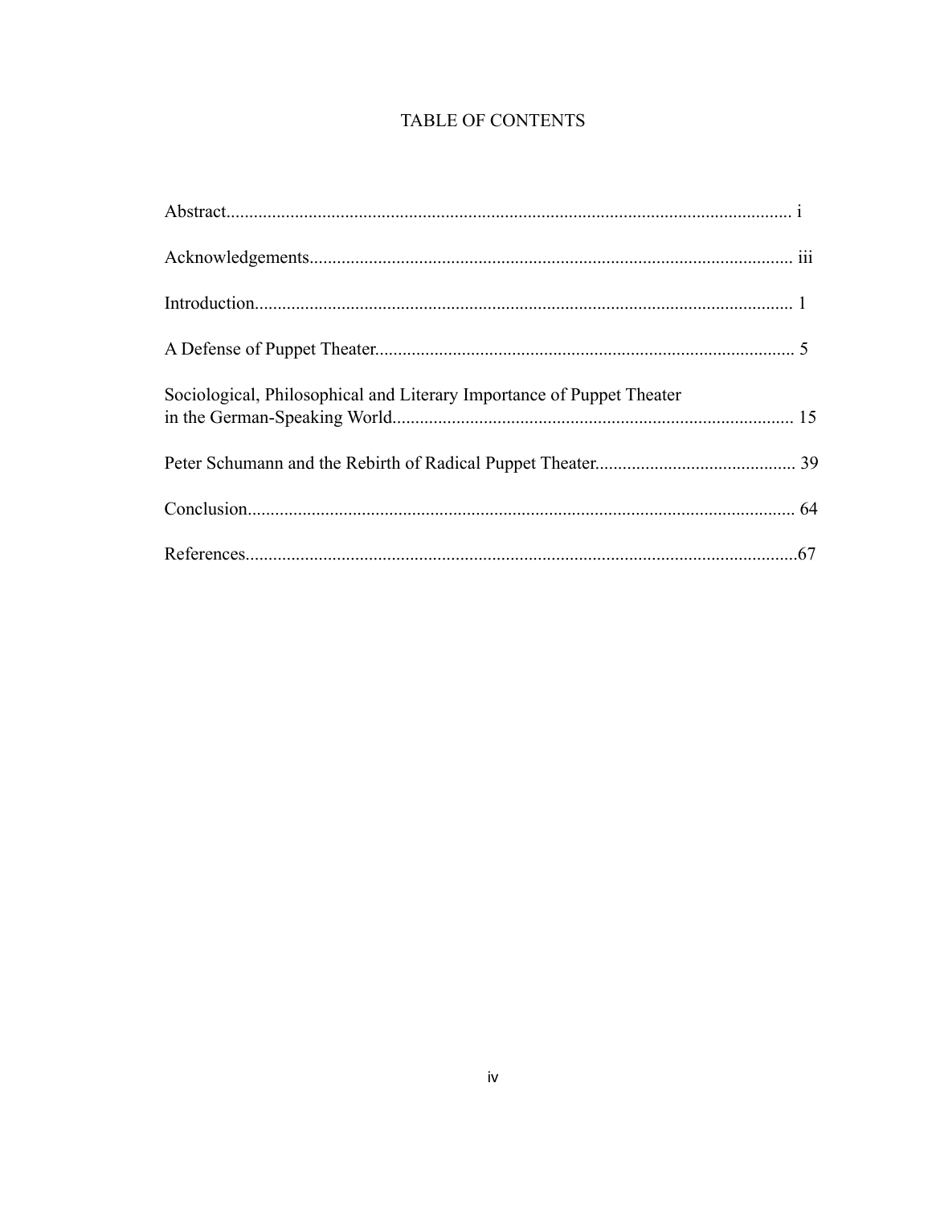# TABLE OF CONTENTS

Abstract........................................................................................................................ i

Acknowledgements....................................................................................................... iii

Introduction.................................................................................................................. 1

A Defense of Puppet Theater......................................................................................... 5

Sociological, Philosophical and Literary Importance of Puppet Theater in the German-Speaking World..................................................................................... 15

Peter Schumann and the Rebirth of Radical Puppet Theater........................................... 39

Conclusion.................................................................................................................... 64

References....................................................................................................................67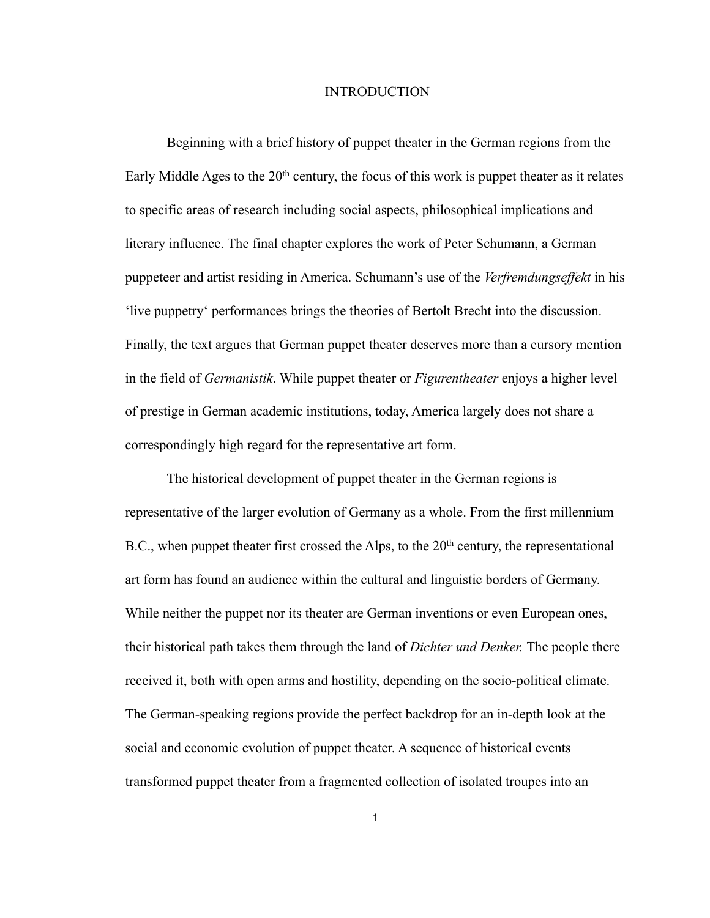# INTRODUCTION

Beginning with a brief history of puppet theater in the German regions from the Early Middle Ages to the 20th century, the focus of this work is puppet theater as it relates to specific areas of research including social aspects, philosophical implications and literary influence. The final chapter explores the work of Peter Schumann, a German puppeteer and artist residing in America. Schumann's use of the *Verfremdungseffekt* in his 'live puppetry' performances brings the theories of Bertolt Brecht into the discussion. Finally, the text argues that German puppet theater deserves more than a cursory mention in the field of *Germanistik*. While puppet theater or *Figurentheater* enjoys a higher level of prestige in German academic institutions, today, America largely does not share a correspondingly high regard for the representative art form.

The historical development of puppet theater in the German regions is representative of the larger evolution of Germany as a whole. From the first millennium B.C., when puppet theater first crossed the Alps, to the 20th century, the representational art form has found an audience within the cultural and linguistic borders of Germany. While neither the puppet nor its theater are German inventions or even European ones, their historical path takes them through the land of *Dichter und Denker.* The people there received it, both with open arms and hostility, depending on the socio-political climate. The German-speaking regions provide the perfect backdrop for an in-depth look at the social and economic evolution of puppet theater. A sequence of historical events transformed puppet theater from a fragmented collection of isolated troupes into an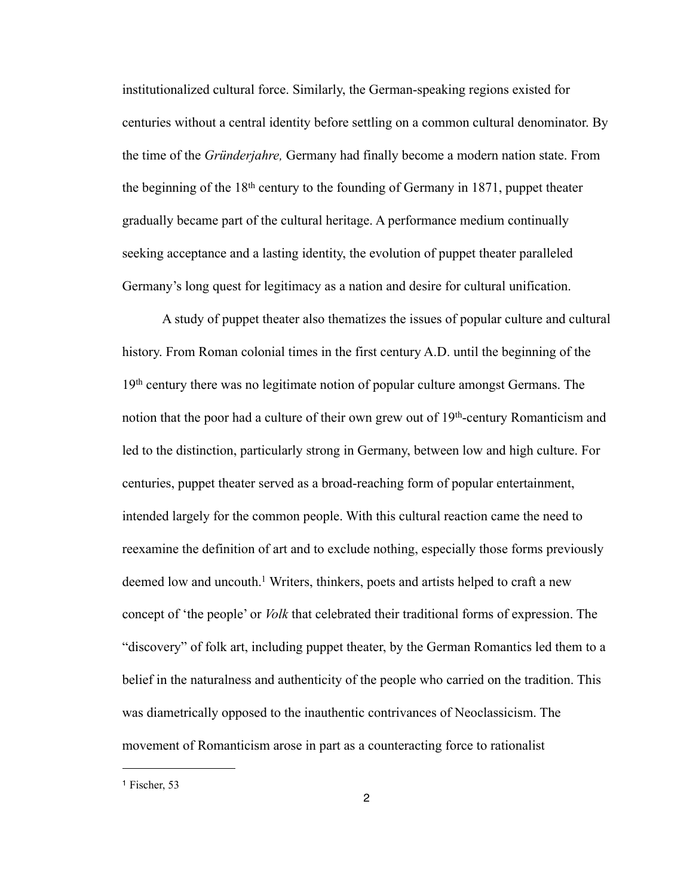institutionalized cultural force. Similarly, the German-speaking regions existed for centuries without a central identity before settling on a common cultural denominator. By the time of the *Gründerjahre,* Germany had finally become a modern nation state. From the beginning of the 18th century to the founding of Germany in 1871, puppet theater gradually became part of the cultural heritage. A performance medium continually seeking acceptance and a lasting identity, the evolution of puppet theater paralleled Germany's long quest for legitimacy as a nation and desire for cultural unification.

A study of puppet theater also thematizes the issues of popular culture and cultural history. From Roman colonial times in the first century A.D. until the beginning of the 19th century there was no legitimate notion of popular culture amongst Germans. The notion that the poor had a culture of their own grew out of 19th-century Romanticism and led to the distinction, particularly strong in Germany, between low and high culture. For centuries, puppet theater served as a broad-reaching form of popular entertainment, intended largely for the common people. With this cultural reaction came the need to reexamine the definition of art and to exclude nothing, especially those forms previously deemed low and uncouth.[1] Writers, thinkers, poets and artists helped to craft a new concept of 'the people' or *Volk* that celebrated their traditional forms of expression. The "discovery" of folk art, including puppet theater, by the German Romantics led them to a belief in the naturalness and authenticity of the people who carried on the tradition. This was diametrically opposed to the inauthentic contrivances of Neoclassicism. The movement of Romanticism arose in part as a counteracting force to rationalist

---

[1] Fischer, 53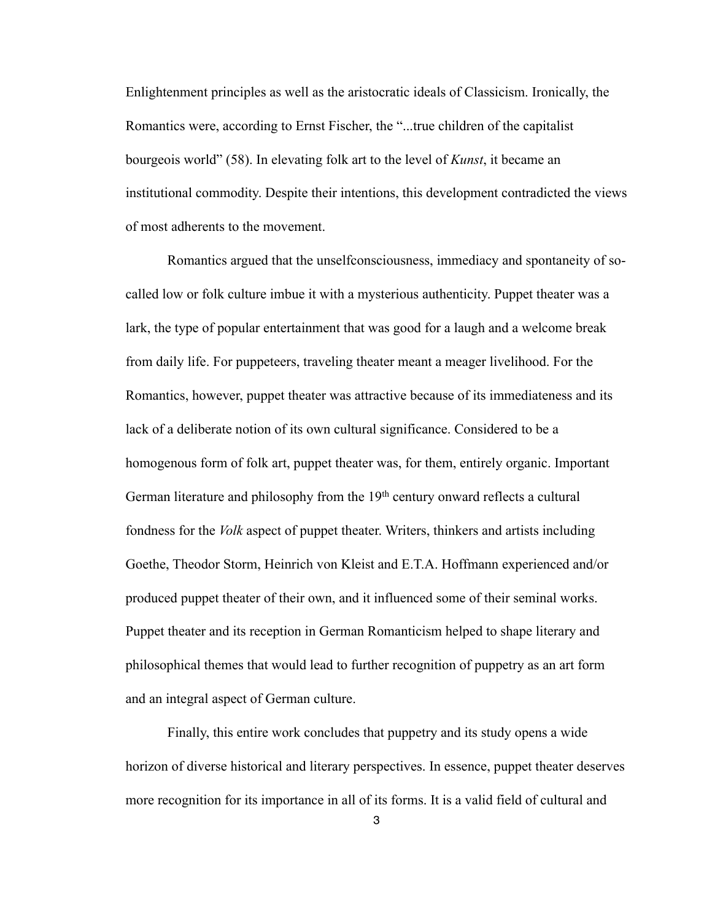Enlightenment principles as well as the aristocratic ideals of Classicism. Ironically, the Romantics were, according to Ernst Fischer, the "...true children of the capitalist bourgeois world" (58). In elevating folk art to the level of *Kunst*, it became an institutional commodity. Despite their intentions, this development contradicted the views of most adherents to the movement.

Romantics argued that the unselfconsciousness, immediacy and spontaneity of so-called low or folk culture imbue it with a mysterious authenticity. Puppet theater was a lark, the type of popular entertainment that was good for a laugh and a welcome break from daily life. For puppeteers, traveling theater meant a meager livelihood. For the Romantics, however, puppet theater was attractive because of its immediateness and its lack of a deliberate notion of its own cultural significance. Considered to be a homogenous form of folk art, puppet theater was, for them, entirely organic. Important German literature and philosophy from the 19th century onward reflects a cultural fondness for the *Volk* aspect of puppet theater. Writers, thinkers and artists including Goethe, Theodor Storm, Heinrich von Kleist and E.T.A. Hoffmann experienced and/or produced puppet theater of their own, and it influenced some of their seminal works. Puppet theater and its reception in German Romanticism helped to shape literary and philosophical themes that would lead to further recognition of puppetry as an art form and an integral aspect of German culture.

Finally, this entire work concludes that puppetry and its study opens a wide horizon of diverse historical and literary perspectives. In essence, puppet theater deserves more recognition for its importance in all of its forms. It is a valid field of cultural and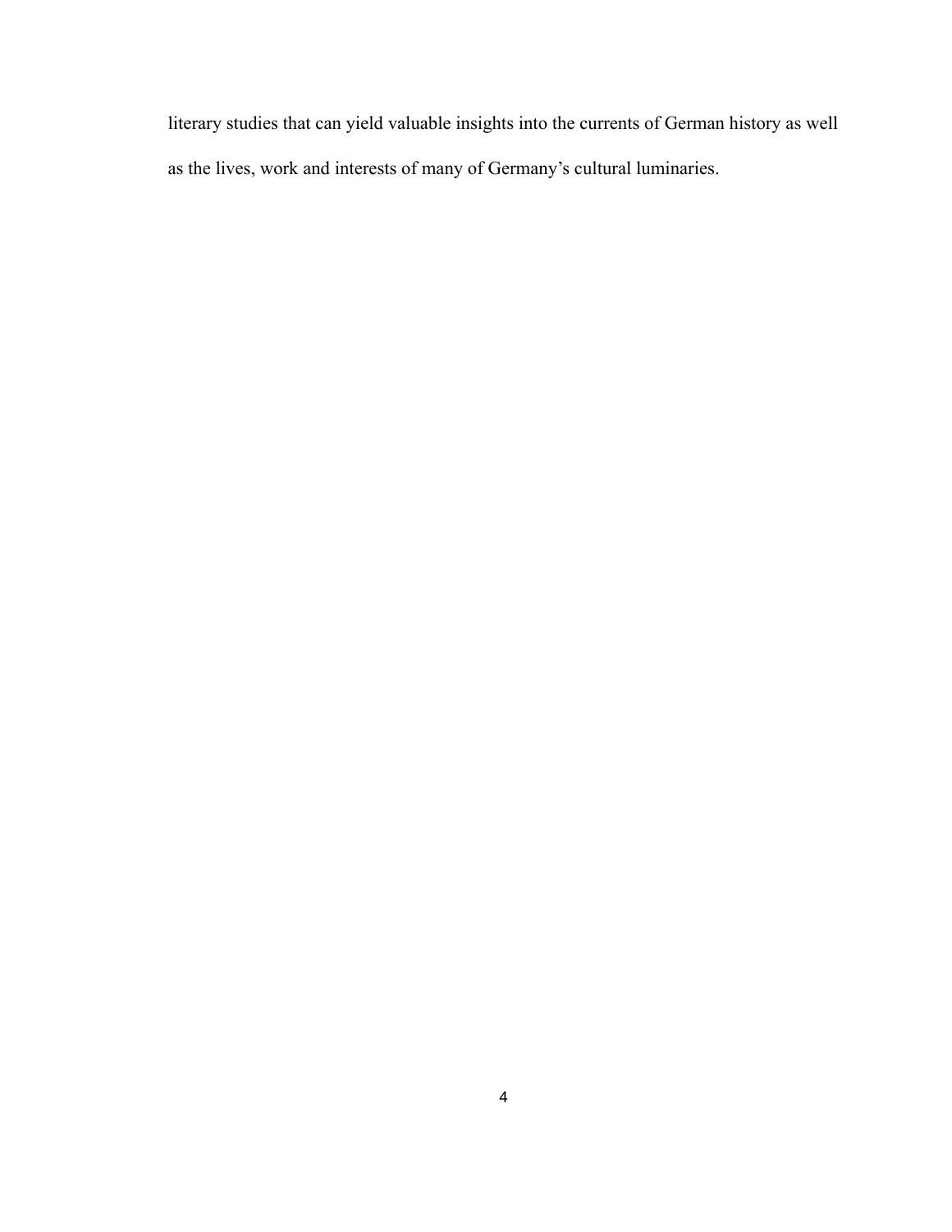literary studies that can yield valuable insights into the currents of German history as well as the lives, work and interests of many of Germany's cultural luminaries.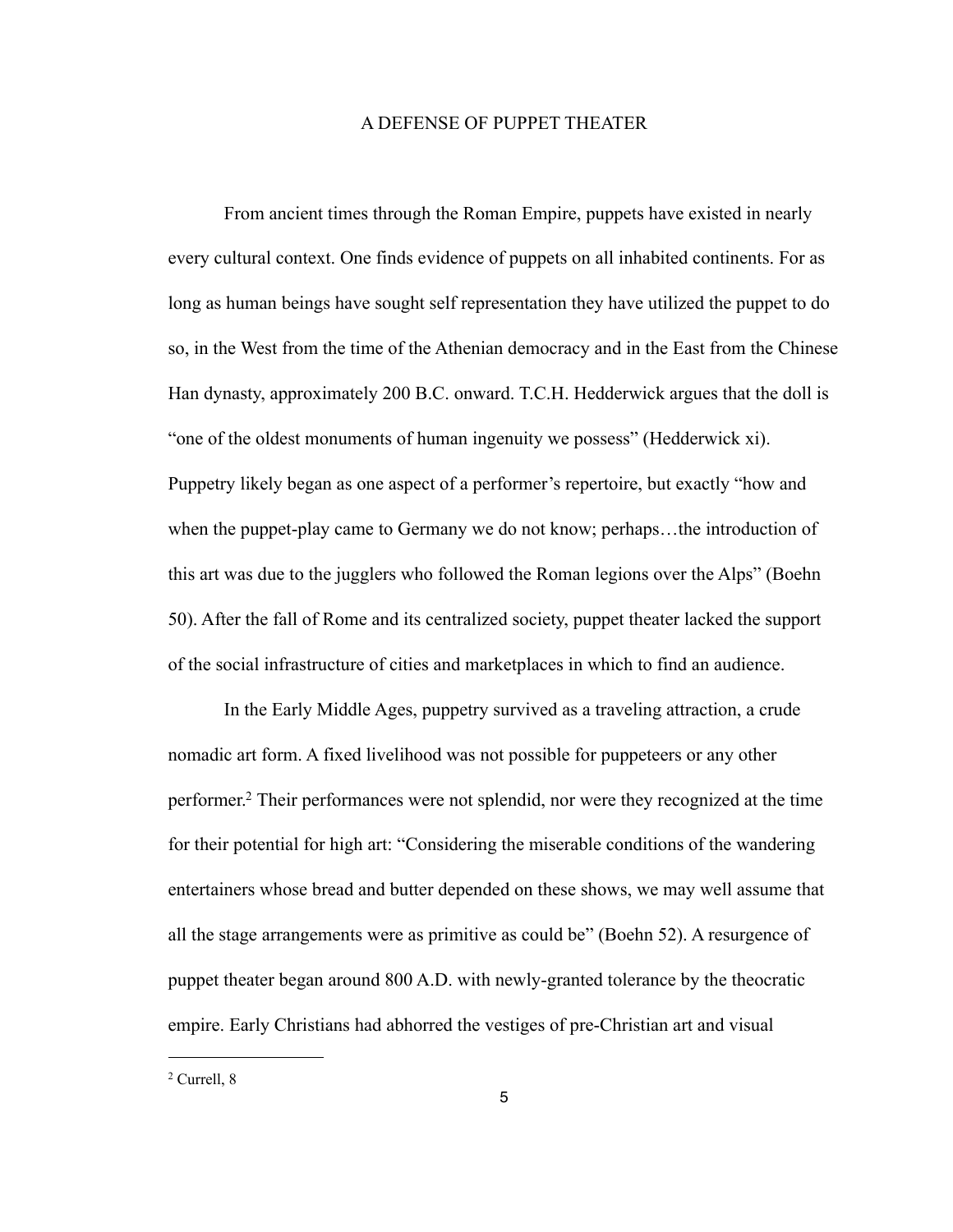# A DEFENSE OF PUPPET THEATER

From ancient times through the Roman Empire, puppets have existed in nearly every cultural context. One finds evidence of puppets on all inhabited continents. For as long as human beings have sought self representation they have utilized the puppet to do so, in the West from the time of the Athenian democracy and in the East from the Chinese Han dynasty, approximately 200 B.C. onward. T.C.H. Hedderwick argues that the doll is "one of the oldest monuments of human ingenuity we possess" (Hedderwick xi). Puppetry likely began as one aspect of a performer's repertoire, but exactly "how and when the puppet-play came to Germany we do not know; perhaps…the introduction of this art was due to the jugglers who followed the Roman legions over the Alps" (Boehn 50). After the fall of Rome and its centralized society, puppet theater lacked the support of the social infrastructure of cities and marketplaces in which to find an audience.

In the Early Middle Ages, puppetry survived as a traveling attraction, a crude nomadic art form. A fixed livelihood was not possible for puppeteers or any other performer.[2] Their performances were not splendid, nor were they recognized at the time for their potential for high art: "Considering the miserable conditions of the wandering entertainers whose bread and butter depended on these shows, we may well assume that all the stage arrangements were as primitive as could be" (Boehn 52). A resurgence of puppet theater began around 800 A.D. with newly-granted tolerance by the theocratic empire. Early Christians had abhorred the vestiges of pre-Christian art and visual

---

[2] Currell, 8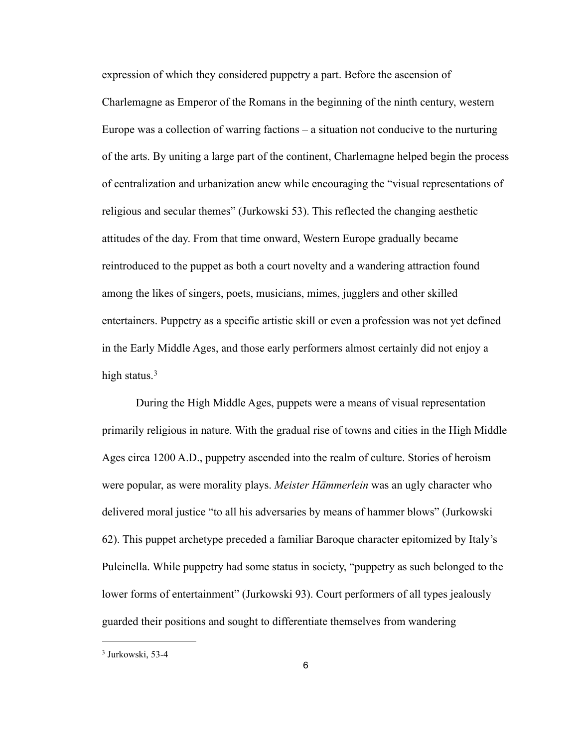expression of which they considered puppetry a part. Before the ascension of Charlemagne as Emperor of the Romans in the beginning of the ninth century, western Europe was a collection of warring factions – a situation not conducive to the nurturing of the arts. By uniting a large part of the continent, Charlemagne helped begin the process of centralization and urbanization anew while encouraging the "visual representations of religious and secular themes" (Jurkowski 53). This reflected the changing aesthetic attitudes of the day. From that time onward, Western Europe gradually became reintroduced to the puppet as both a court novelty and a wandering attraction found among the likes of singers, poets, musicians, mimes, jugglers and other skilled entertainers. Puppetry as a specific artistic skill or even a profession was not yet defined in the Early Middle Ages, and those early performers almost certainly did not enjoy a high status.[3]

During the High Middle Ages, puppets were a means of visual representation primarily religious in nature. With the gradual rise of towns and cities in the High Middle Ages circa 1200 A.D., puppetry ascended into the realm of culture. Stories of heroism were popular, as were morality plays. *Meister Hämmerlein* was an ugly character who delivered moral justice "to all his adversaries by means of hammer blows" (Jurkowski 62). This puppet archetype preceded a familiar Baroque character epitomized by Italy's Pulcinella. While puppetry had some status in society, "puppetry as such belonged to the lower forms of entertainment" (Jurkowski 93). Court performers of all types jealously guarded their positions and sought to differentiate themselves from wandering

---

[3] Jurkowski, 53-4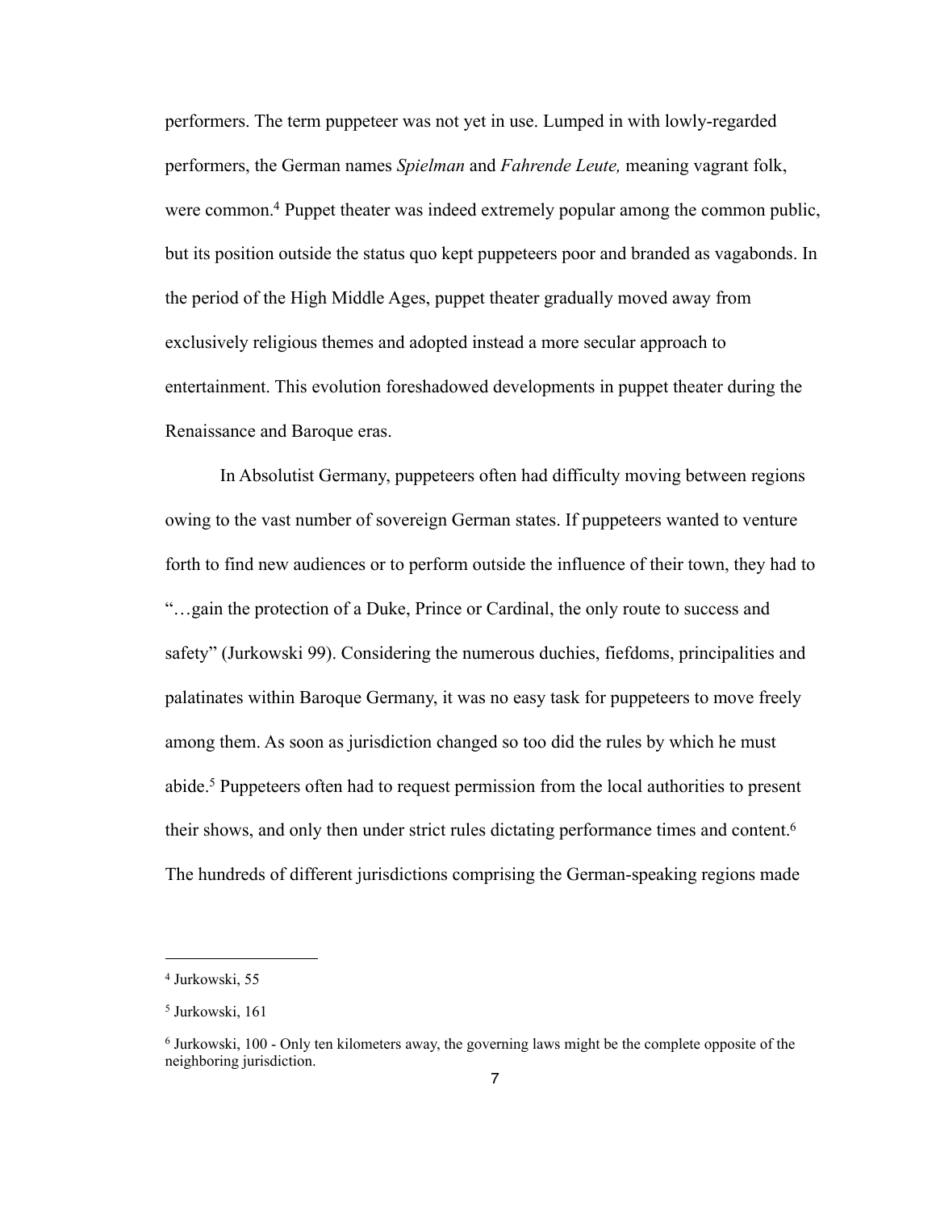performers. The term puppeteer was not yet in use. Lumped in with lowly-regarded performers, the German names *Spielman* and *Fahrende Leute,* meaning vagrant folk, were common.[4] Puppet theater was indeed extremely popular among the common public, but its position outside the status quo kept puppeteers poor and branded as vagabonds. In the period of the High Middle Ages, puppet theater gradually moved away from exclusively religious themes and adopted instead a more secular approach to entertainment. This evolution foreshadowed developments in puppet theater during the Renaissance and Baroque eras.

In Absolutist Germany, puppeteers often had difficulty moving between regions owing to the vast number of sovereign German states. If puppeteers wanted to venture forth to find new audiences or to perform outside the influence of their town, they had to "…gain the protection of a Duke, Prince or Cardinal, the only route to success and safety" (Jurkowski 99). Considering the numerous duchies, fiefdoms, principalities and palatinates within Baroque Germany, it was no easy task for puppeteers to move freely among them. As soon as jurisdiction changed so too did the rules by which he must abide.[5] Puppeteers often had to request permission from the local authorities to present their shows, and only then under strict rules dictating performance times and content.[6] The hundreds of different jurisdictions comprising the German-speaking regions made

---

[4] Jurkowski, 55

[5] Jurkowski, 161

[6] Jurkowski, 100 - Only ten kilometers away, the governing laws might be the complete opposite of the neighboring jurisdiction.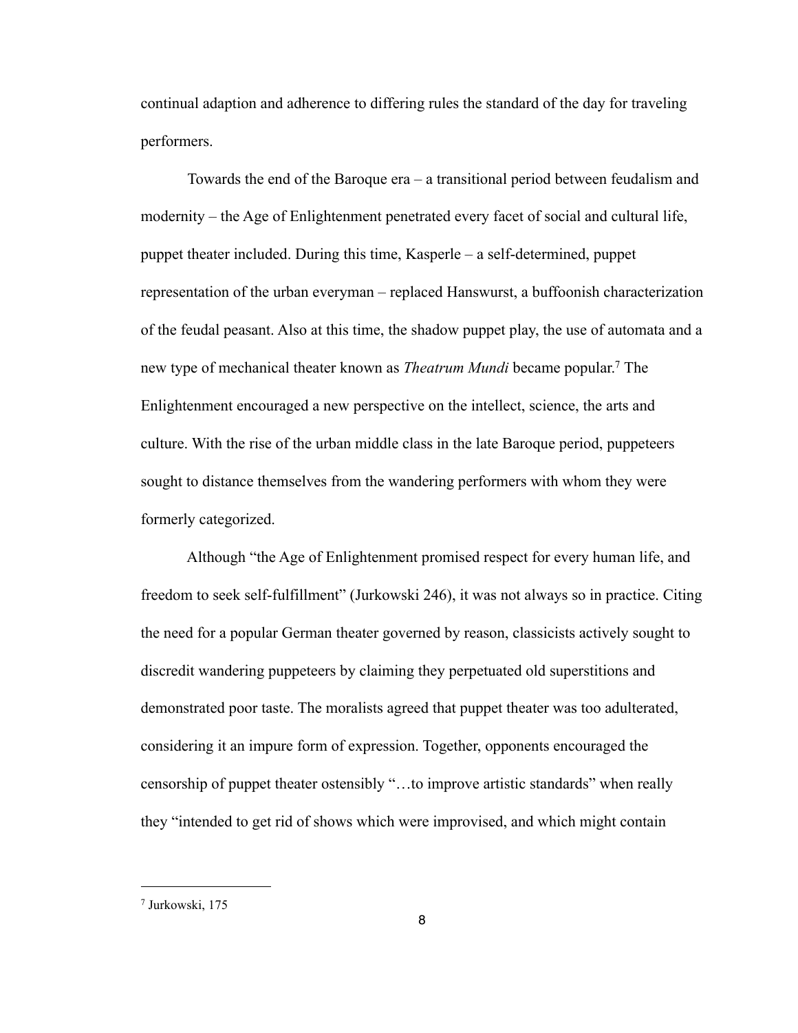continual adaption and adherence to differing rules the standard of the day for traveling performers.

Towards the end of the Baroque era – a transitional period between feudalism and modernity – the Age of Enlightenment penetrated every facet of social and cultural life, puppet theater included. During this time, Kasperle – a self-determined, puppet representation of the urban everyman – replaced Hanswurst, a buffoonish characterization of the feudal peasant. Also at this time, the shadow puppet play, the use of automata and a new type of mechanical theater known as *Theatrum Mundi* became popular.[7] The Enlightenment encouraged a new perspective on the intellect, science, the arts and culture. With the rise of the urban middle class in the late Baroque period, puppeteers sought to distance themselves from the wandering performers with whom they were formerly categorized.

Although "the Age of Enlightenment promised respect for every human life, and freedom to seek self-fulfillment" (Jurkowski 246), it was not always so in practice. Citing the need for a popular German theater governed by reason, classicists actively sought to discredit wandering puppeteers by claiming they perpetuated old superstitions and demonstrated poor taste. The moralists agreed that puppet theater was too adulterated, considering it an impure form of expression. Together, opponents encouraged the censorship of puppet theater ostensibly "…to improve artistic standards" when really they "intended to get rid of shows which were improvised, and which might contain

---

[7] Jurkowski, 175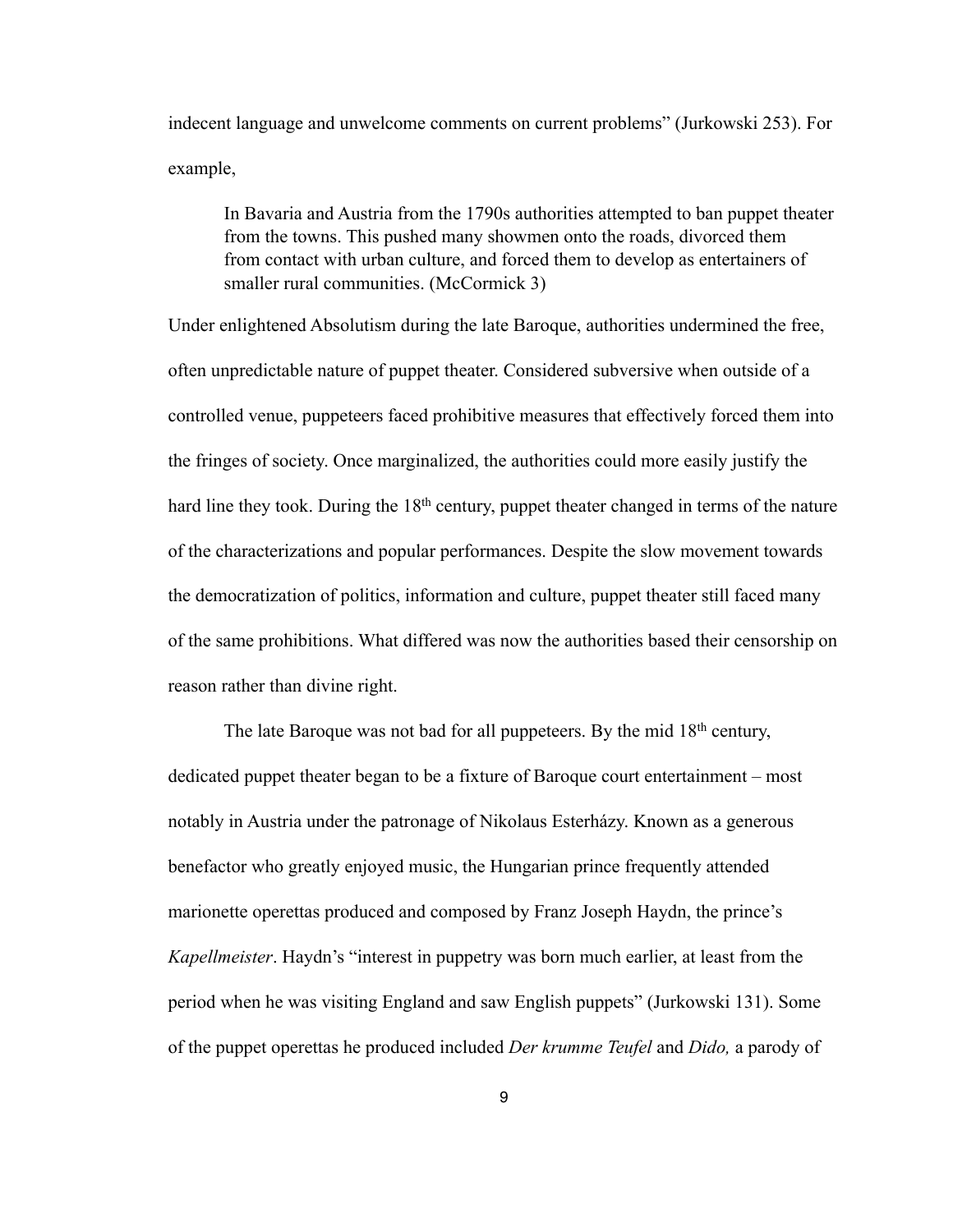indecent language and unwelcome comments on current problems" (Jurkowski 253). For example,

> In Bavaria and Austria from the 1790s authorities attempted to ban puppet theater from the towns. This pushed many showmen onto the roads, divorced them from contact with urban culture, and forced them to develop as entertainers of smaller rural communities. (McCormick 3)

Under enlightened Absolutism during the late Baroque, authorities undermined the free, often unpredictable nature of puppet theater. Considered subversive when outside of a controlled venue, puppeteers faced prohibitive measures that effectively forced them into the fringes of society. Once marginalized, the authorities could more easily justify the hard line they took. During the 18th century, puppet theater changed in terms of the nature of the characterizations and popular performances. Despite the slow movement towards the democratization of politics, information and culture, puppet theater still faced many of the same prohibitions. What differed was now the authorities based their censorship on reason rather than divine right.

The late Baroque was not bad for all puppeteers. By the mid 18th century, dedicated puppet theater began to be a fixture of Baroque court entertainment – most notably in Austria under the patronage of Nikolaus Esterházy. Known as a generous benefactor who greatly enjoyed music, the Hungarian prince frequently attended marionette operettas produced and composed by Franz Joseph Haydn, the prince's *Kapellmeister*. Haydn's "interest in puppetry was born much earlier, at least from the period when he was visiting England and saw English puppets" (Jurkowski 131). Some of the puppet operettas he produced included *Der krumme Teufel* and *Dido,* a parody of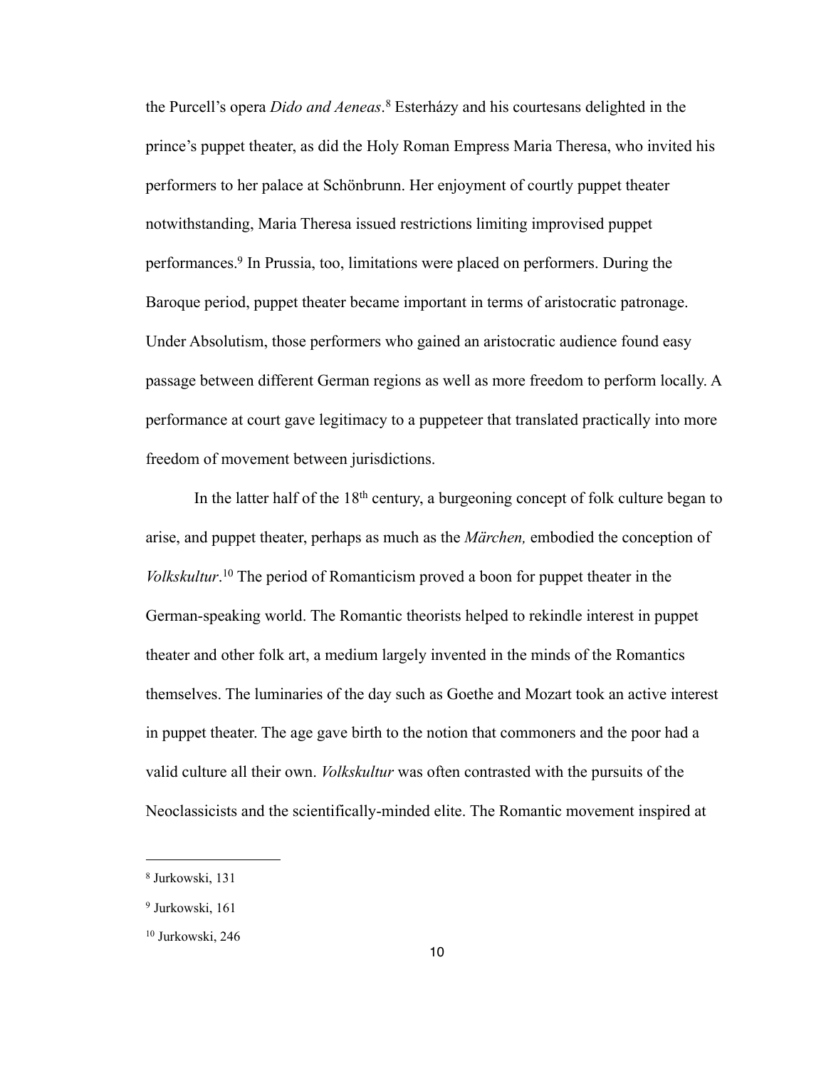the Purcell's opera *Dido and Aeneas*.[8] Esterházy and his courtesans delighted in the prince's puppet theater, as did the Holy Roman Empress Maria Theresa, who invited his performers to her palace at Schönbrunn. Her enjoyment of courtly puppet theater notwithstanding, Maria Theresa issued restrictions limiting improvised puppet performances.[9] In Prussia, too, limitations were placed on performers. During the Baroque period, puppet theater became important in terms of aristocratic patronage. Under Absolutism, those performers who gained an aristocratic audience found easy passage between different German regions as well as more freedom to perform locally. A performance at court gave legitimacy to a puppeteer that translated practically into more freedom of movement between jurisdictions.

In the latter half of the 18th century, a burgeoning concept of folk culture began to arise, and puppet theater, perhaps as much as the *Märchen,* embodied the conception of *Volkskultur*.[10] The period of Romanticism proved a boon for puppet theater in the German-speaking world. The Romantic theorists helped to rekindle interest in puppet theater and other folk art, a medium largely invented in the minds of the Romantics themselves. The luminaries of the day such as Goethe and Mozart took an active interest in puppet theater. The age gave birth to the notion that commoners and the poor had a valid culture all their own. *Volkskultur* was often contrasted with the pursuits of the Neoclassicists and the scientifically-minded elite. The Romantic movement inspired at

---

[8] Jurkowski, 131

[9] Jurkowski, 161

[10] Jurkowski, 246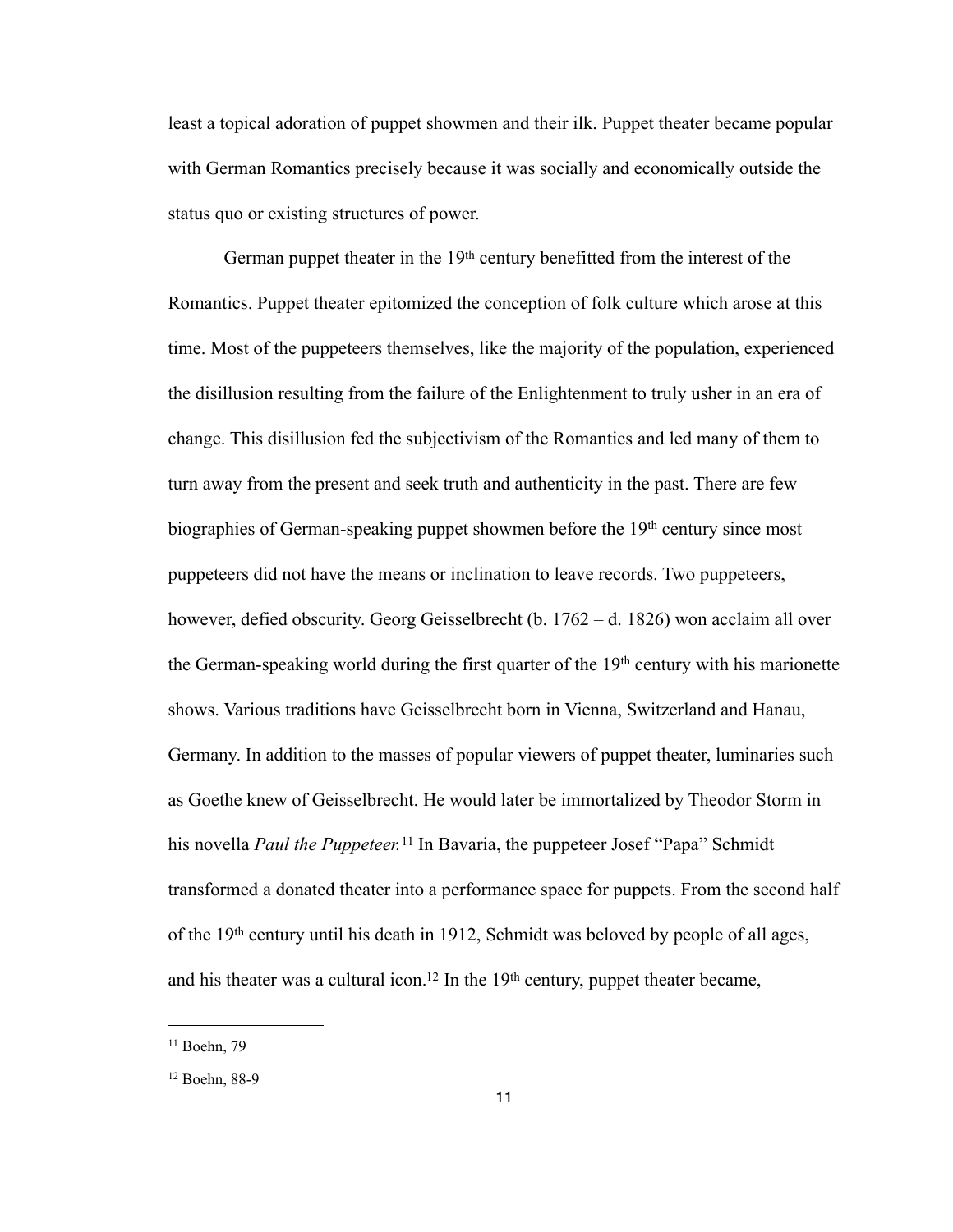least a topical adoration of puppet showmen and their ilk. Puppet theater became popular with German Romantics precisely because it was socially and economically outside the status quo or existing structures of power.

German puppet theater in the 19th century benefitted from the interest of the Romantics. Puppet theater epitomized the conception of folk culture which arose at this time. Most of the puppeteers themselves, like the majority of the population, experienced the disillusion resulting from the failure of the Enlightenment to truly usher in an era of change. This disillusion fed the subjectivism of the Romantics and led many of them to turn away from the present and seek truth and authenticity in the past. There are few biographies of German-speaking puppet showmen before the 19th century since most puppeteers did not have the means or inclination to leave records. Two puppeteers, however, defied obscurity. Georg Geisselbrecht (b. 1762 – d. 1826) won acclaim all over the German-speaking world during the first quarter of the 19th century with his marionette shows. Various traditions have Geisselbrecht born in Vienna, Switzerland and Hanau, Germany. In addition to the masses of popular viewers of puppet theater, luminaries such as Goethe knew of Geisselbrecht. He would later be immortalized by Theodor Storm in his novella *Paul the Puppeteer.*[11] In Bavaria, the puppeteer Josef "Papa" Schmidt transformed a donated theater into a performance space for puppets. From the second half of the 19th century until his death in 1912, Schmidt was beloved by people of all ages, and his theater was a cultural icon.[12] In the 19th century, puppet theater became,

---

[11] Boehn, 79

[12] Boehn, 88-9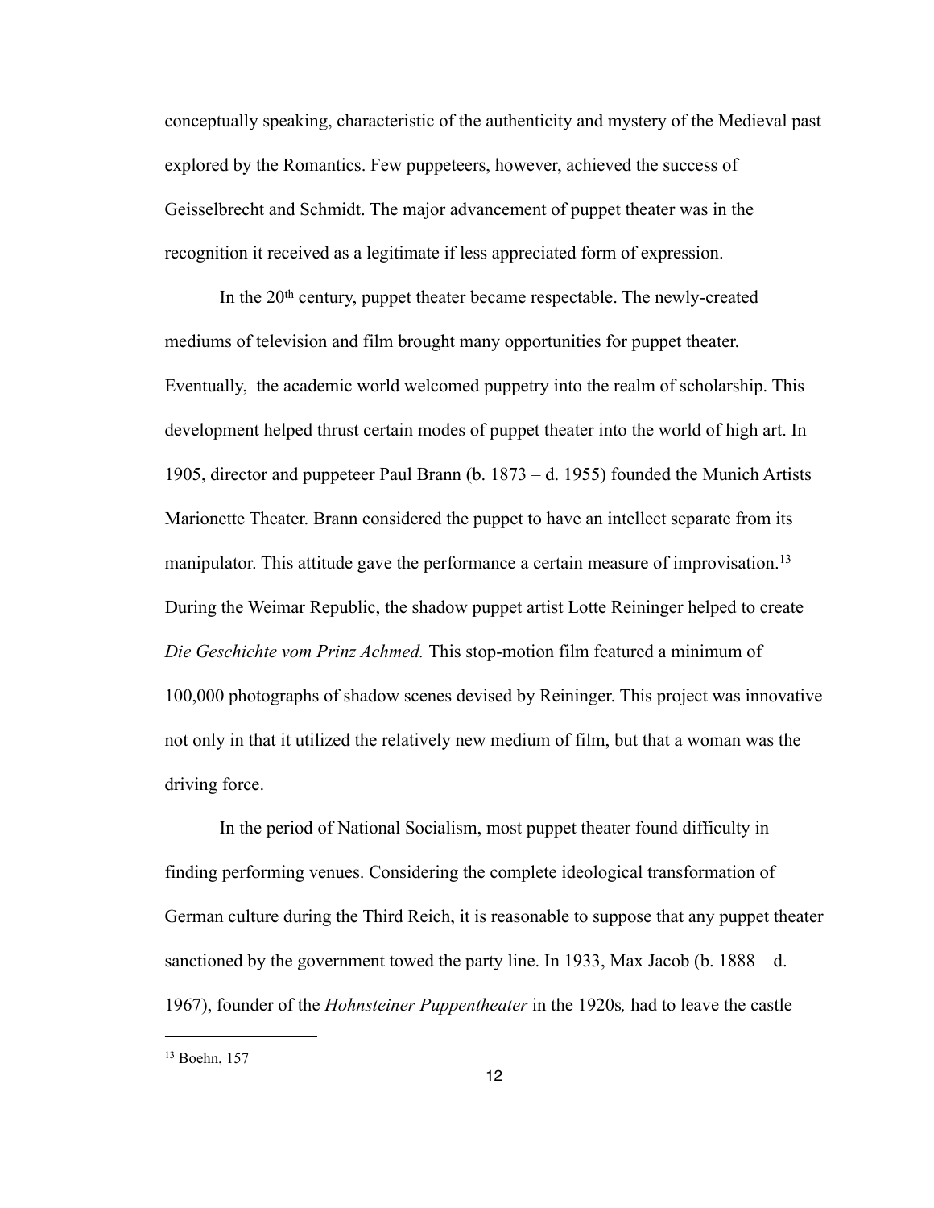conceptually speaking, characteristic of the authenticity and mystery of the Medieval past explored by the Romantics. Few puppeteers, however, achieved the success of Geisselbrecht and Schmidt. The major advancement of puppet theater was in the recognition it received as a legitimate if less appreciated form of expression.

In the 20th century, puppet theater became respectable. The newly-created mediums of television and film brought many opportunities for puppet theater. Eventually, the academic world welcomed puppetry into the realm of scholarship. This development helped thrust certain modes of puppet theater into the world of high art. In 1905, director and puppeteer Paul Brann (b. 1873 – d. 1955) founded the Munich Artists Marionette Theater. Brann considered the puppet to have an intellect separate from its manipulator. This attitude gave the performance a certain measure of improvisation.[13] During the Weimar Republic, the shadow puppet artist Lotte Reininger helped to create *Die Geschichte vom Prinz Achmed.* This stop-motion film featured a minimum of 100,000 photographs of shadow scenes devised by Reininger. This project was innovative not only in that it utilized the relatively new medium of film, but that a woman was the driving force.

In the period of National Socialism, most puppet theater found difficulty in finding performing venues. Considering the complete ideological transformation of German culture during the Third Reich, it is reasonable to suppose that any puppet theater sanctioned by the government towed the party line. In 1933, Max Jacob (b. 1888 – d. 1967), founder of the *Hohnsteiner Puppentheater* in the 1920s*,* had to leave the castle

---

[13] Boehn, 157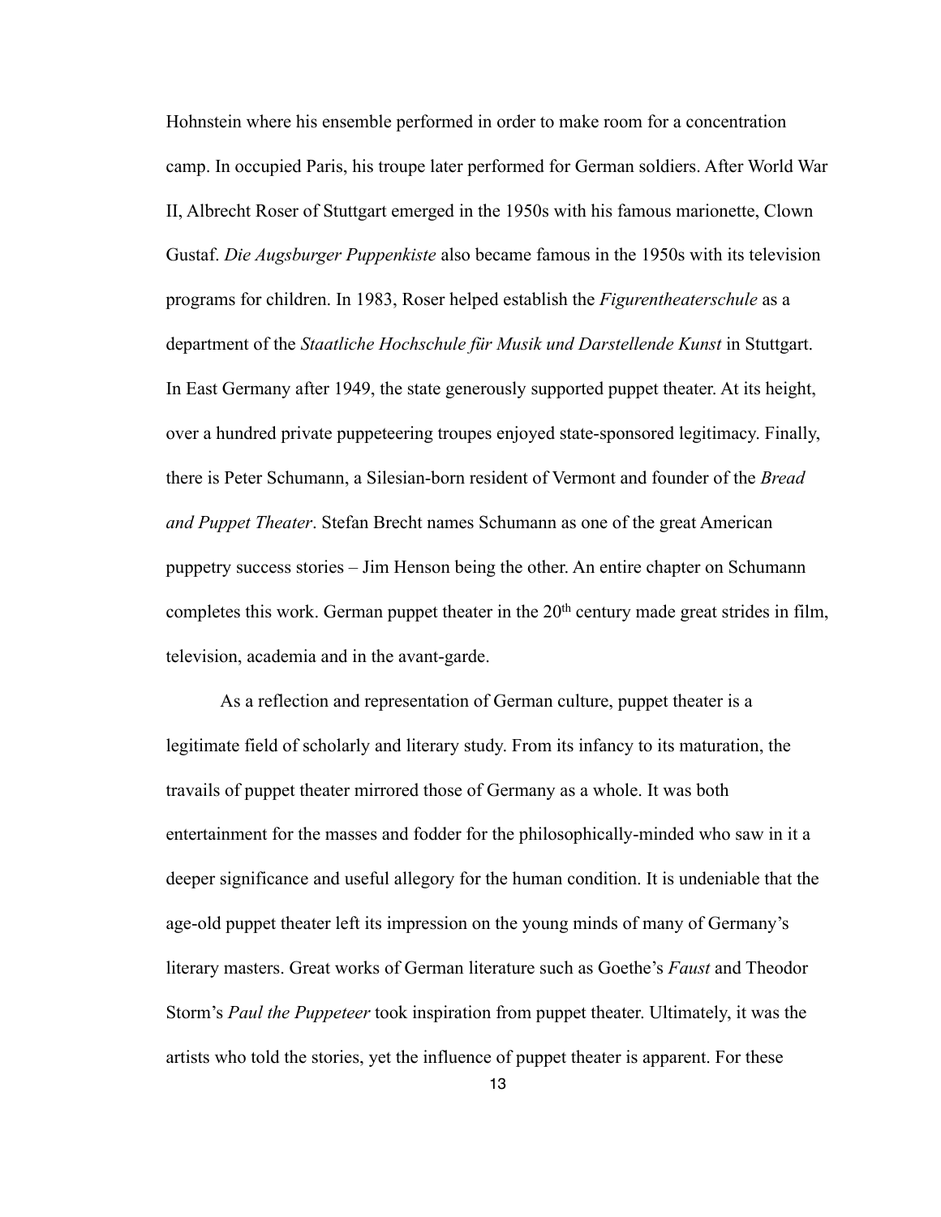Hohnstein where his ensemble performed in order to make room for a concentration camp. In occupied Paris, his troupe later performed for German soldiers. After World War II, Albrecht Roser of Stuttgart emerged in the 1950s with his famous marionette, Clown Gustaf. *Die Augsburger Puppenkiste* also became famous in the 1950s with its television programs for children. In 1983, Roser helped establish the *Figurentheaterschule* as a department of the *Staatliche Hochschule für Musik und Darstellende Kunst* in Stuttgart. In East Germany after 1949, the state generously supported puppet theater. At its height, over a hundred private puppeteering troupes enjoyed state-sponsored legitimacy. Finally, there is Peter Schumann, a Silesian-born resident of Vermont and founder of the *Bread and Puppet Theater*. Stefan Brecht names Schumann as one of the great American puppetry success stories – Jim Henson being the other. An entire chapter on Schumann completes this work. German puppet theater in the 20th century made great strides in film, television, academia and in the avant-garde.

As a reflection and representation of German culture, puppet theater is a legitimate field of scholarly and literary study. From its infancy to its maturation, the travails of puppet theater mirrored those of Germany as a whole. It was both entertainment for the masses and fodder for the philosophically-minded who saw in it a deeper significance and useful allegory for the human condition. It is undeniable that the age-old puppet theater left its impression on the young minds of many of Germany's literary masters. Great works of German literature such as Goethe's *Faust* and Theodor Storm's *Paul the Puppeteer* took inspiration from puppet theater. Ultimately, it was the artists who told the stories, yet the influence of puppet theater is apparent. For these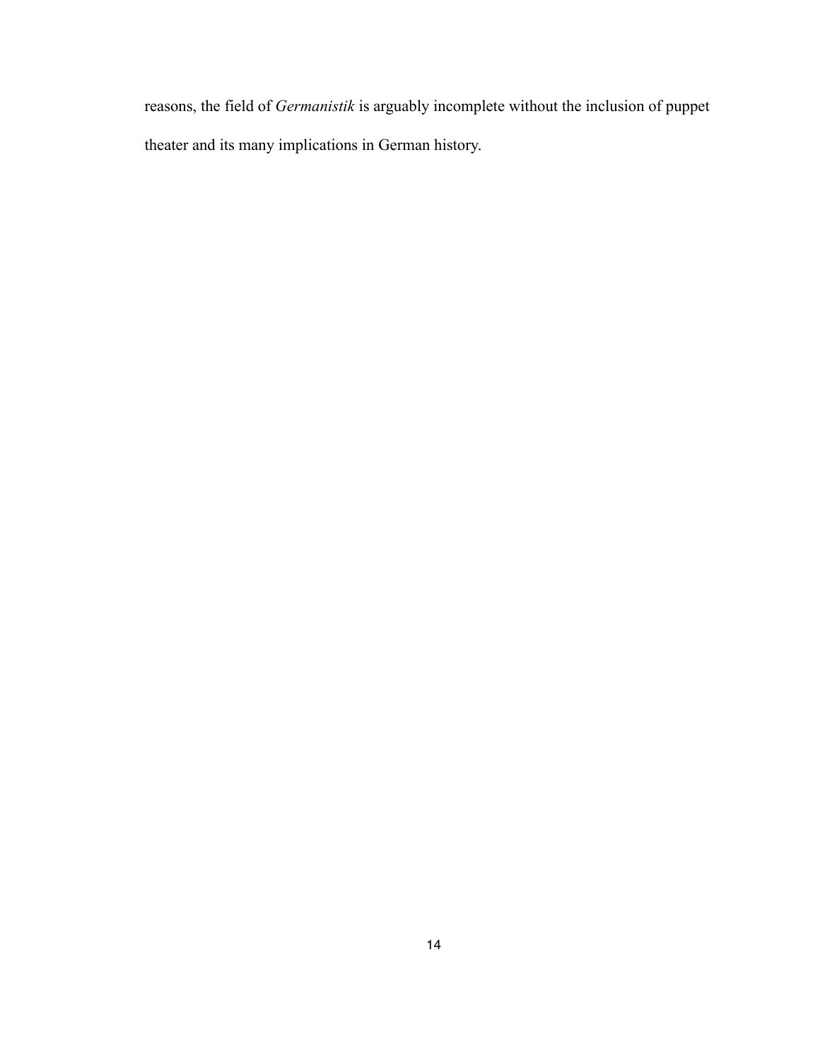reasons, the field of *Germanistik* is arguably incomplete without the inclusion of puppet theater and its many implications in German history.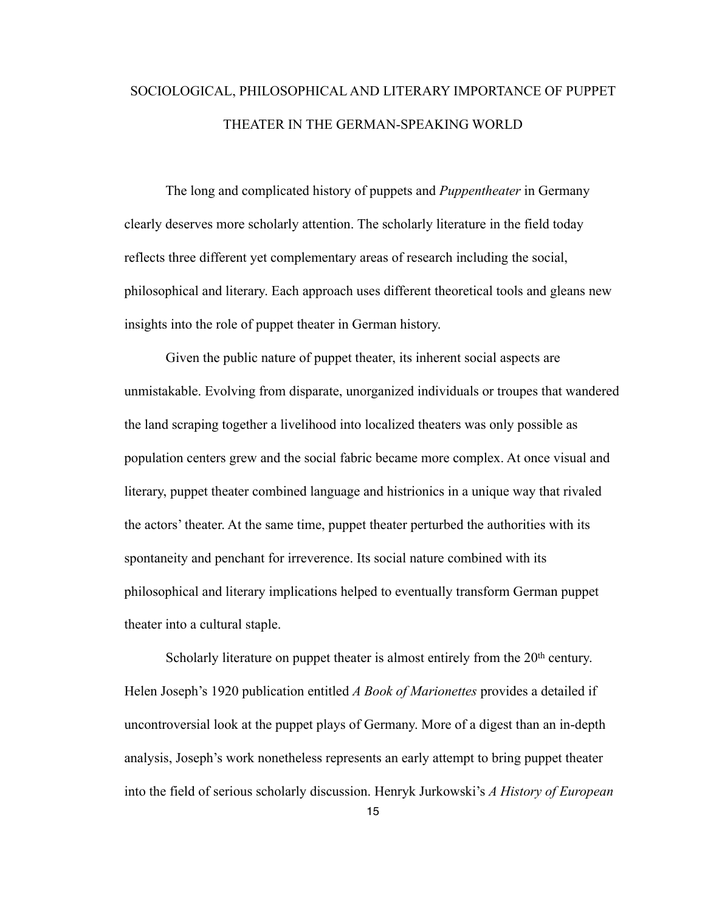# SOCIOLOGICAL, PHILOSOPHICAL AND LITERARY IMPORTANCE OF PUPPET THEATER IN THE GERMAN-SPEAKING WORLD

The long and complicated history of puppets and *Puppentheater* in Germany clearly deserves more scholarly attention. The scholarly literature in the field today reflects three different yet complementary areas of research including the social, philosophical and literary. Each approach uses different theoretical tools and gleans new insights into the role of puppet theater in German history.

Given the public nature of puppet theater, its inherent social aspects are unmistakable. Evolving from disparate, unorganized individuals or troupes that wandered the land scraping together a livelihood into localized theaters was only possible as population centers grew and the social fabric became more complex. At once visual and literary, puppet theater combined language and histrionics in a unique way that rivaled the actors' theater. At the same time, puppet theater perturbed the authorities with its spontaneity and penchant for irreverence. Its social nature combined with its philosophical and literary implications helped to eventually transform German puppet theater into a cultural staple.

Scholarly literature on puppet theater is almost entirely from the 20th century. Helen Joseph's 1920 publication entitled *A Book of Marionettes* provides a detailed if uncontroversial look at the puppet plays of Germany. More of a digest than an in-depth analysis, Joseph's work nonetheless represents an early attempt to bring puppet theater into the field of serious scholarly discussion. Henryk Jurkowski's *A History of European*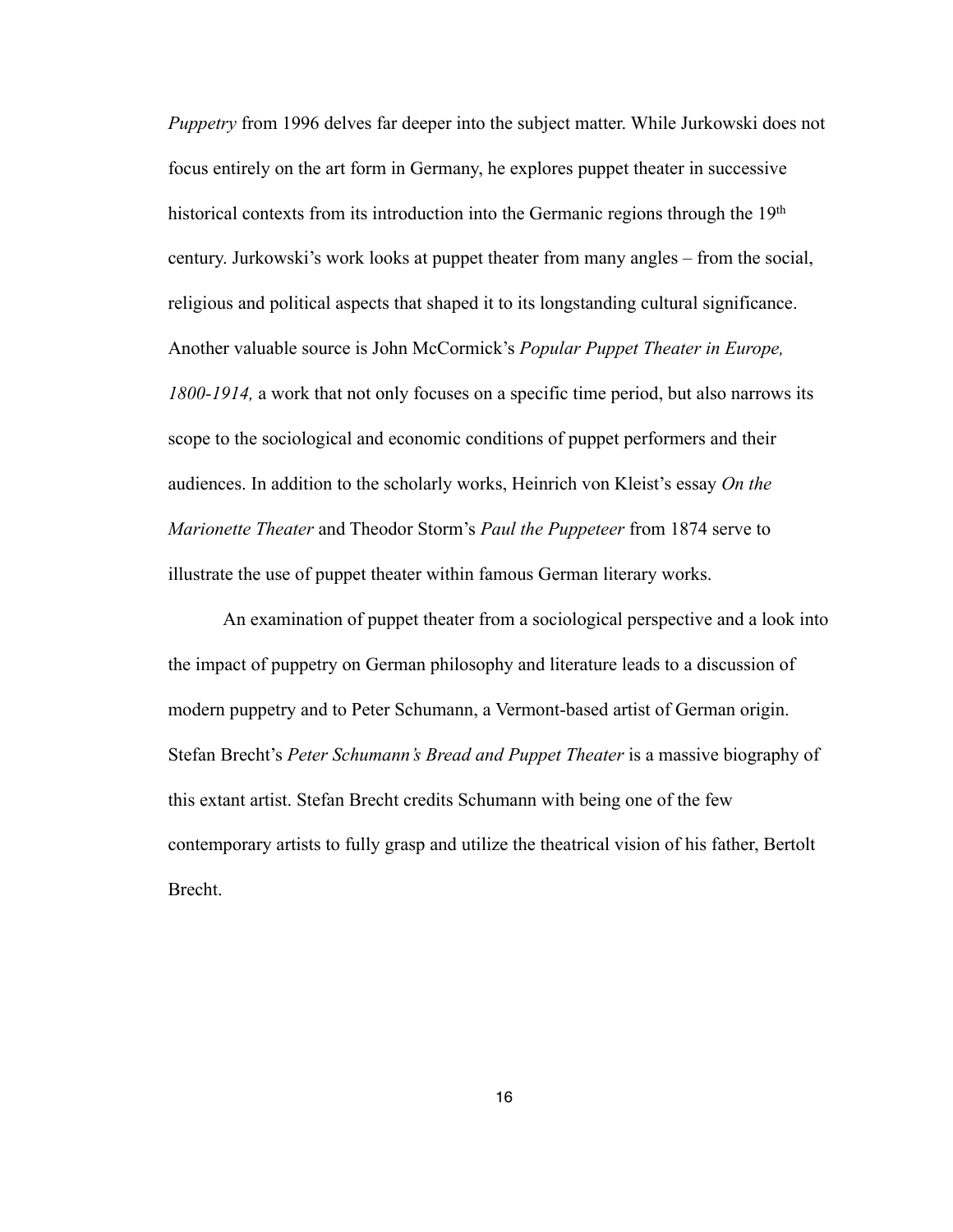*Puppetry* from 1996 delves far deeper into the subject matter. While Jurkowski does not focus entirely on the art form in Germany, he explores puppet theater in successive historical contexts from its introduction into the Germanic regions through the 19th century. Jurkowski's work looks at puppet theater from many angles – from the social, religious and political aspects that shaped it to its longstanding cultural significance. Another valuable source is John McCormick's *Popular Puppet Theater in Europe, 1800-1914,* a work that not only focuses on a specific time period, but also narrows its scope to the sociological and economic conditions of puppet performers and their audiences. In addition to the scholarly works, Heinrich von Kleist's essay *On the Marionette Theater* and Theodor Storm's *Paul the Puppeteer* from 1874 serve to illustrate the use of puppet theater within famous German literary works.

An examination of puppet theater from a sociological perspective and a look into the impact of puppetry on German philosophy and literature leads to a discussion of modern puppetry and to Peter Schumann, a Vermont-based artist of German origin. Stefan Brecht's *Peter Schumann's Bread and Puppet Theater* is a massive biography of this extant artist. Stefan Brecht credits Schumann with being one of the few contemporary artists to fully grasp and utilize the theatrical vision of his father, Bertolt Brecht.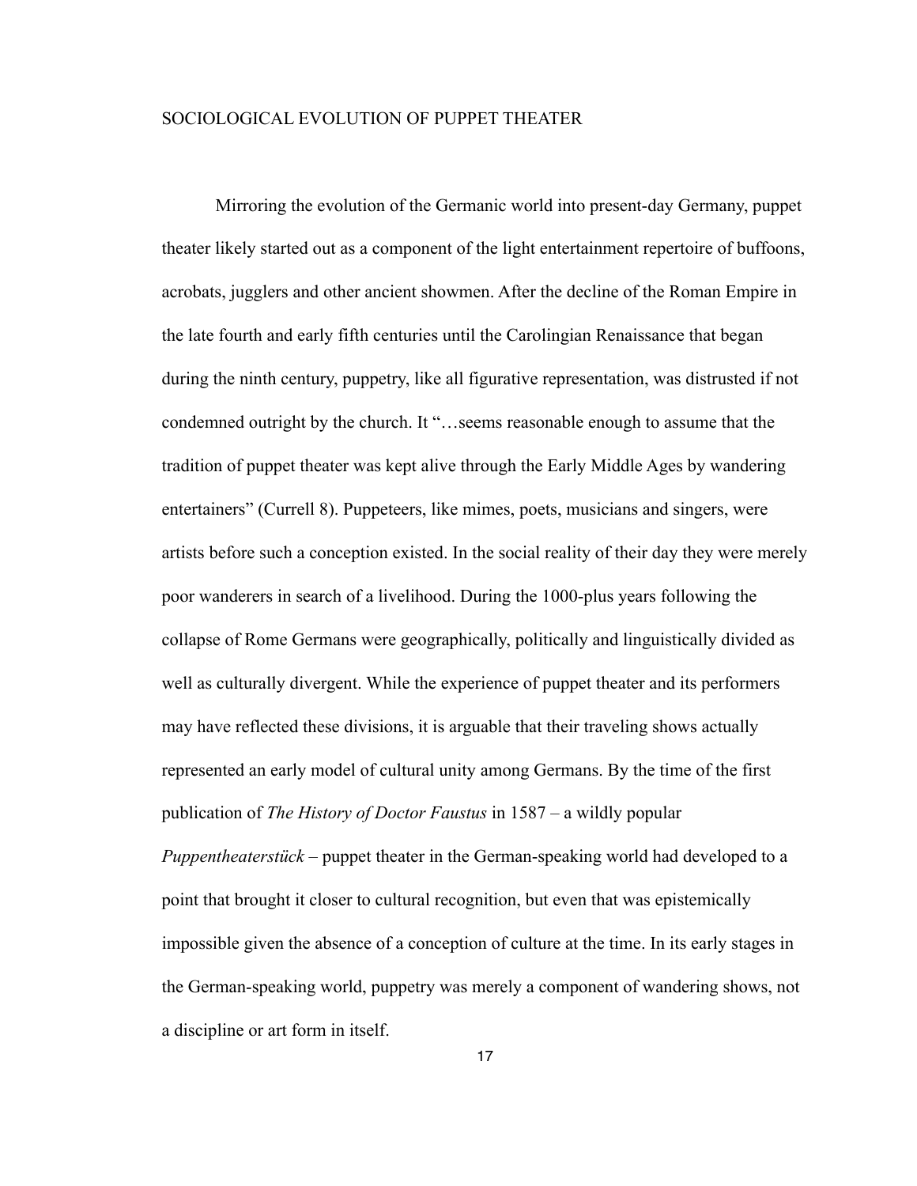## SOCIOLOGICAL EVOLUTION OF PUPPET THEATER

Mirroring the evolution of the Germanic world into present-day Germany, puppet theater likely started out as a component of the light entertainment repertoire of buffoons, acrobats, jugglers and other ancient showmen. After the decline of the Roman Empire in the late fourth and early fifth centuries until the Carolingian Renaissance that began during the ninth century, puppetry, like all figurative representation, was distrusted if not condemned outright by the church. It "…seems reasonable enough to assume that the tradition of puppet theater was kept alive through the Early Middle Ages by wandering entertainers" (Currell 8). Puppeteers, like mimes, poets, musicians and singers, were artists before such a conception existed. In the social reality of their day they were merely poor wanderers in search of a livelihood. During the 1000-plus years following the collapse of Rome Germans were geographically, politically and linguistically divided as well as culturally divergent. While the experience of puppet theater and its performers may have reflected these divisions, it is arguable that their traveling shows actually represented an early model of cultural unity among Germans. By the time of the first publication of *The History of Doctor Faustus* in 1587 – a wildly popular *Puppentheaterstück* – puppet theater in the German-speaking world had developed to a point that brought it closer to cultural recognition, but even that was epistemically impossible given the absence of a conception of culture at the time. In its early stages in the German-speaking world, puppetry was merely a component of wandering shows, not a discipline or art form in itself.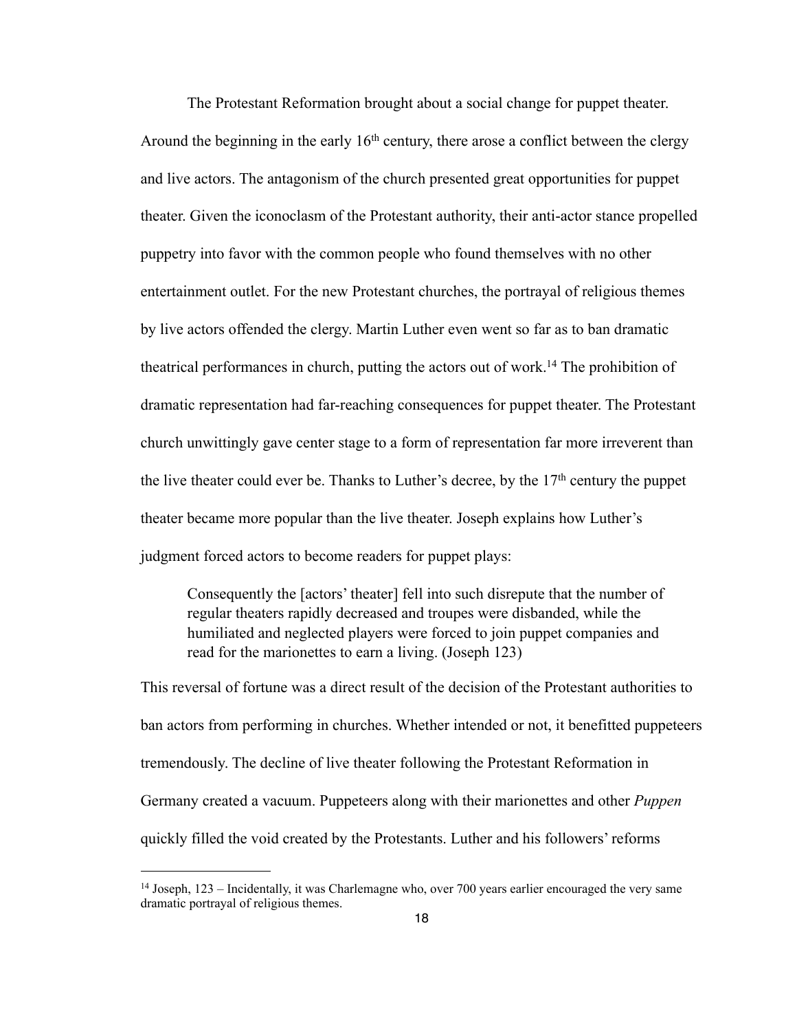The Protestant Reformation brought about a social change for puppet theater. Around the beginning in the early 16th century, there arose a conflict between the clergy and live actors. The antagonism of the church presented great opportunities for puppet theater. Given the iconoclasm of the Protestant authority, their anti-actor stance propelled puppetry into favor with the common people who found themselves with no other entertainment outlet. For the new Protestant churches, the portrayal of religious themes by live actors offended the clergy. Martin Luther even went so far as to ban dramatic theatrical performances in church, putting the actors out of work.[14] The prohibition of dramatic representation had far-reaching consequences for puppet theater. The Protestant church unwittingly gave center stage to a form of representation far more irreverent than the live theater could ever be. Thanks to Luther's decree, by the 17th century the puppet theater became more popular than the live theater. Joseph explains how Luther's judgment forced actors to become readers for puppet plays:

> Consequently the [actors' theater] fell into such disrepute that the number of regular theaters rapidly decreased and troupes were disbanded, while the humiliated and neglected players were forced to join puppet companies and read for the marionettes to earn a living. (Joseph 123)

This reversal of fortune was a direct result of the decision of the Protestant authorities to ban actors from performing in churches. Whether intended or not, it benefitted puppeteers tremendously. The decline of live theater following the Protestant Reformation in Germany created a vacuum. Puppeteers along with their marionettes and other *Puppen* quickly filled the void created by the Protestants. Luther and his followers' reforms

---

[14] Joseph, 123 – Incidentally, it was Charlemagne who, over 700 years earlier encouraged the very same dramatic portrayal of religious themes.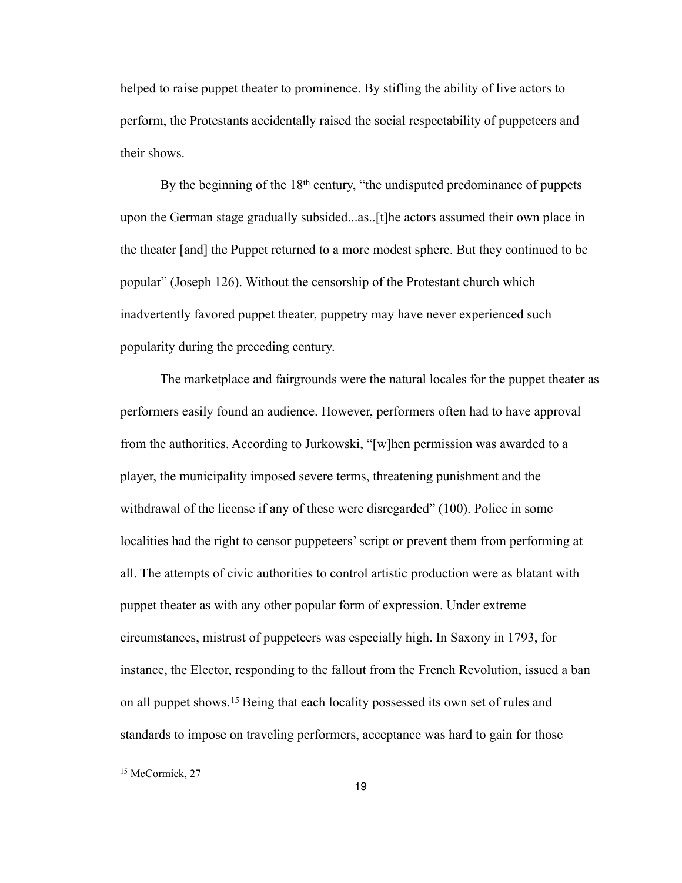helped to raise puppet theater to prominence. By stifling the ability of live actors to perform, the Protestants accidentally raised the social respectability of puppeteers and their shows.

By the beginning of the 18th century, "the undisputed predominance of puppets upon the German stage gradually subsided...as..[t]he actors assumed their own place in the theater [and] the Puppet returned to a more modest sphere. But they continued to be popular" (Joseph 126). Without the censorship of the Protestant church which inadvertently favored puppet theater, puppetry may have never experienced such popularity during the preceding century.

The marketplace and fairgrounds were the natural locales for the puppet theater as performers easily found an audience. However, performers often had to have approval from the authorities. According to Jurkowski, "[w]hen permission was awarded to a player, the municipality imposed severe terms, threatening punishment and the withdrawal of the license if any of these were disregarded" (100). Police in some localities had the right to censor puppeteers' script or prevent them from performing at all. The attempts of civic authorities to control artistic production were as blatant with puppet theater as with any other popular form of expression. Under extreme circumstances, mistrust of puppeteers was especially high. In Saxony in 1793, for instance, the Elector, responding to the fallout from the French Revolution, issued a ban on all puppet shows.[15] Being that each locality possessed its own set of rules and standards to impose on traveling performers, acceptance was hard to gain for those

---

[15] McCormick, 27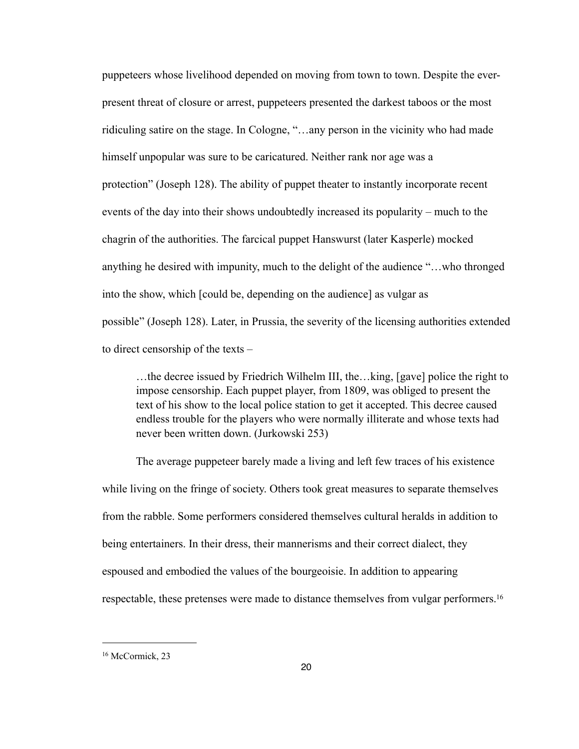puppeteers whose livelihood depended on moving from town to town. Despite the ever-present threat of closure or arrest, puppeteers presented the darkest taboos or the most ridiculing satire on the stage. In Cologne, "…any person in the vicinity who had made himself unpopular was sure to be caricatured. Neither rank nor age was a protection" (Joseph 128). The ability of puppet theater to instantly incorporate recent events of the day into their shows undoubtedly increased its popularity – much to the chagrin of the authorities. The farcical puppet Hanswurst (later Kasperle) mocked anything he desired with impunity, much to the delight of the audience "…who thronged into the show, which [could be, depending on the audience] as vulgar as possible" (Joseph 128). Later, in Prussia, the severity of the licensing authorities extended to direct censorship of the texts –

> …the decree issued by Friedrich Wilhelm III, the…king, [gave] police the right to impose censorship. Each puppet player, from 1809, was obliged to present the text of his show to the local police station to get it accepted. This decree caused endless trouble for the players who were normally illiterate and whose texts had never been written down. (Jurkowski 253)

The average puppeteer barely made a living and left few traces of his existence while living on the fringe of society. Others took great measures to separate themselves from the rabble. Some performers considered themselves cultural heralds in addition to being entertainers. In their dress, their mannerisms and their correct dialect, they espoused and embodied the values of the bourgeoisie. In addition to appearing respectable, these pretenses were made to distance themselves from vulgar performers.[16]

---

[16] McCormick, 23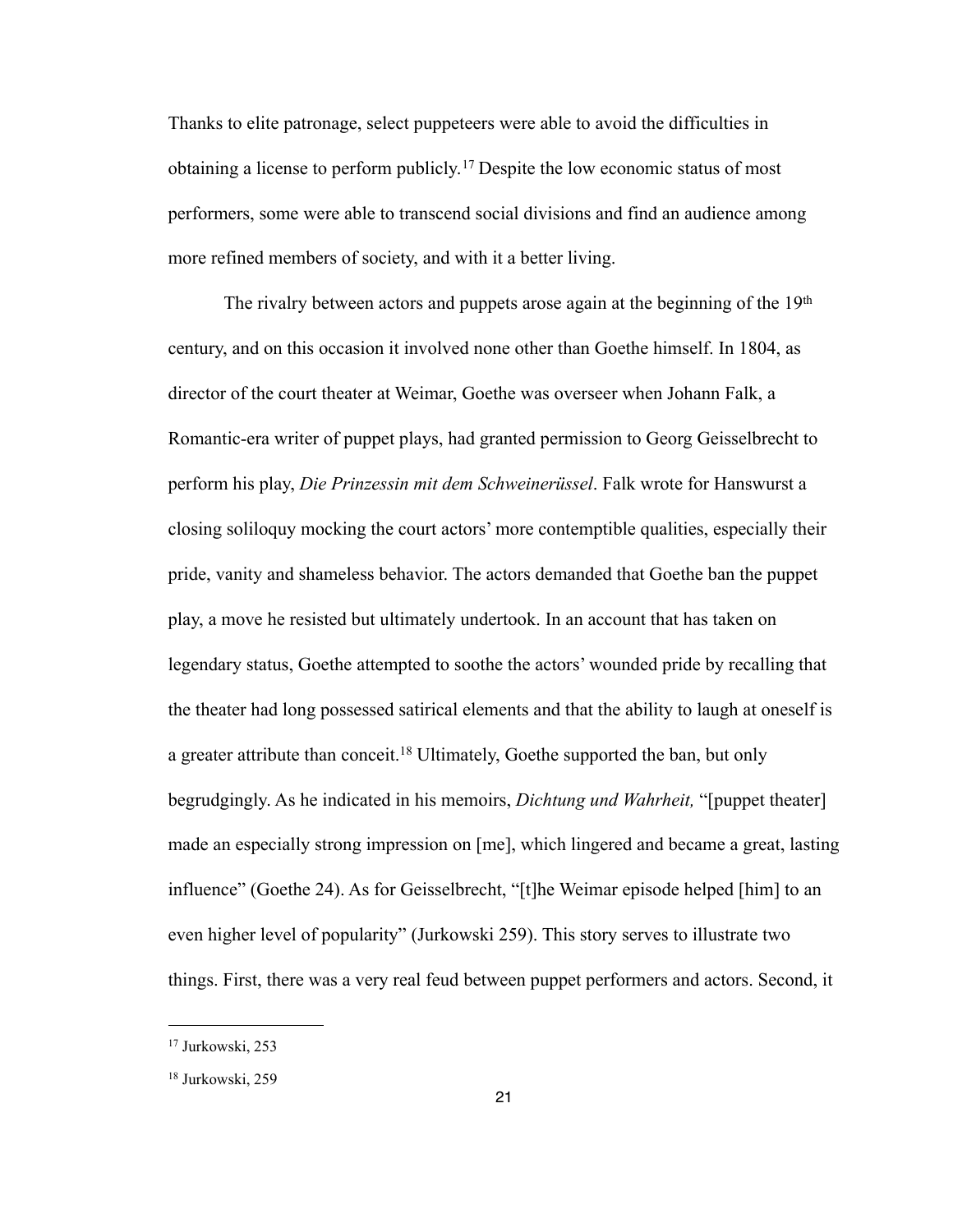Thanks to elite patronage, select puppeteers were able to avoid the difficulties in obtaining a license to perform publicly.[17] Despite the low economic status of most performers, some were able to transcend social divisions and find an audience among more refined members of society, and with it a better living.

The rivalry between actors and puppets arose again at the beginning of the 19th century, and on this occasion it involved none other than Goethe himself. In 1804, as director of the court theater at Weimar, Goethe was overseer when Johann Falk, a Romantic-era writer of puppet plays, had granted permission to Georg Geisselbrecht to perform his play, *Die Prinzessin mit dem Schweinerüssel*. Falk wrote for Hanswurst a closing soliloquy mocking the court actors' more contemptible qualities, especially their pride, vanity and shameless behavior. The actors demanded that Goethe ban the puppet play, a move he resisted but ultimately undertook. In an account that has taken on legendary status, Goethe attempted to soothe the actors' wounded pride by recalling that the theater had long possessed satirical elements and that the ability to laugh at oneself is a greater attribute than conceit.[18] Ultimately, Goethe supported the ban, but only begrudgingly. As he indicated in his memoirs, *Dichtung und Wahrheit,* "[puppet theater] made an especially strong impression on [me], which lingered and became a great, lasting influence" (Goethe 24). As for Geisselbrecht, "[t]he Weimar episode helped [him] to an even higher level of popularity" (Jurkowski 259). This story serves to illustrate two things. First, there was a very real feud between puppet performers and actors. Second, it

---

[17] Jurkowski, 253

[18] Jurkowski, 259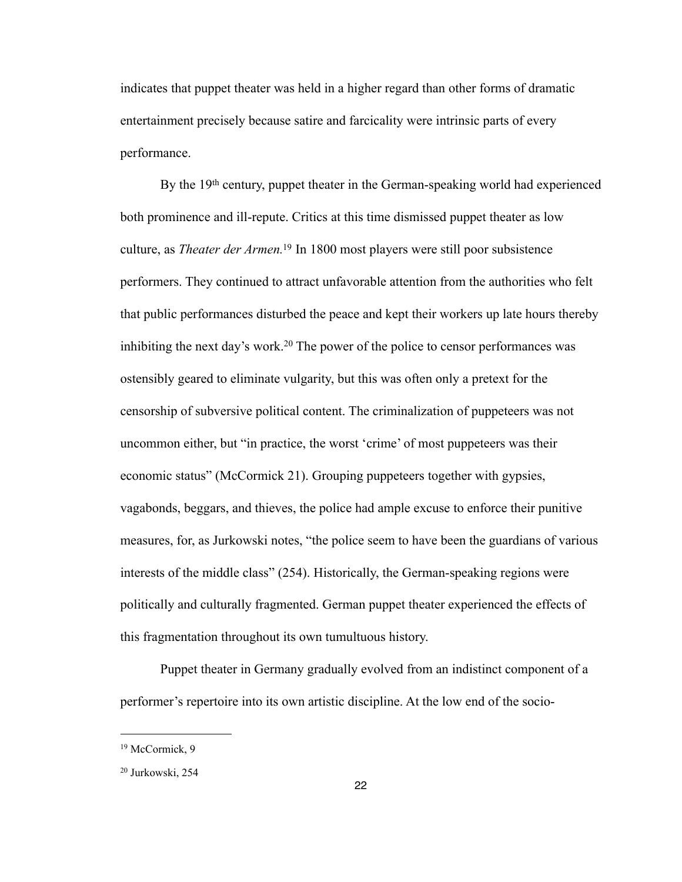indicates that puppet theater was held in a higher regard than other forms of dramatic entertainment precisely because satire and farcicality were intrinsic parts of every performance.

By the 19th century, puppet theater in the German-speaking world had experienced both prominence and ill-repute. Critics at this time dismissed puppet theater as low culture, as *Theater der Armen.*[19] In 1800 most players were still poor subsistence performers. They continued to attract unfavorable attention from the authorities who felt that public performances disturbed the peace and kept their workers up late hours thereby inhibiting the next day's work.[20] The power of the police to censor performances was ostensibly geared to eliminate vulgarity, but this was often only a pretext for the censorship of subversive political content. The criminalization of puppeteers was not uncommon either, but "in practice, the worst 'crime' of most puppeteers was their economic status" (McCormick 21). Grouping puppeteers together with gypsies, vagabonds, beggars, and thieves, the police had ample excuse to enforce their punitive measures, for, as Jurkowski notes, "the police seem to have been the guardians of various interests of the middle class" (254). Historically, the German-speaking regions were politically and culturally fragmented. German puppet theater experienced the effects of this fragmentation throughout its own tumultuous history.

Puppet theater in Germany gradually evolved from an indistinct component of a performer's repertoire into its own artistic discipline. At the low end of the socio-

---

[19] McCormick, 9

[20] Jurkowski, 254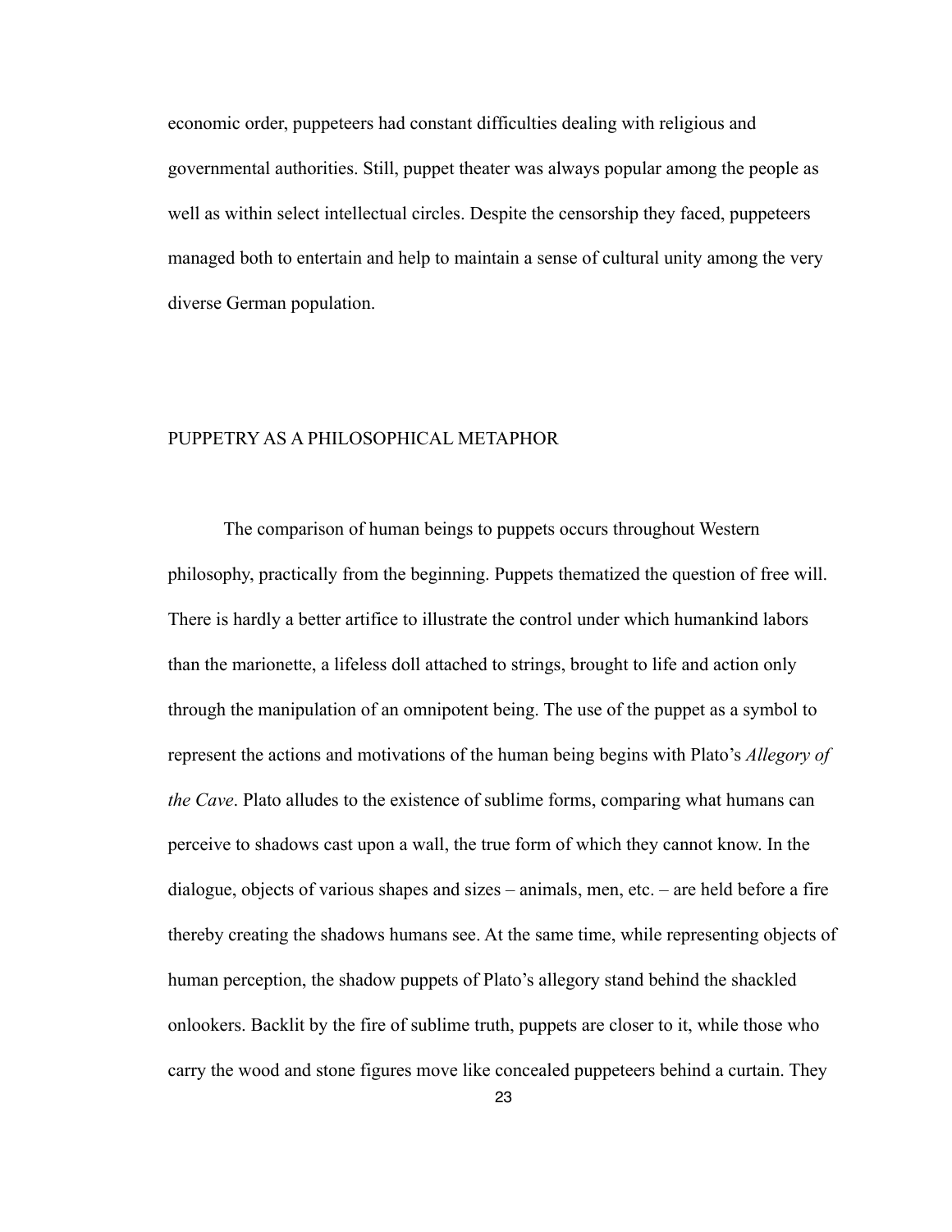economic order, puppeteers had constant difficulties dealing with religious and governmental authorities. Still, puppet theater was always popular among the people as well as within select intellectual circles. Despite the censorship they faced, puppeteers managed both to entertain and help to maintain a sense of cultural unity among the very diverse German population.

## PUPPETRY AS A PHILOSOPHICAL METAPHOR

The comparison of human beings to puppets occurs throughout Western philosophy, practically from the beginning. Puppets thematized the question of free will. There is hardly a better artifice to illustrate the control under which humankind labors than the marionette, a lifeless doll attached to strings, brought to life and action only through the manipulation of an omnipotent being. The use of the puppet as a symbol to represent the actions and motivations of the human being begins with Plato's *Allegory of the Cave*. Plato alludes to the existence of sublime forms, comparing what humans can perceive to shadows cast upon a wall, the true form of which they cannot know. In the dialogue, objects of various shapes and sizes – animals, men, etc. – are held before a fire thereby creating the shadows humans see. At the same time, while representing objects of human perception, the shadow puppets of Plato's allegory stand behind the shackled onlookers. Backlit by the fire of sublime truth, puppets are closer to it, while those who carry the wood and stone figures move like concealed puppeteers behind a curtain. They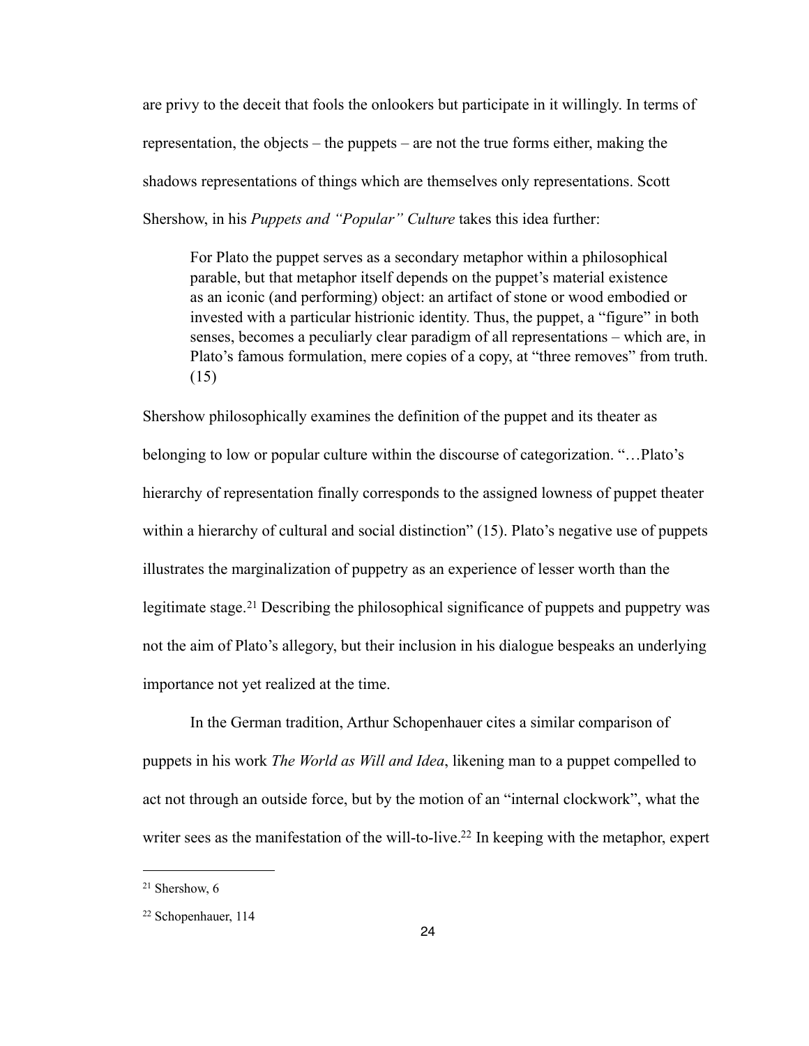are privy to the deceit that fools the onlookers but participate in it willingly. In terms of representation, the objects – the puppets – are not the true forms either, making the shadows representations of things which are themselves only representations. Scott Shershow, in his *Puppets and "Popular" Culture* takes this idea further:

> For Plato the puppet serves as a secondary metaphor within a philosophical parable, but that metaphor itself depends on the puppet's material existence as an iconic (and performing) object: an artifact of stone or wood embodied or invested with a particular histrionic identity. Thus, the puppet, a "figure" in both senses, becomes a peculiarly clear paradigm of all representations – which are, in Plato's famous formulation, mere copies of a copy, at "three removes" from truth. (15)

Shershow philosophically examines the definition of the puppet and its theater as belonging to low or popular culture within the discourse of categorization. "…Plato's hierarchy of representation finally corresponds to the assigned lowness of puppet theater within a hierarchy of cultural and social distinction" (15). Plato's negative use of puppets illustrates the marginalization of puppetry as an experience of lesser worth than the legitimate stage.[21] Describing the philosophical significance of puppets and puppetry was not the aim of Plato's allegory, but their inclusion in his dialogue bespeaks an underlying importance not yet realized at the time.

In the German tradition, Arthur Schopenhauer cites a similar comparison of puppets in his work *The World as Will and Idea*, likening man to a puppet compelled to act not through an outside force, but by the motion of an "internal clockwork", what the writer sees as the manifestation of the will-to-live.[22] In keeping with the metaphor, expert

---

[21] Shershow, 6

[22] Schopenhauer, 114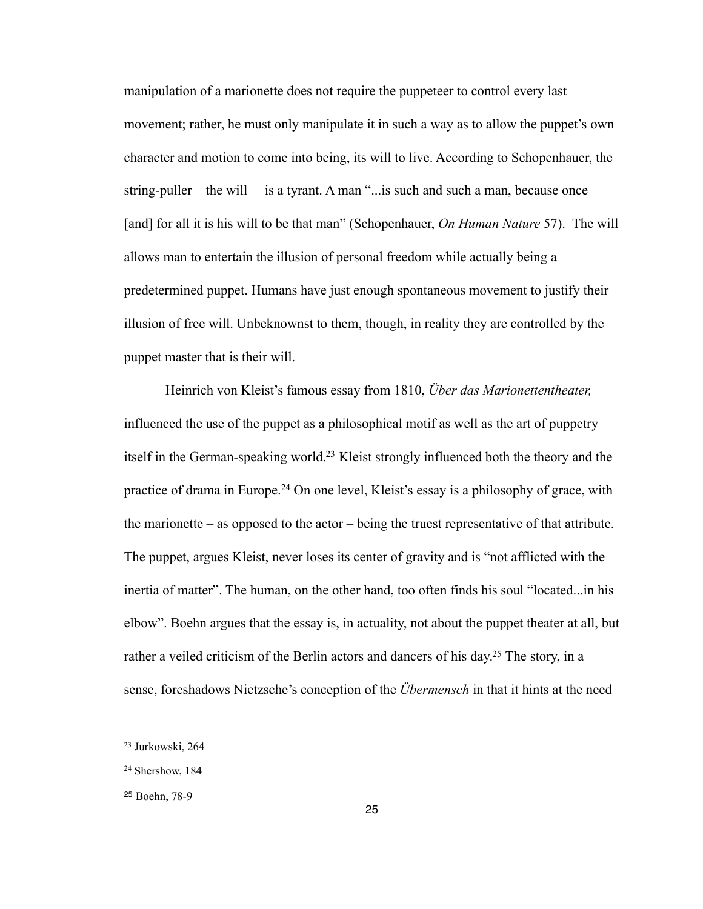manipulation of a marionette does not require the puppeteer to control every last movement; rather, he must only manipulate it in such a way as to allow the puppet's own character and motion to come into being, its will to live. According to Schopenhauer, the string-puller – the will – is a tyrant. A man "...is such and such a man, because once [and] for all it is his will to be that man" (Schopenhauer, *On Human Nature* 57). The will allows man to entertain the illusion of personal freedom while actually being a predetermined puppet. Humans have just enough spontaneous movement to justify their illusion of free will. Unbeknownst to them, though, in reality they are controlled by the puppet master that is their will.

Heinrich von Kleist's famous essay from 1810, *Über das Marionettentheater,* influenced the use of the puppet as a philosophical motif as well as the art of puppetry itself in the German-speaking world.[23] Kleist strongly influenced both the theory and the practice of drama in Europe.[24] On one level, Kleist's essay is a philosophy of grace, with the marionette – as opposed to the actor – being the truest representative of that attribute. The puppet, argues Kleist, never loses its center of gravity and is "not afflicted with the inertia of matter". The human, on the other hand, too often finds his soul "located...in his elbow". Boehn argues that the essay is, in actuality, not about the puppet theater at all, but rather a veiled criticism of the Berlin actors and dancers of his day.[25] The story, in a sense, foreshadows Nietzsche's conception of the *Übermensch* in that it hints at the need

---

[23] Jurkowski, 264

[24] Shershow, 184

[25] Boehn, 78-9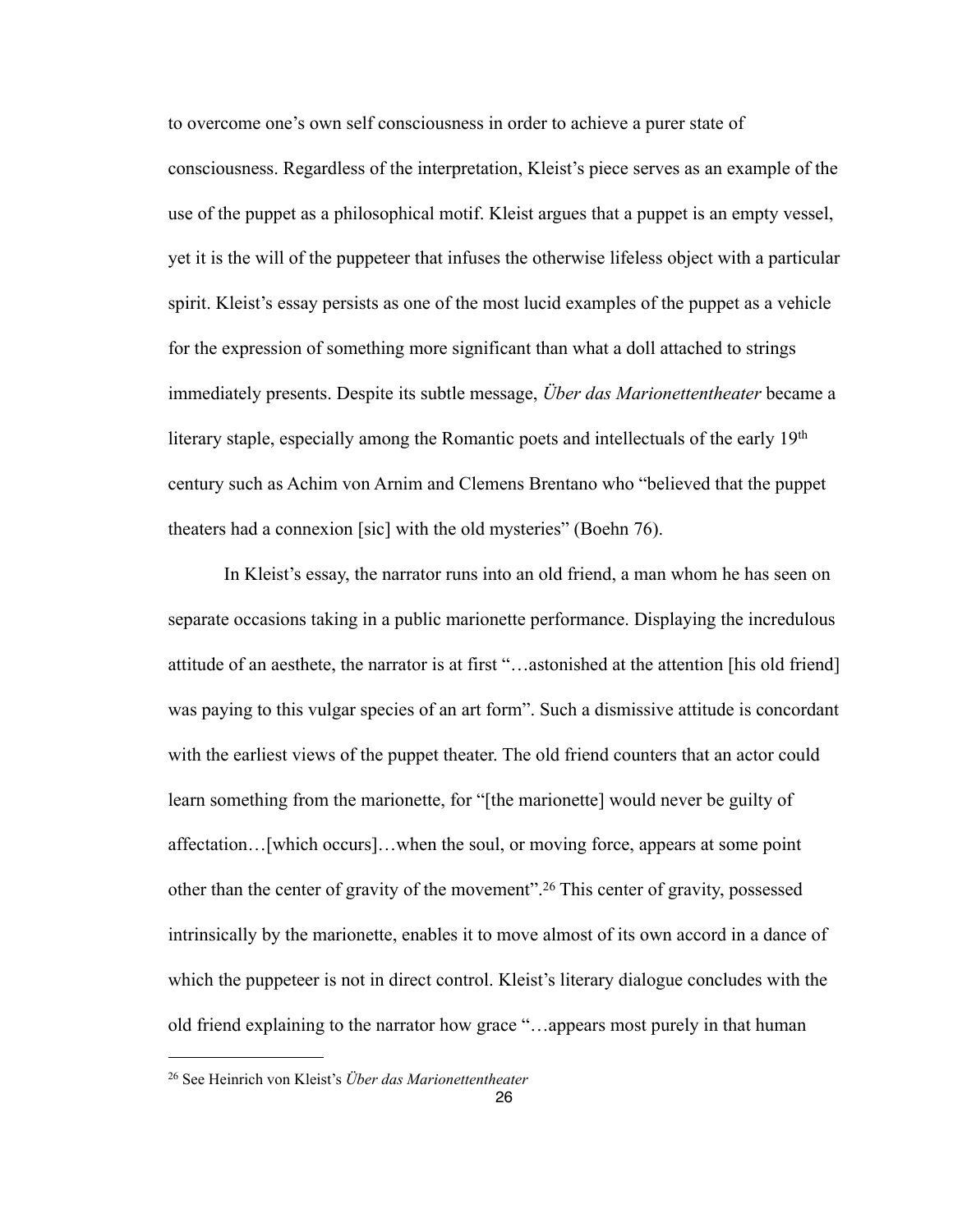to overcome one's own self consciousness in order to achieve a purer state of consciousness. Regardless of the interpretation, Kleist's piece serves as an example of the use of the puppet as a philosophical motif. Kleist argues that a puppet is an empty vessel, yet it is the will of the puppeteer that infuses the otherwise lifeless object with a particular spirit. Kleist's essay persists as one of the most lucid examples of the puppet as a vehicle for the expression of something more significant than what a doll attached to strings immediately presents. Despite its subtle message, *Über das Marionettentheater* became a literary staple, especially among the Romantic poets and intellectuals of the early 19th century such as Achim von Arnim and Clemens Brentano who "believed that the puppet theaters had a connexion [sic] with the old mysteries" (Boehn 76).

In Kleist's essay, the narrator runs into an old friend, a man whom he has seen on separate occasions taking in a public marionette performance. Displaying the incredulous attitude of an aesthete, the narrator is at first "…astonished at the attention [his old friend] was paying to this vulgar species of an art form". Such a dismissive attitude is concordant with the earliest views of the puppet theater. The old friend counters that an actor could learn something from the marionette, for "[the marionette] would never be guilty of affectation…[which occurs]…when the soul, or moving force, appears at some point other than the center of gravity of the movement".[26] This center of gravity, possessed intrinsically by the marionette, enables it to move almost of its own accord in a dance of which the puppeteer is not in direct control. Kleist's literary dialogue concludes with the old friend explaining to the narrator how grace "…appears most purely in that human

---

[26] See Heinrich von Kleist's *Über das Marionettentheater*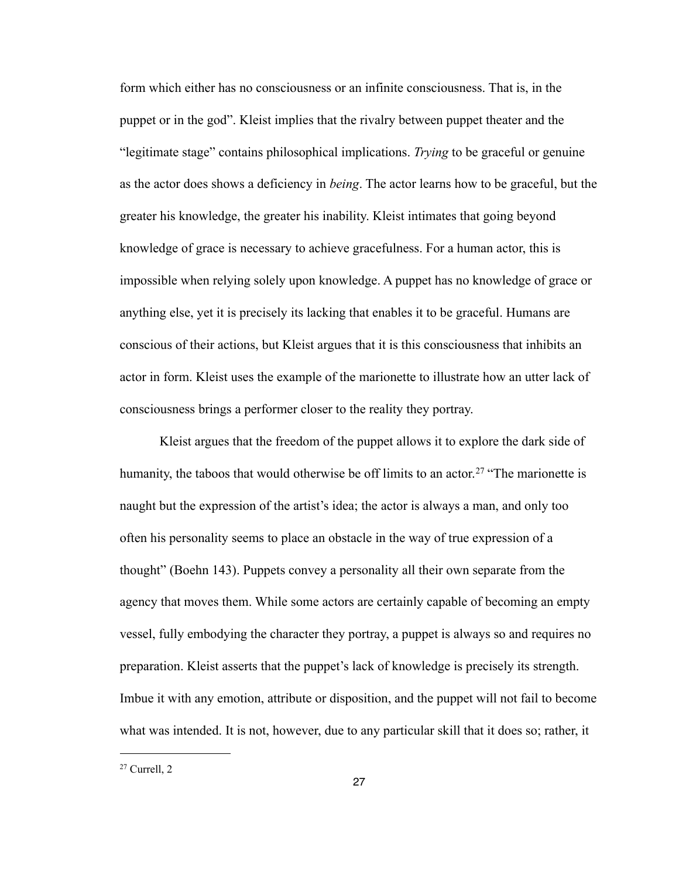form which either has no consciousness or an infinite consciousness. That is, in the puppet or in the god". Kleist implies that the rivalry between puppet theater and the "legitimate stage" contains philosophical implications. *Trying* to be graceful or genuine as the actor does shows a deficiency in *being*. The actor learns how to be graceful, but the greater his knowledge, the greater his inability. Kleist intimates that going beyond knowledge of grace is necessary to achieve gracefulness. For a human actor, this is impossible when relying solely upon knowledge. A puppet has no knowledge of grace or anything else, yet it is precisely its lacking that enables it to be graceful. Humans are conscious of their actions, but Kleist argues that it is this consciousness that inhibits an actor in form. Kleist uses the example of the marionette to illustrate how an utter lack of consciousness brings a performer closer to the reality they portray.

Kleist argues that the freedom of the puppet allows it to explore the dark side of humanity, the taboos that would otherwise be off limits to an actor.[27] "The marionette is naught but the expression of the artist's idea; the actor is always a man, and only too often his personality seems to place an obstacle in the way of true expression of a thought" (Boehn 143). Puppets convey a personality all their own separate from the agency that moves them. While some actors are certainly capable of becoming an empty vessel, fully embodying the character they portray, a puppet is always so and requires no preparation. Kleist asserts that the puppet's lack of knowledge is precisely its strength. Imbue it with any emotion, attribute or disposition, and the puppet will not fail to become what was intended. It is not, however, due to any particular skill that it does so; rather, it

---

[27] Currell, 2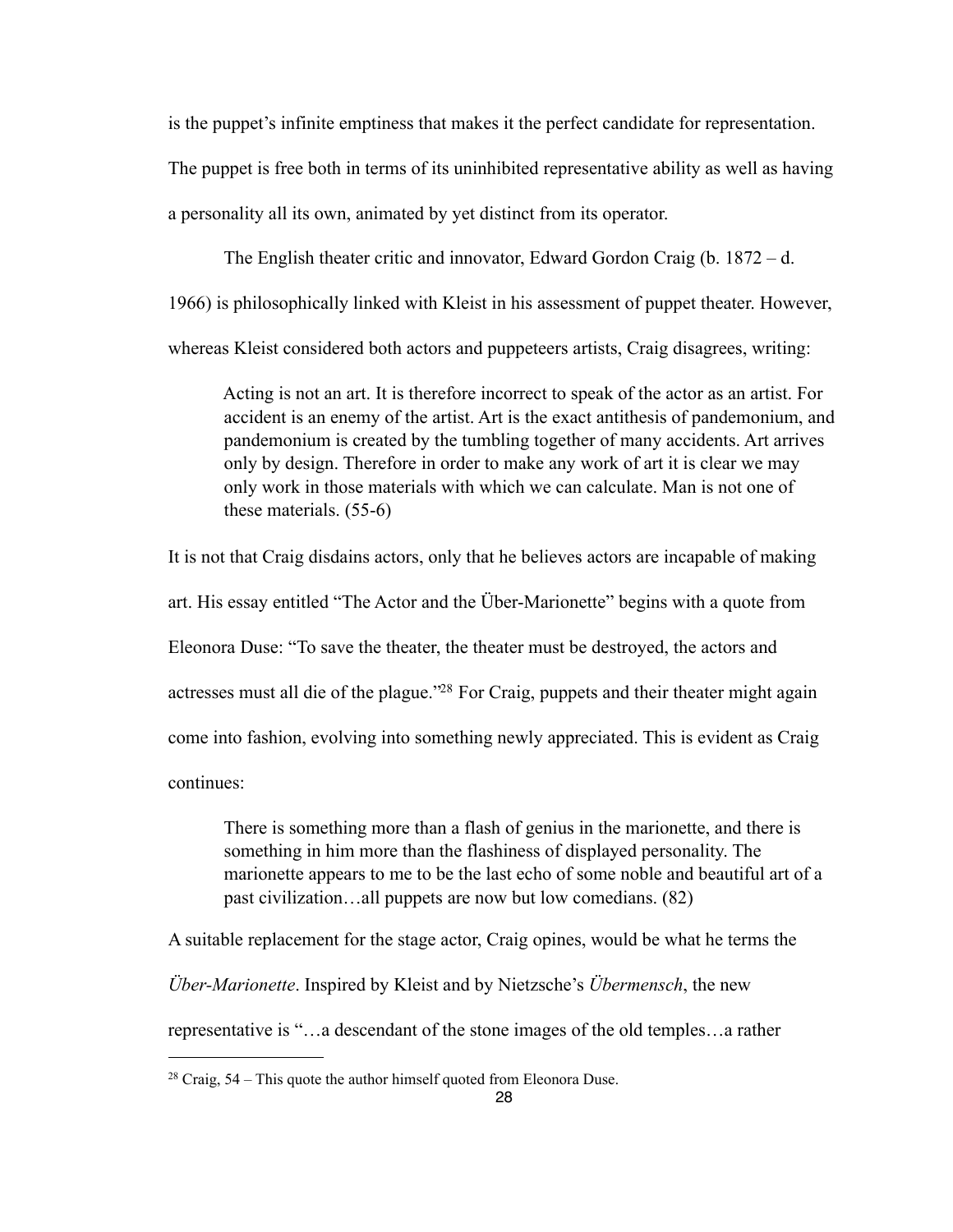is the puppet's infinite emptiness that makes it the perfect candidate for representation. The puppet is free both in terms of its uninhibited representative ability as well as having a personality all its own, animated by yet distinct from its operator.

The English theater critic and innovator, Edward Gordon Craig (b. 1872 – d. 1966) is philosophically linked with Kleist in his assessment of puppet theater. However, whereas Kleist considered both actors and puppeteers artists, Craig disagrees, writing:

> Acting is not an art. It is therefore incorrect to speak of the actor as an artist. For accident is an enemy of the artist. Art is the exact antithesis of pandemonium, and pandemonium is created by the tumbling together of many accidents. Art arrives only by design. Therefore in order to make any work of art it is clear we may only work in those materials with which we can calculate. Man is not one of these materials. (55-6)

It is not that Craig disdains actors, only that he believes actors are incapable of making art. His essay entitled "The Actor and the Über-Marionette" begins with a quote from Eleonora Duse: "To save the theater, the theater must be destroyed, the actors and actresses must all die of the plague."[28] For Craig, puppets and their theater might again come into fashion, evolving into something newly appreciated. This is evident as Craig continues:

> There is something more than a flash of genius in the marionette, and there is something in him more than the flashiness of displayed personality. The marionette appears to me to be the last echo of some noble and beautiful art of a past civilization…all puppets are now but low comedians. (82)

A suitable replacement for the stage actor, Craig opines, would be what he terms the *Über-Marionette*. Inspired by Kleist and by Nietzsche's *Übermensch*, the new representative is "…a descendant of the stone images of the old temples…a rather

[28] Craig, 54 – This quote the author himself quoted from Eleonora Duse.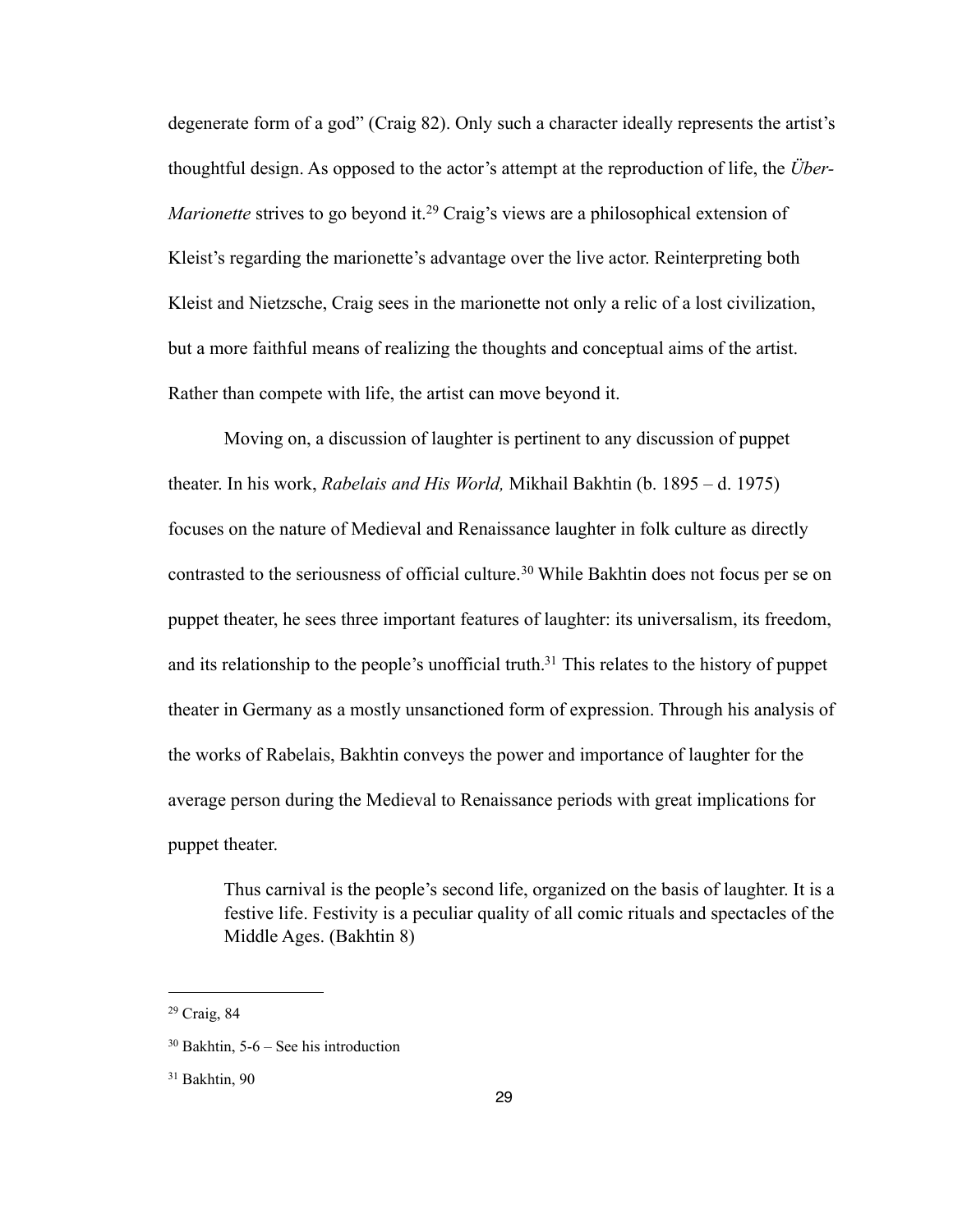degenerate form of a god" (Craig 82). Only such a character ideally represents the artist's thoughtful design. As opposed to the actor's attempt at the reproduction of life, the *Über-Marionette* strives to go beyond it.[29] Craig's views are a philosophical extension of Kleist's regarding the marionette's advantage over the live actor. Reinterpreting both Kleist and Nietzsche, Craig sees in the marionette not only a relic of a lost civilization, but a more faithful means of realizing the thoughts and conceptual aims of the artist. Rather than compete with life, the artist can move beyond it.

Moving on, a discussion of laughter is pertinent to any discussion of puppet theater. In his work, *Rabelais and His World,* Mikhail Bakhtin (b. 1895 – d. 1975) focuses on the nature of Medieval and Renaissance laughter in folk culture as directly contrasted to the seriousness of official culture.[30] While Bakhtin does not focus per se on puppet theater, he sees three important features of laughter: its universalism, its freedom, and its relationship to the people's unofficial truth.[31] This relates to the history of puppet theater in Germany as a mostly unsanctioned form of expression. Through his analysis of the works of Rabelais, Bakhtin conveys the power and importance of laughter for the average person during the Medieval to Renaissance periods with great implications for puppet theater.

> Thus carnival is the people's second life, organized on the basis of laughter. It is a festive life. Festivity is a peculiar quality of all comic rituals and spectacles of the Middle Ages. (Bakhtin 8)

---

[29] Craig, 84

[30] Bakhtin, 5-6 – See his introduction

[31] Bakhtin, 90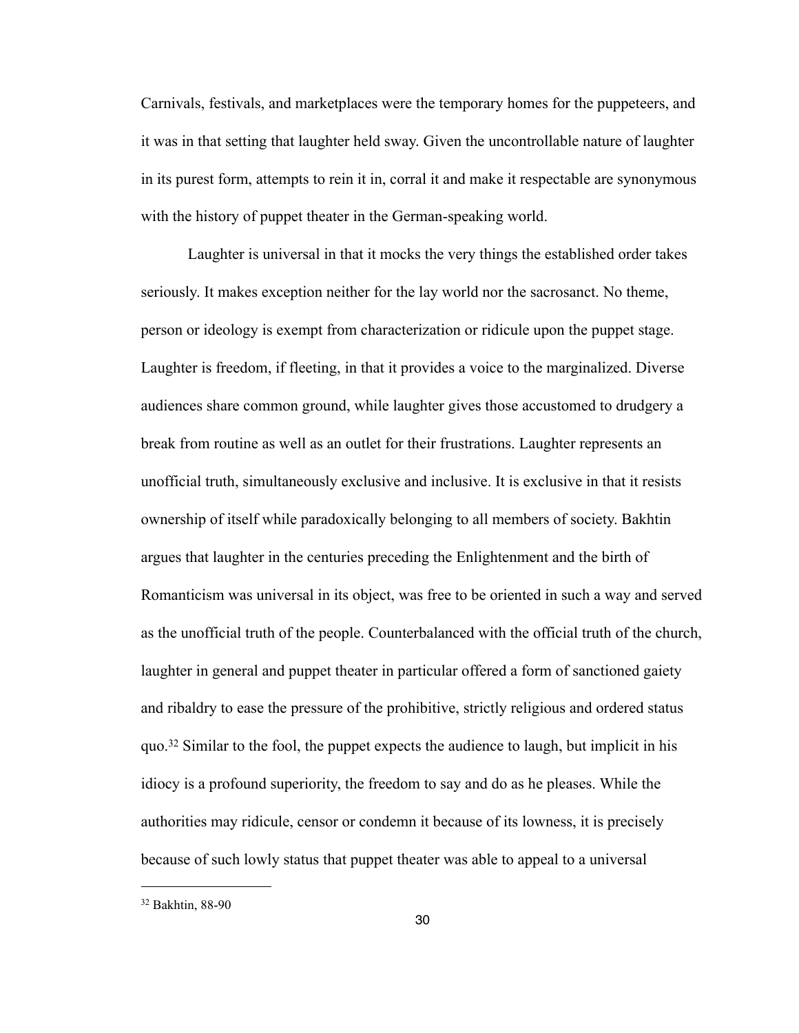Carnivals, festivals, and marketplaces were the temporary homes for the puppeteers, and it was in that setting that laughter held sway. Given the uncontrollable nature of laughter in its purest form, attempts to rein it in, corral it and make it respectable are synonymous with the history of puppet theater in the German-speaking world.

Laughter is universal in that it mocks the very things the established order takes seriously. It makes exception neither for the lay world nor the sacrosanct. No theme, person or ideology is exempt from characterization or ridicule upon the puppet stage. Laughter is freedom, if fleeting, in that it provides a voice to the marginalized. Diverse audiences share common ground, while laughter gives those accustomed to drudgery a break from routine as well as an outlet for their frustrations. Laughter represents an unofficial truth, simultaneously exclusive and inclusive. It is exclusive in that it resists ownership of itself while paradoxically belonging to all members of society. Bakhtin argues that laughter in the centuries preceding the Enlightenment and the birth of Romanticism was universal in its object, was free to be oriented in such a way and served as the unofficial truth of the people. Counterbalanced with the official truth of the church, laughter in general and puppet theater in particular offered a form of sanctioned gaiety and ribaldry to ease the pressure of the prohibitive, strictly religious and ordered status quo.[32] Similar to the fool, the puppet expects the audience to laugh, but implicit in his idiocy is a profound superiority, the freedom to say and do as he pleases. While the authorities may ridicule, censor or condemn it because of its lowness, it is precisely because of such lowly status that puppet theater was able to appeal to a universal

---

[32] Bakhtin, 88-90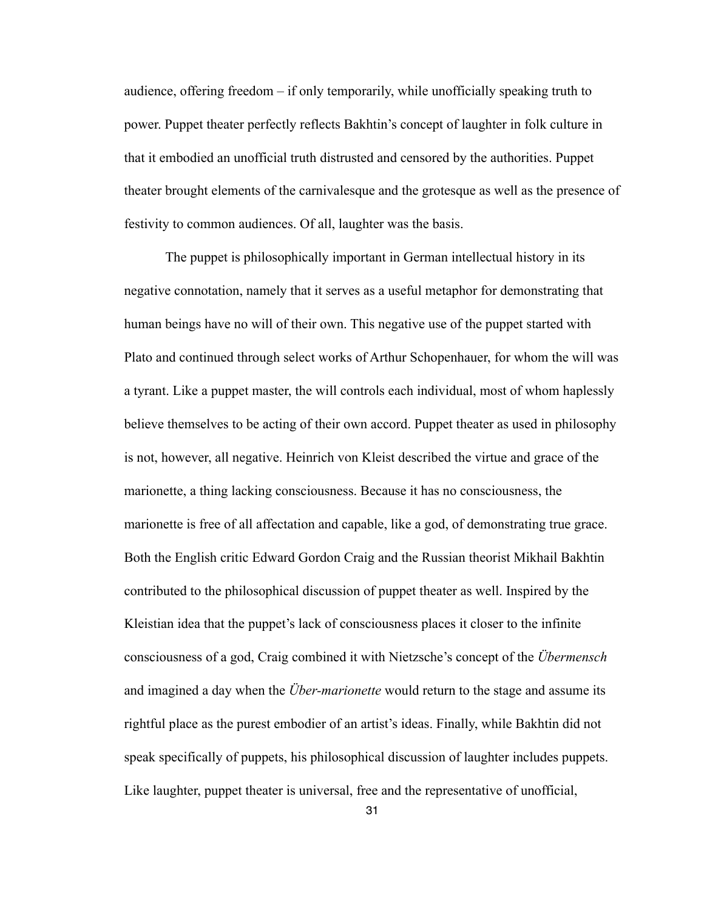audience, offering freedom – if only temporarily, while unofficially speaking truth to power. Puppet theater perfectly reflects Bakhtin's concept of laughter in folk culture in that it embodied an unofficial truth distrusted and censored by the authorities. Puppet theater brought elements of the carnivalesque and the grotesque as well as the presence of festivity to common audiences. Of all, laughter was the basis.

The puppet is philosophically important in German intellectual history in its negative connotation, namely that it serves as a useful metaphor for demonstrating that human beings have no will of their own. This negative use of the puppet started with Plato and continued through select works of Arthur Schopenhauer, for whom the will was a tyrant. Like a puppet master, the will controls each individual, most of whom haplessly believe themselves to be acting of their own accord. Puppet theater as used in philosophy is not, however, all negative. Heinrich von Kleist described the virtue and grace of the marionette, a thing lacking consciousness. Because it has no consciousness, the marionette is free of all affectation and capable, like a god, of demonstrating true grace. Both the English critic Edward Gordon Craig and the Russian theorist Mikhail Bakhtin contributed to the philosophical discussion of puppet theater as well. Inspired by the Kleistian idea that the puppet's lack of consciousness places it closer to the infinite consciousness of a god, Craig combined it with Nietzsche's concept of the *Übermensch* and imagined a day when the *Über-marionette* would return to the stage and assume its rightful place as the purest embodier of an artist's ideas. Finally, while Bakhtin did not speak specifically of puppets, his philosophical discussion of laughter includes puppets. Like laughter, puppet theater is universal, free and the representative of unofficial,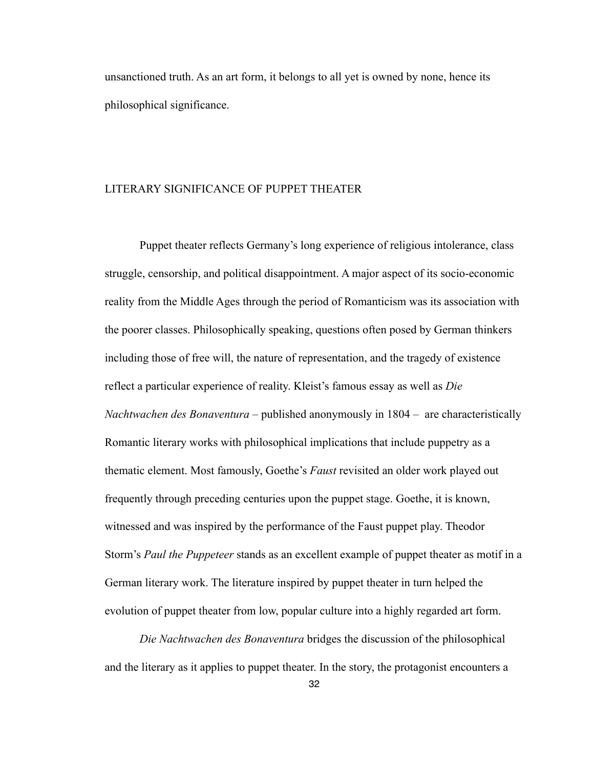unsanctioned truth. As an art form, it belongs to all yet is owned by none, hence its philosophical significance.

## LITERARY SIGNIFICANCE OF PUPPET THEATER

Puppet theater reflects Germany's long experience of religious intolerance, class struggle, censorship, and political disappointment. A major aspect of its socio-economic reality from the Middle Ages through the period of Romanticism was its association with the poorer classes. Philosophically speaking, questions often posed by German thinkers including those of free will, the nature of representation, and the tragedy of existence reflect a particular experience of reality. Kleist's famous essay as well as *Die Nachtwachen des Bonaventura* – published anonymously in 1804 – are characteristically Romantic literary works with philosophical implications that include puppetry as a thematic element. Most famously, Goethe's *Faust* revisited an older work played out frequently through preceding centuries upon the puppet stage. Goethe, it is known, witnessed and was inspired by the performance of the Faust puppet play. Theodor Storm's *Paul the Puppeteer* stands as an excellent example of puppet theater as motif in a German literary work. The literature inspired by puppet theater in turn helped the evolution of puppet theater from low, popular culture into a highly regarded art form.

*Die Nachtwachen des Bonaventura* bridges the discussion of the philosophical and the literary as it applies to puppet theater. In the story, the protagonist encounters a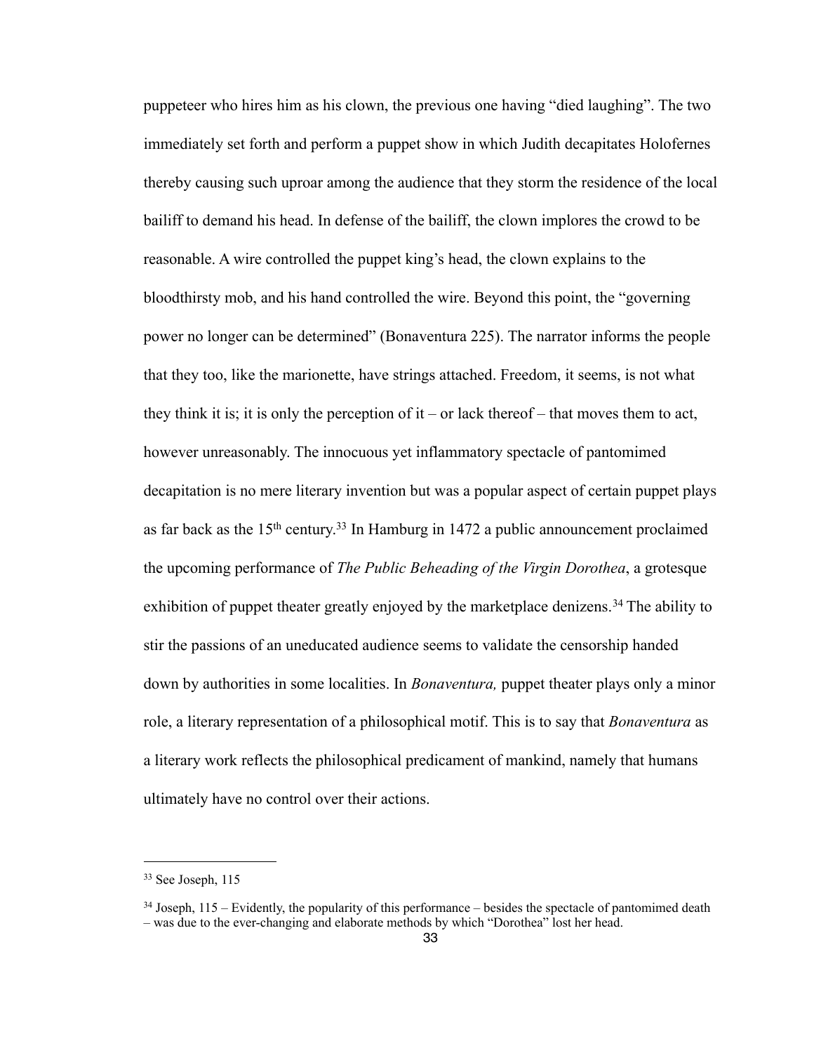puppeteer who hires him as his clown, the previous one having "died laughing". The two immediately set forth and perform a puppet show in which Judith decapitates Holofernes thereby causing such uproar among the audience that they storm the residence of the local bailiff to demand his head. In defense of the bailiff, the clown implores the crowd to be reasonable. A wire controlled the puppet king's head, the clown explains to the bloodthirsty mob, and his hand controlled the wire. Beyond this point, the "governing power no longer can be determined" (Bonaventura 225). The narrator informs the people that they too, like the marionette, have strings attached. Freedom, it seems, is not what they think it is; it is only the perception of it – or lack thereof – that moves them to act, however unreasonably. The innocuous yet inflammatory spectacle of pantomimed decapitation is no mere literary invention but was a popular aspect of certain puppet plays as far back as the 15th century.[33] In Hamburg in 1472 a public announcement proclaimed the upcoming performance of *The Public Beheading of the Virgin Dorothea*, a grotesque exhibition of puppet theater greatly enjoyed by the marketplace denizens.[34] The ability to stir the passions of an uneducated audience seems to validate the censorship handed down by authorities in some localities. In *Bonaventura,* puppet theater plays only a minor role, a literary representation of a philosophical motif. This is to say that *Bonaventura* as a literary work reflects the philosophical predicament of mankind, namely that humans ultimately have no control over their actions.

---

[33] See Joseph, 115

[34] Joseph, 115 – Evidently, the popularity of this performance – besides the spectacle of pantomimed death – was due to the ever-changing and elaborate methods by which "Dorothea" lost her head.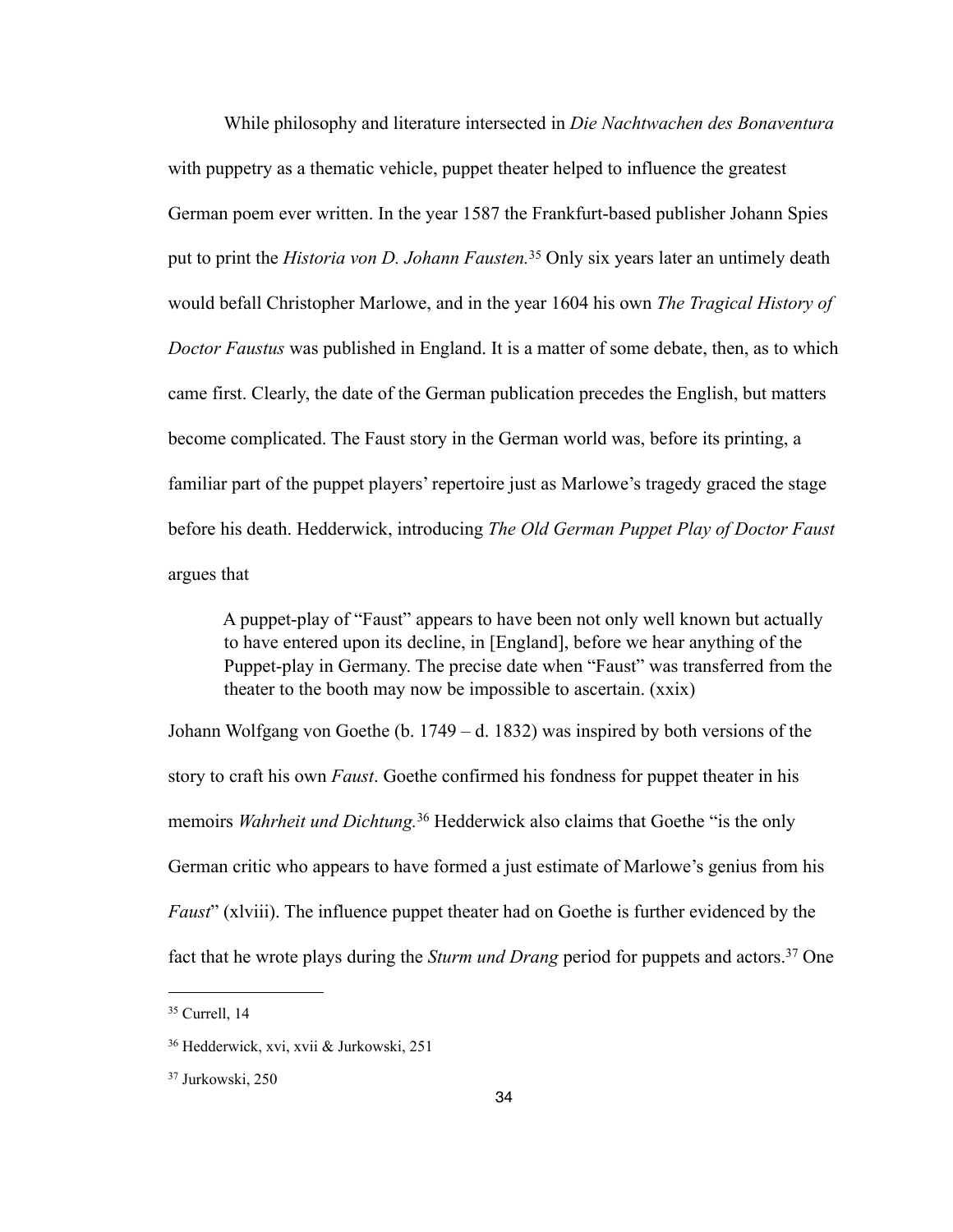While philosophy and literature intersected in *Die Nachtwachen des Bonaventura* with puppetry as a thematic vehicle, puppet theater helped to influence the greatest German poem ever written. In the year 1587 the Frankfurt-based publisher Johann Spies put to print the *Historia von D. Johann Fausten.*[35] Only six years later an untimely death would befall Christopher Marlowe, and in the year 1604 his own *The Tragical History of Doctor Faustus* was published in England. It is a matter of some debate, then, as to which came first. Clearly, the date of the German publication precedes the English, but matters become complicated. The Faust story in the German world was, before its printing, a familiar part of the puppet players' repertoire just as Marlowe's tragedy graced the stage before his death. Hedderwick, introducing *The Old German Puppet Play of Doctor Faust* argues that

> A puppet-play of "Faust" appears to have been not only well known but actually to have entered upon its decline, in [England], before we hear anything of the Puppet-play in Germany. The precise date when "Faust" was transferred from the theater to the booth may now be impossible to ascertain. (xxix)

Johann Wolfgang von Goethe (b. 1749 – d. 1832) was inspired by both versions of the story to craft his own *Faust*. Goethe confirmed his fondness for puppet theater in his memoirs *Wahrheit und Dichtung.*[36] Hedderwick also claims that Goethe "is the only German critic who appears to have formed a just estimate of Marlowe's genius from his *Faust*" (xlviii). The influence puppet theater had on Goethe is further evidenced by the fact that he wrote plays during the *Sturm und Drang* period for puppets and actors.[37] One

---

[35] Currell, 14

[36] Hedderwick, xvi, xvii & Jurkowski, 251

[37] Jurkowski, 250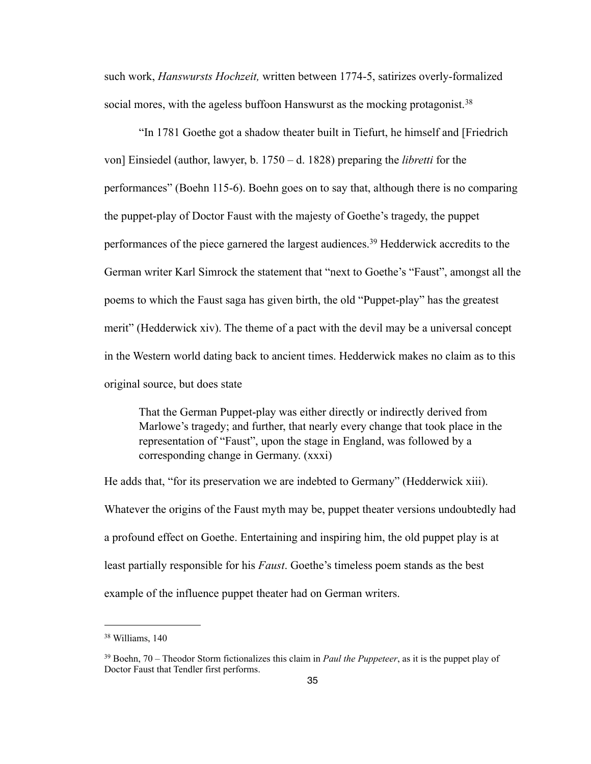such work, *Hanswursts Hochzeit,* written between 1774-5, satirizes overly-formalized social mores, with the ageless buffoon Hanswurst as the mocking protagonist.[38]

"In 1781 Goethe got a shadow theater built in Tiefurt, he himself and [Friedrich von] Einsiedel (author, lawyer, b. 1750 – d. 1828) preparing the *libretti* for the performances" (Boehn 115-6). Boehn goes on to say that, although there is no comparing the puppet-play of Doctor Faust with the majesty of Goethe's tragedy, the puppet performances of the piece garnered the largest audiences.[39] Hedderwick accredits to the German writer Karl Simrock the statement that "next to Goethe's "Faust", amongst all the poems to which the Faust saga has given birth, the old "Puppet-play" has the greatest merit" (Hedderwick xiv). The theme of a pact with the devil may be a universal concept in the Western world dating back to ancient times. Hedderwick makes no claim as to this original source, but does state

> That the German Puppet-play was either directly or indirectly derived from Marlowe's tragedy; and further, that nearly every change that took place in the representation of "Faust", upon the stage in England, was followed by a corresponding change in Germany. (xxxi)

He adds that, "for its preservation we are indebted to Germany" (Hedderwick xiii). Whatever the origins of the Faust myth may be, puppet theater versions undoubtedly had a profound effect on Goethe. Entertaining and inspiring him, the old puppet play is at least partially responsible for his *Faust*. Goethe's timeless poem stands as the best example of the influence puppet theater had on German writers.

---

[38] Williams, 140

[39] Boehn, 70 – Theodor Storm fictionalizes this claim in *Paul the Puppeteer*, as it is the puppet play of Doctor Faust that Tendler first performs.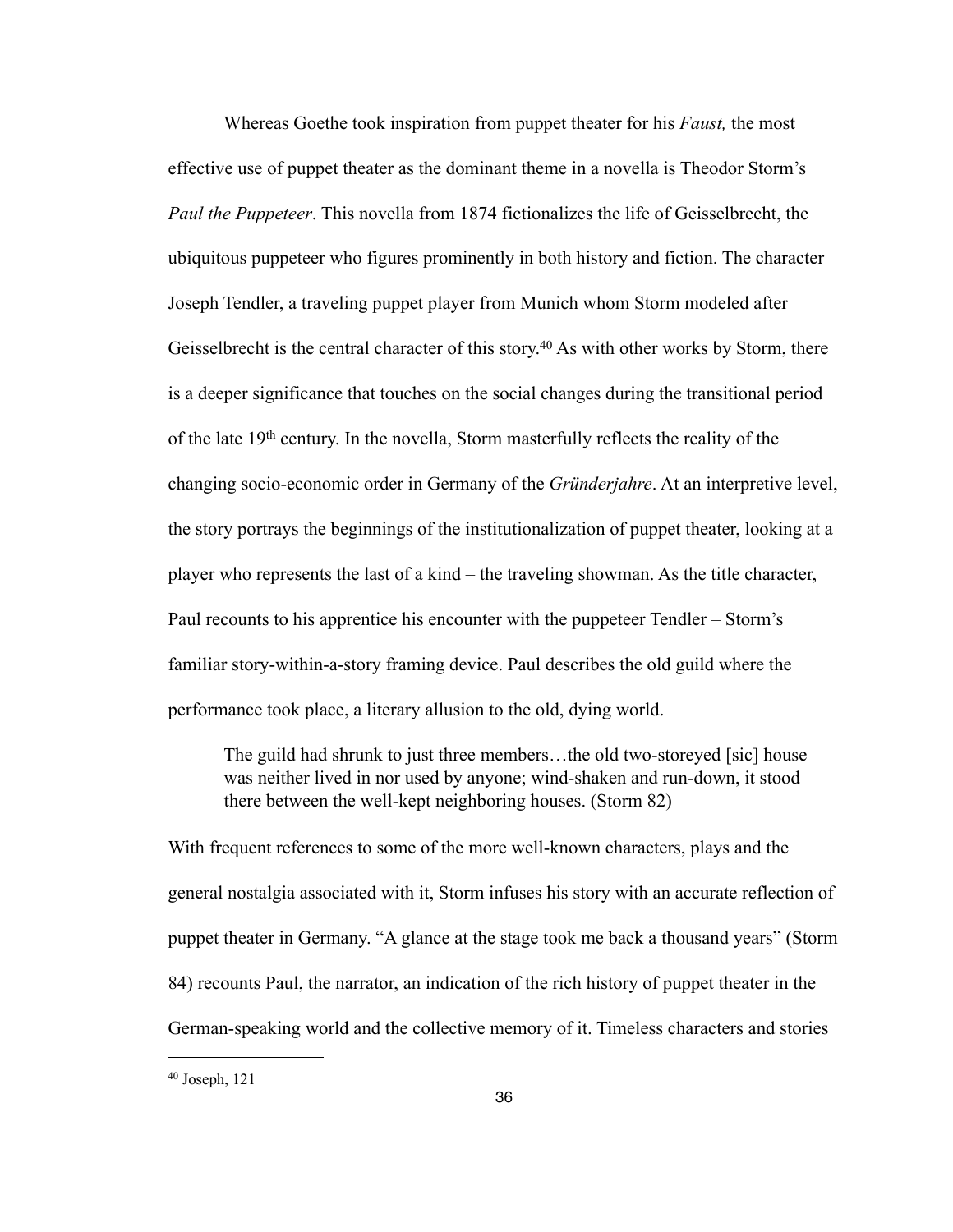Whereas Goethe took inspiration from puppet theater for his *Faust,* the most effective use of puppet theater as the dominant theme in a novella is Theodor Storm's *Paul the Puppeteer*. This novella from 1874 fictionalizes the life of Geisselbrecht, the ubiquitous puppeteer who figures prominently in both history and fiction. The character Joseph Tendler, a traveling puppet player from Munich whom Storm modeled after Geisselbrecht is the central character of this story.[40] As with other works by Storm, there is a deeper significance that touches on the social changes during the transitional period of the late 19th century. In the novella, Storm masterfully reflects the reality of the changing socio-economic order in Germany of the *Gründerjahre*. At an interpretive level, the story portrays the beginnings of the institutionalization of puppet theater, looking at a player who represents the last of a kind – the traveling showman. As the title character, Paul recounts to his apprentice his encounter with the puppeteer Tendler – Storm's familiar story-within-a-story framing device. Paul describes the old guild where the performance took place, a literary allusion to the old, dying world.

> The guild had shrunk to just three members…the old two-storeyed [sic] house was neither lived in nor used by anyone; wind-shaken and run-down, it stood there between the well-kept neighboring houses. (Storm 82)

With frequent references to some of the more well-known characters, plays and the general nostalgia associated with it, Storm infuses his story with an accurate reflection of puppet theater in Germany. "A glance at the stage took me back a thousand years" (Storm 84) recounts Paul, the narrator, an indication of the rich history of puppet theater in the German-speaking world and the collective memory of it. Timeless characters and stories

---

[40] Joseph, 121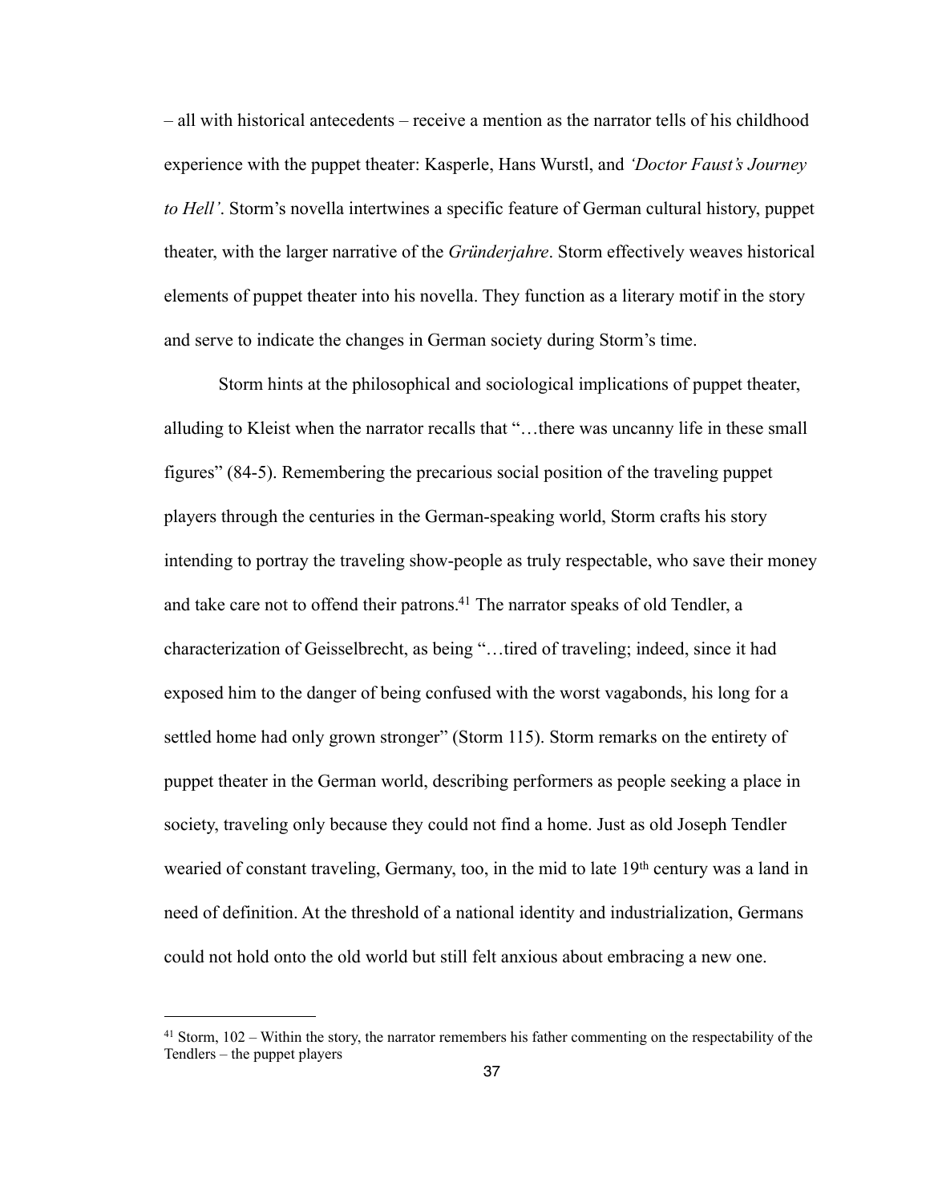– all with historical antecedents – receive a mention as the narrator tells of his childhood experience with the puppet theater: Kasperle, Hans Wurstl, and *'Doctor Faust's Journey to Hell'*. Storm's novella intertwines a specific feature of German cultural history, puppet theater, with the larger narrative of the *Gründerjahre*. Storm effectively weaves historical elements of puppet theater into his novella. They function as a literary motif in the story and serve to indicate the changes in German society during Storm's time.

Storm hints at the philosophical and sociological implications of puppet theater, alluding to Kleist when the narrator recalls that "…there was uncanny life in these small figures" (84-5). Remembering the precarious social position of the traveling puppet players through the centuries in the German-speaking world, Storm crafts his story intending to portray the traveling show-people as truly respectable, who save their money and take care not to offend their patrons.[41] The narrator speaks of old Tendler, a characterization of Geisselbrecht, as being "…tired of traveling; indeed, since it had exposed him to the danger of being confused with the worst vagabonds, his long for a settled home had only grown stronger" (Storm 115). Storm remarks on the entirety of puppet theater in the German world, describing performers as people seeking a place in society, traveling only because they could not find a home. Just as old Joseph Tendler wearied of constant traveling, Germany, too, in the mid to late 19th century was a land in need of definition. At the threshold of a national identity and industrialization, Germans could not hold onto the old world but still felt anxious about embracing a new one.

---

[41] Storm, 102 – Within the story, the narrator remembers his father commenting on the respectability of the Tendlers – the puppet players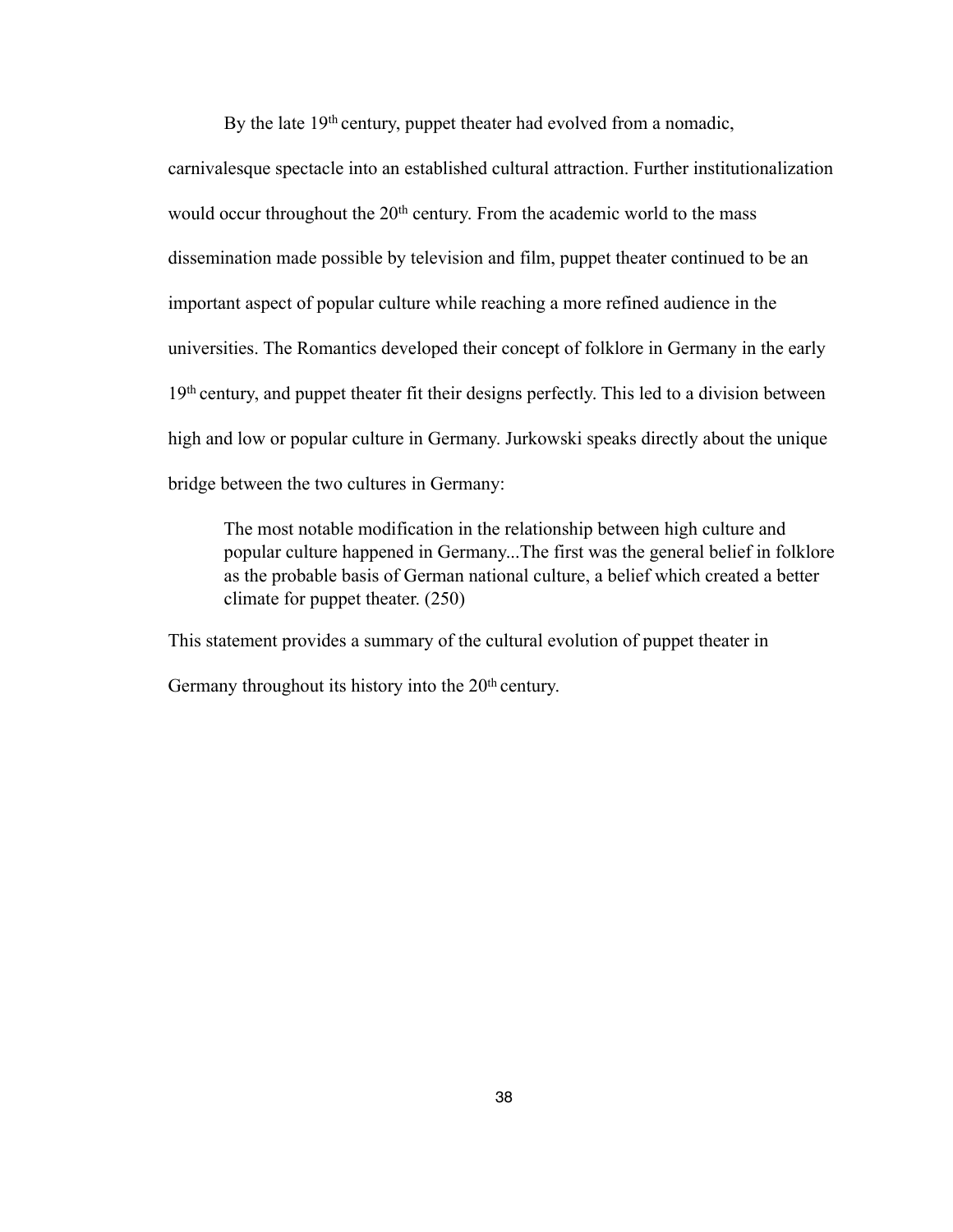By the late 19th century, puppet theater had evolved from a nomadic, carnivalesque spectacle into an established cultural attraction. Further institutionalization would occur throughout the 20th century. From the academic world to the mass dissemination made possible by television and film, puppet theater continued to be an important aspect of popular culture while reaching a more refined audience in the universities. The Romantics developed their concept of folklore in Germany in the early 19th century, and puppet theater fit their designs perfectly. This led to a division between high and low or popular culture in Germany. Jurkowski speaks directly about the unique bridge between the two cultures in Germany:

> The most notable modification in the relationship between high culture and popular culture happened in Germany...The first was the general belief in folklore as the probable basis of German national culture, a belief which created a better climate for puppet theater. (250)

This statement provides a summary of the cultural evolution of puppet theater in Germany throughout its history into the 20th century.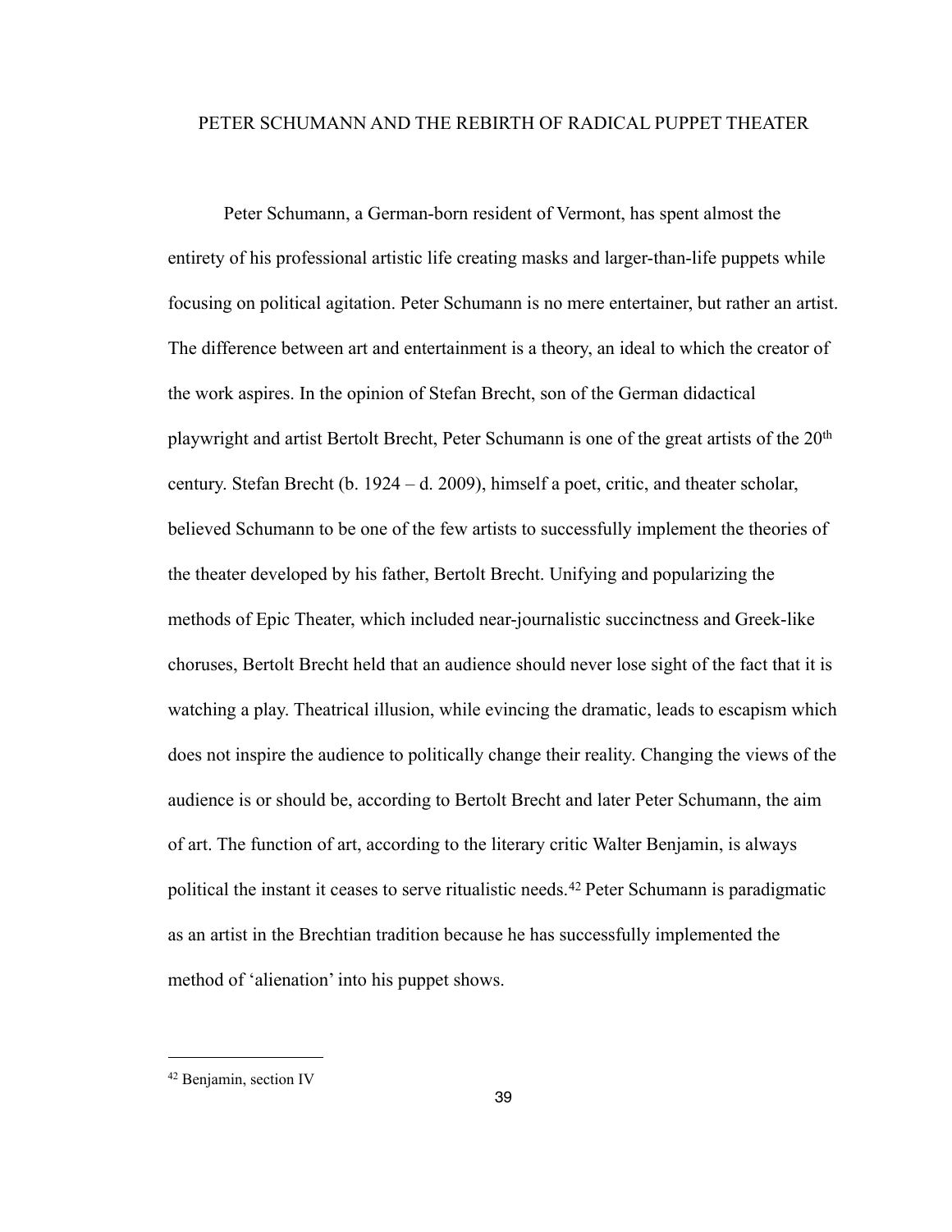## PETER SCHUMANN AND THE REBIRTH OF RADICAL PUPPET THEATER

Peter Schumann, a German-born resident of Vermont, has spent almost the entirety of his professional artistic life creating masks and larger-than-life puppets while focusing on political agitation. Peter Schumann is no mere entertainer, but rather an artist. The difference between art and entertainment is a theory, an ideal to which the creator of the work aspires. In the opinion of Stefan Brecht, son of the German didactical playwright and artist Bertolt Brecht, Peter Schumann is one of the great artists of the 20th century. Stefan Brecht (b. 1924 – d. 2009), himself a poet, critic, and theater scholar, believed Schumann to be one of the few artists to successfully implement the theories of the theater developed by his father, Bertolt Brecht. Unifying and popularizing the methods of Epic Theater, which included near-journalistic succinctness and Greek-like choruses, Bertolt Brecht held that an audience should never lose sight of the fact that it is watching a play. Theatrical illusion, while evincing the dramatic, leads to escapism which does not inspire the audience to politically change their reality. Changing the views of the audience is or should be, according to Bertolt Brecht and later Peter Schumann, the aim of art. The function of art, according to the literary critic Walter Benjamin, is always political the instant it ceases to serve ritualistic needs.[42] Peter Schumann is paradigmatic as an artist in the Brechtian tradition because he has successfully implemented the method of 'alienation' into his puppet shows.

---

[42] Benjamin, section IV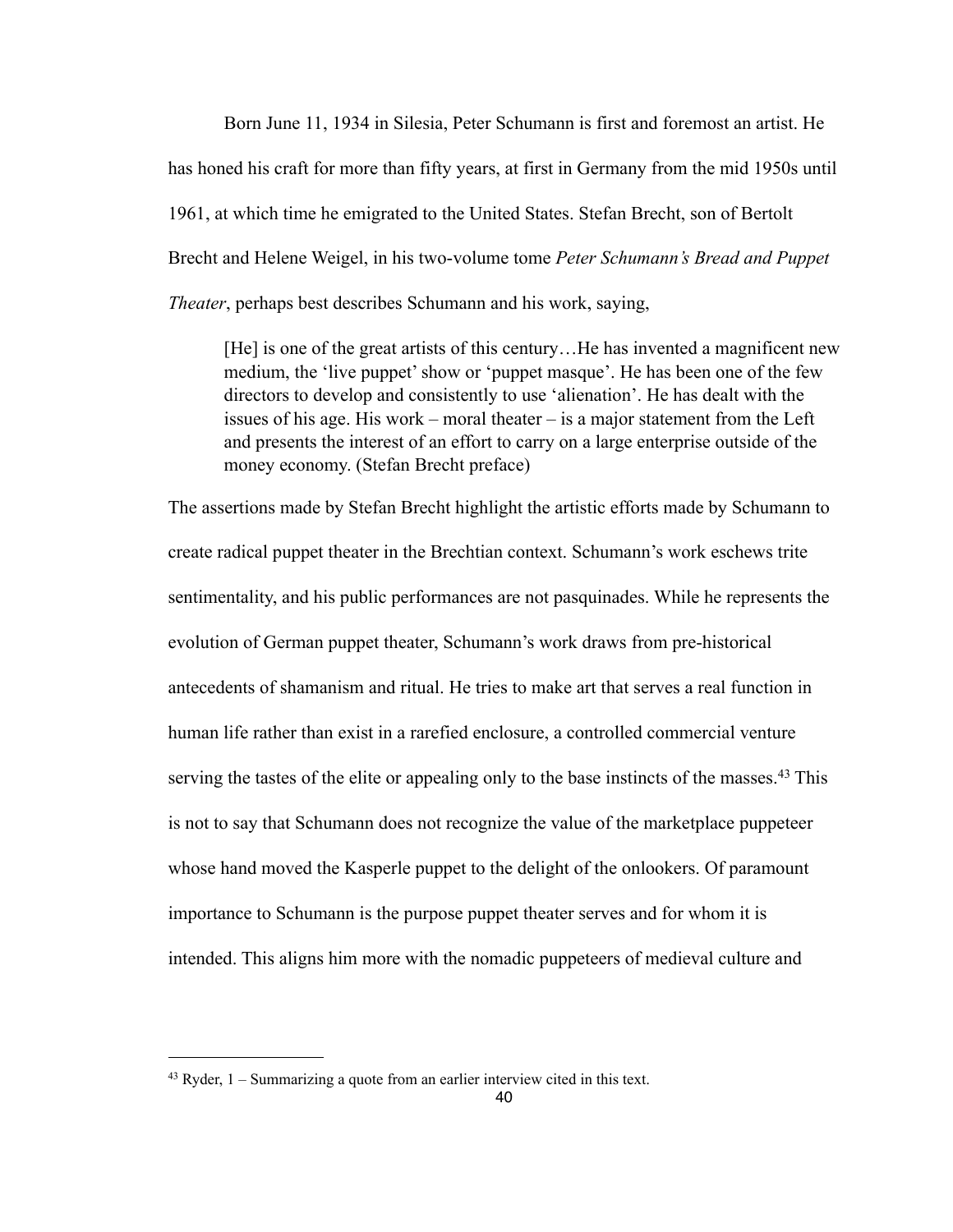Born June 11, 1934 in Silesia, Peter Schumann is first and foremost an artist. He has honed his craft for more than fifty years, at first in Germany from the mid 1950s until 1961, at which time he emigrated to the United States. Stefan Brecht, son of Bertolt Brecht and Helene Weigel, in his two-volume tome *Peter Schumann's Bread and Puppet Theater*, perhaps best describes Schumann and his work, saying,

> [He] is one of the great artists of this century…He has invented a magnificent new medium, the 'live puppet' show or 'puppet masque'. He has been one of the few directors to develop and consistently to use 'alienation'. He has dealt with the issues of his age. His work – moral theater – is a major statement from the Left and presents the interest of an effort to carry on a large enterprise outside of the money economy. (Stefan Brecht preface)

The assertions made by Stefan Brecht highlight the artistic efforts made by Schumann to create radical puppet theater in the Brechtian context. Schumann's work eschews trite sentimentality, and his public performances are not pasquinades. While he represents the evolution of German puppet theater, Schumann's work draws from pre-historical antecedents of shamanism and ritual. He tries to make art that serves a real function in human life rather than exist in a rarefied enclosure, a controlled commercial venture serving the tastes of the elite or appealing only to the base instincts of the masses.[43] This is not to say that Schumann does not recognize the value of the marketplace puppeteer whose hand moved the Kasperle puppet to the delight of the onlookers. Of paramount importance to Schumann is the purpose puppet theater serves and for whom it is intended. This aligns him more with the nomadic puppeteers of medieval culture and

---

[43] Ryder, 1 – Summarizing a quote from an earlier interview cited in this text.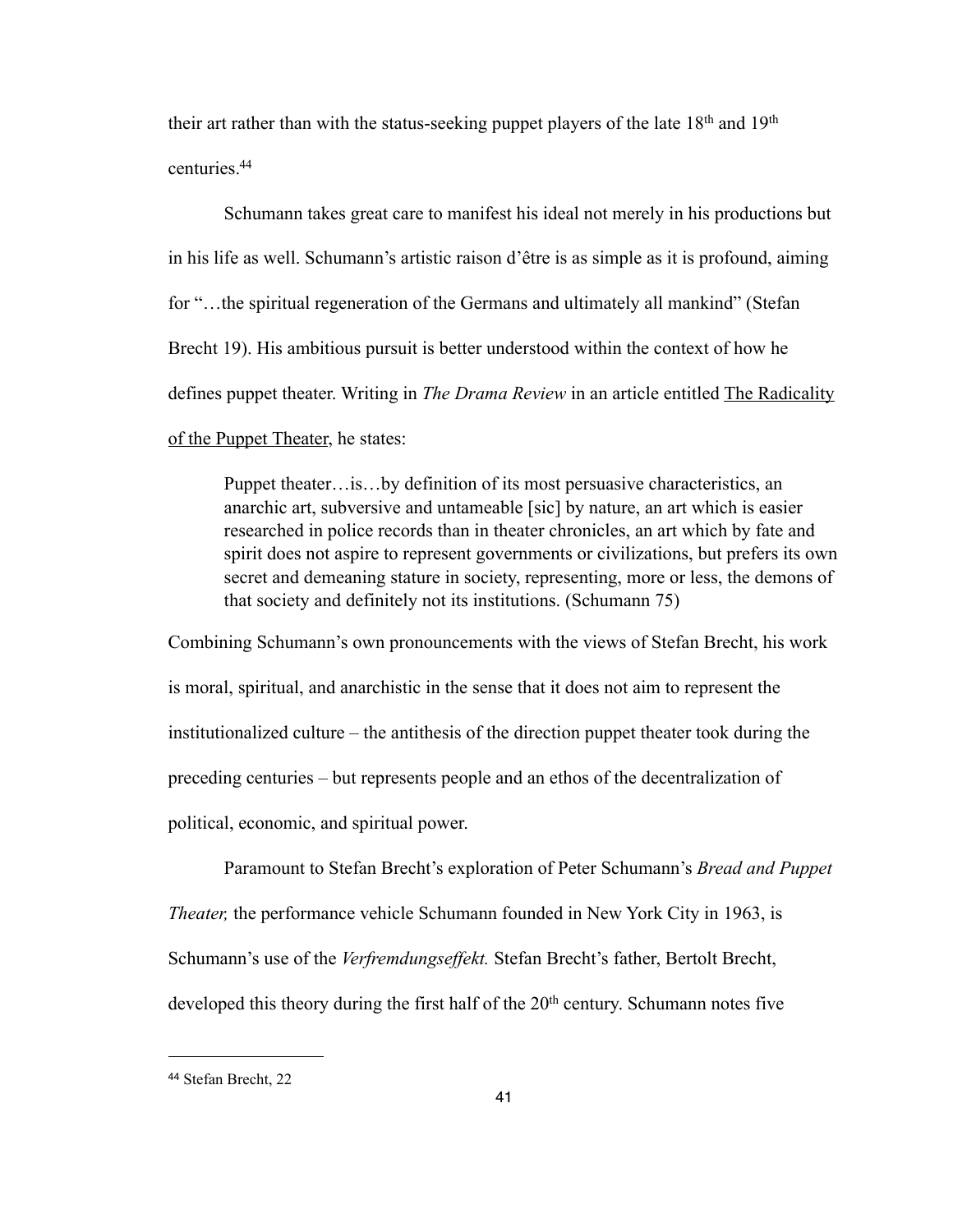their art rather than with the status-seeking puppet players of the late 18th and 19th centuries.[44]

Schumann takes great care to manifest his ideal not merely in his productions but in his life as well. Schumann's artistic raison d'être is as simple as it is profound, aiming for "…the spiritual regeneration of the Germans and ultimately all mankind" (Stefan Brecht 19). His ambitious pursuit is better understood within the context of how he defines puppet theater. Writing in *The Drama Review* in an article entitled The Radicality of the Puppet Theater, he states:

> Puppet theater…is…by definition of its most persuasive characteristics, an anarchic art, subversive and untameable [sic] by nature, an art which is easier researched in police records than in theater chronicles, an art which by fate and spirit does not aspire to represent governments or civilizations, but prefers its own secret and demeaning stature in society, representing, more or less, the demons of that society and definitely not its institutions. (Schumann 75)

Combining Schumann's own pronouncements with the views of Stefan Brecht, his work is moral, spiritual, and anarchistic in the sense that it does not aim to represent the institutionalized culture – the antithesis of the direction puppet theater took during the preceding centuries – but represents people and an ethos of the decentralization of political, economic, and spiritual power.

Paramount to Stefan Brecht's exploration of Peter Schumann's *Bread and Puppet Theater,* the performance vehicle Schumann founded in New York City in 1963, is Schumann's use of the *Verfremdungseffekt.* Stefan Brecht's father, Bertolt Brecht, developed this theory during the first half of the 20th century. Schumann notes five

---

[44] Stefan Brecht, 22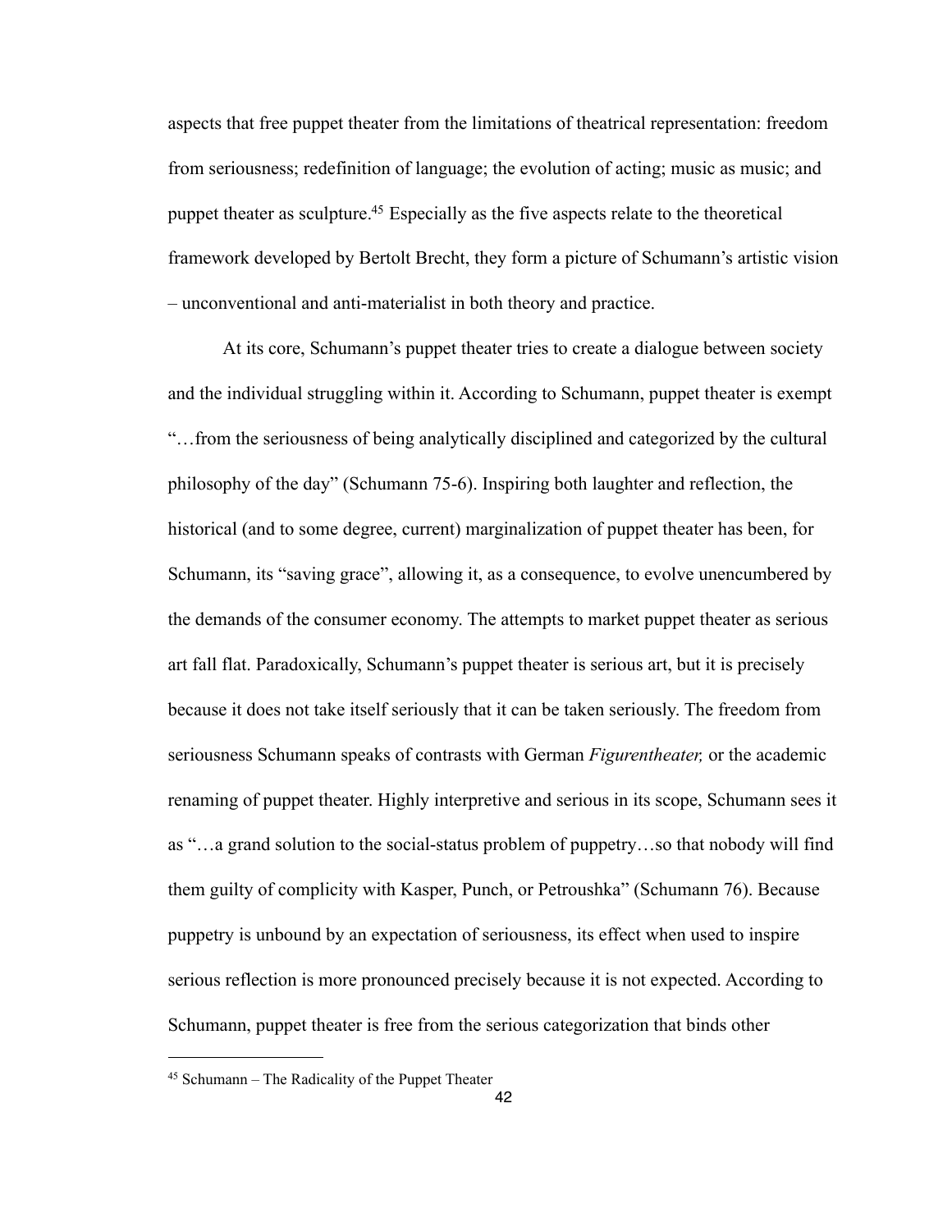aspects that free puppet theater from the limitations of theatrical representation: freedom from seriousness; redefinition of language; the evolution of acting; music as music; and puppet theater as sculpture.[45] Especially as the five aspects relate to the theoretical framework developed by Bertolt Brecht, they form a picture of Schumann's artistic vision – unconventional and anti-materialist in both theory and practice.

At its core, Schumann's puppet theater tries to create a dialogue between society and the individual struggling within it. According to Schumann, puppet theater is exempt "…from the seriousness of being analytically disciplined and categorized by the cultural philosophy of the day" (Schumann 75-6). Inspiring both laughter and reflection, the historical (and to some degree, current) marginalization of puppet theater has been, for Schumann, its "saving grace", allowing it, as a consequence, to evolve unencumbered by the demands of the consumer economy. The attempts to market puppet theater as serious art fall flat. Paradoxically, Schumann's puppet theater is serious art, but it is precisely because it does not take itself seriously that it can be taken seriously. The freedom from seriousness Schumann speaks of contrasts with German *Figurentheater,* or the academic renaming of puppet theater. Highly interpretive and serious in its scope, Schumann sees it as "…a grand solution to the social-status problem of puppetry…so that nobody will find them guilty of complicity with Kasper, Punch, or Petroushka" (Schumann 76). Because puppetry is unbound by an expectation of seriousness, its effect when used to inspire serious reflection is more pronounced precisely because it is not expected. According to Schumann, puppet theater is free from the serious categorization that binds other

[45] Schumann – The Radicality of the Puppet Theater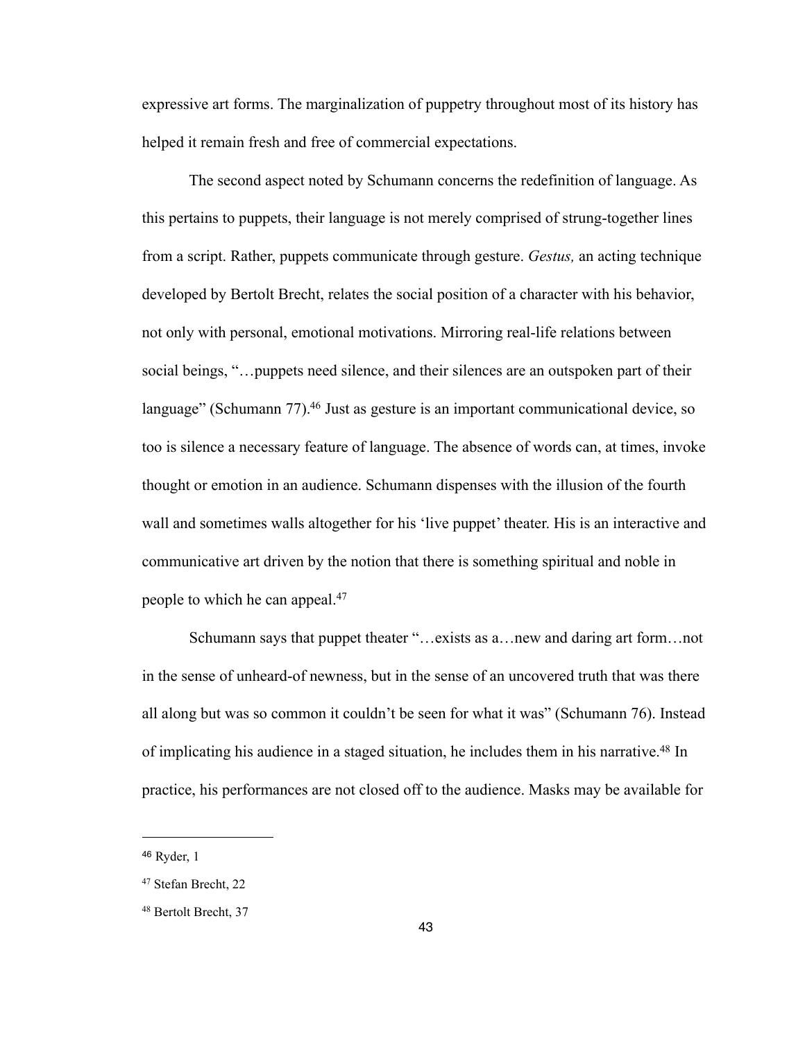expressive art forms. The marginalization of puppetry throughout most of its history has helped it remain fresh and free of commercial expectations.

The second aspect noted by Schumann concerns the redefinition of language. As this pertains to puppets, their language is not merely comprised of strung-together lines from a script. Rather, puppets communicate through gesture. *Gestus,* an acting technique developed by Bertolt Brecht, relates the social position of a character with his behavior, not only with personal, emotional motivations. Mirroring real-life relations between social beings, "…puppets need silence, and their silences are an outspoken part of their language" (Schumann 77).[46] Just as gesture is an important communicational device, so too is silence a necessary feature of language. The absence of words can, at times, invoke thought or emotion in an audience. Schumann dispenses with the illusion of the fourth wall and sometimes walls altogether for his 'live puppet' theater. His is an interactive and communicative art driven by the notion that there is something spiritual and noble in people to which he can appeal.[47]

Schumann says that puppet theater "…exists as a…new and daring art form…not in the sense of unheard-of newness, but in the sense of an uncovered truth that was there all along but was so common it couldn't be seen for what it was" (Schumann 76). Instead of implicating his audience in a staged situation, he includes them in his narrative.[48] In practice, his performances are not closed off to the audience. Masks may be available for

---

[46] Ryder, 1

[47] Stefan Brecht, 22

[48] Bertolt Brecht, 37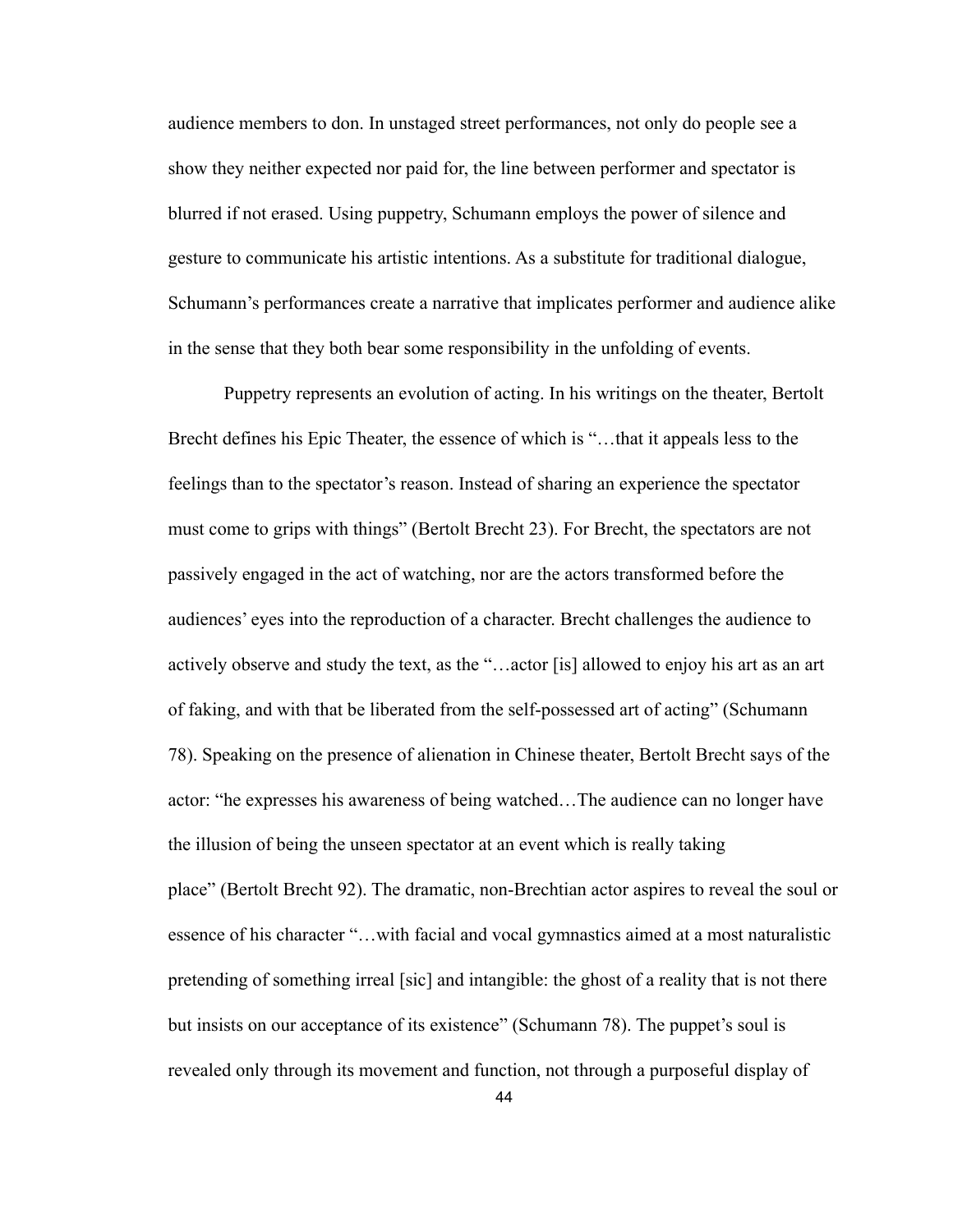audience members to don. In unstaged street performances, not only do people see a show they neither expected nor paid for, the line between performer and spectator is blurred if not erased. Using puppetry, Schumann employs the power of silence and gesture to communicate his artistic intentions. As a substitute for traditional dialogue, Schumann's performances create a narrative that implicates performer and audience alike in the sense that they both bear some responsibility in the unfolding of events.

Puppetry represents an evolution of acting. In his writings on the theater, Bertolt Brecht defines his Epic Theater, the essence of which is "…that it appeals less to the feelings than to the spectator's reason. Instead of sharing an experience the spectator must come to grips with things" (Bertolt Brecht 23). For Brecht, the spectators are not passively engaged in the act of watching, nor are the actors transformed before the audiences' eyes into the reproduction of a character. Brecht challenges the audience to actively observe and study the text, as the "…actor [is] allowed to enjoy his art as an art of faking, and with that be liberated from the self-possessed art of acting" (Schumann 78). Speaking on the presence of alienation in Chinese theater, Bertolt Brecht says of the actor: "he expresses his awareness of being watched…The audience can no longer have the illusion of being the unseen spectator at an event which is really taking place" (Bertolt Brecht 92). The dramatic, non-Brechtian actor aspires to reveal the soul or essence of his character "…with facial and vocal gymnastics aimed at a most naturalistic pretending of something irreal [sic] and intangible: the ghost of a reality that is not there but insists on our acceptance of its existence" (Schumann 78). The puppet's soul is revealed only through its movement and function, not through a purposeful display of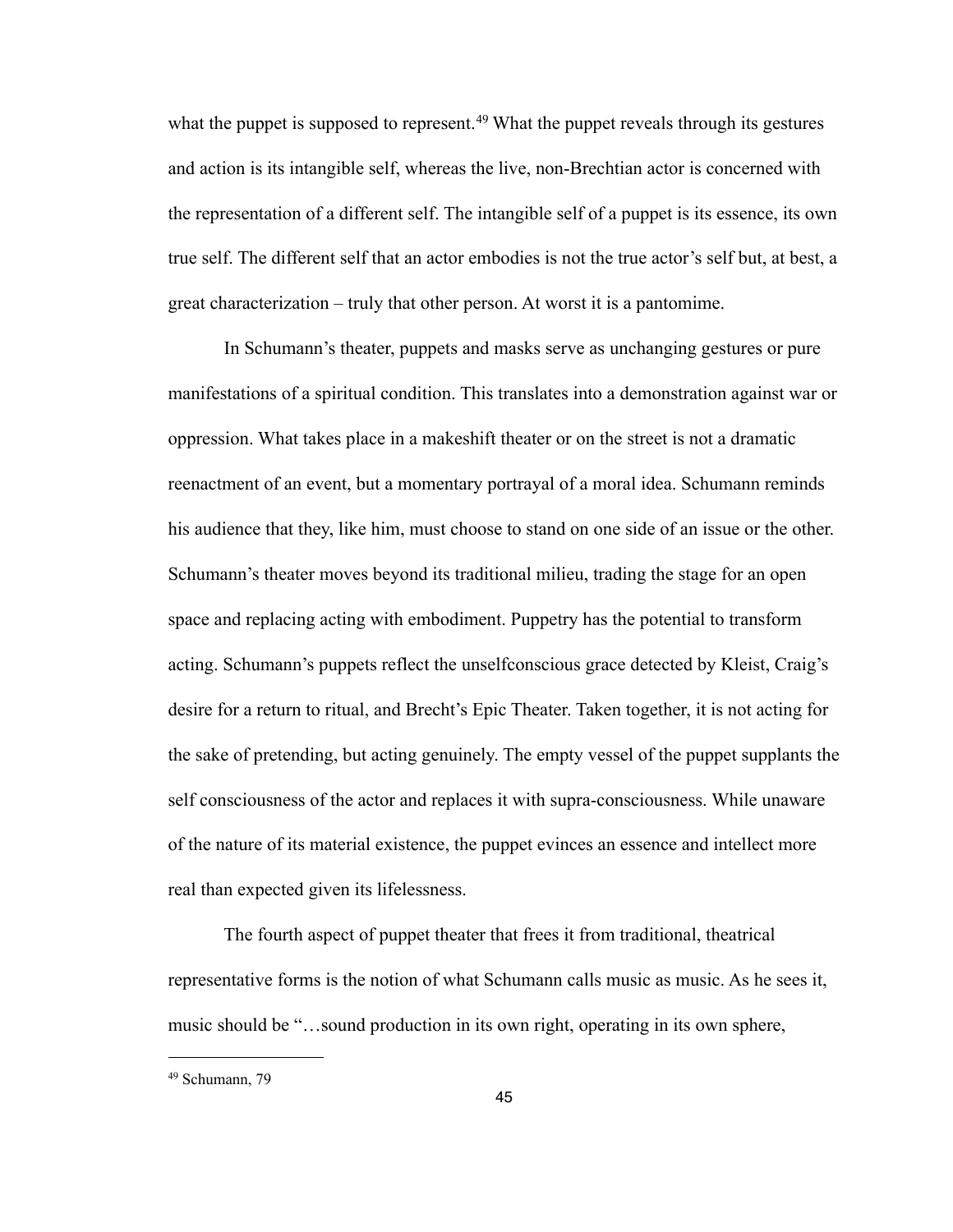what the puppet is supposed to represent.[49] What the puppet reveals through its gestures and action is its intangible self, whereas the live, non-Brechtian actor is concerned with the representation of a different self. The intangible self of a puppet is its essence, its own true self. The different self that an actor embodies is not the true actor's self but, at best, a great characterization – truly that other person. At worst it is a pantomime.

In Schumann's theater, puppets and masks serve as unchanging gestures or pure manifestations of a spiritual condition. This translates into a demonstration against war or oppression. What takes place in a makeshift theater or on the street is not a dramatic reenactment of an event, but a momentary portrayal of a moral idea. Schumann reminds his audience that they, like him, must choose to stand on one side of an issue or the other. Schumann's theater moves beyond its traditional milieu, trading the stage for an open space and replacing acting with embodiment. Puppetry has the potential to transform acting. Schumann's puppets reflect the unselfconscious grace detected by Kleist, Craig's desire for a return to ritual, and Brecht's Epic Theater. Taken together, it is not acting for the sake of pretending, but acting genuinely. The empty vessel of the puppet supplants the self consciousness of the actor and replaces it with supra-consciousness. While unaware of the nature of its material existence, the puppet evinces an essence and intellect more real than expected given its lifelessness.

The fourth aspect of puppet theater that frees it from traditional, theatrical representative forms is the notion of what Schumann calls music as music. As he sees it, music should be "…sound production in its own right, operating in its own sphere,

---

[49] Schumann, 79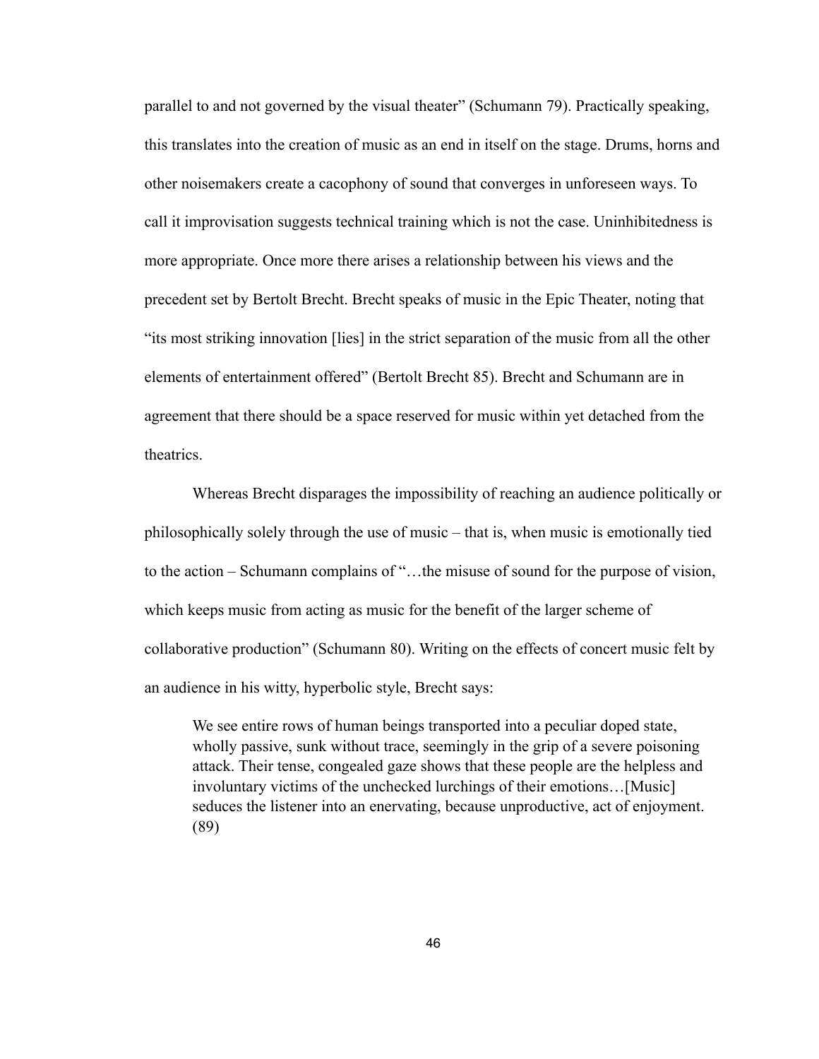parallel to and not governed by the visual theater" (Schumann 79). Practically speaking, this translates into the creation of music as an end in itself on the stage. Drums, horns and other noisemakers create a cacophony of sound that converges in unforeseen ways. To call it improvisation suggests technical training which is not the case. Uninhibitedness is more appropriate. Once more there arises a relationship between his views and the precedent set by Bertolt Brecht. Brecht speaks of music in the Epic Theater, noting that "its most striking innovation [lies] in the strict separation of the music from all the other elements of entertainment offered" (Bertolt Brecht 85). Brecht and Schumann are in agreement that there should be a space reserved for music within yet detached from the theatrics.

Whereas Brecht disparages the impossibility of reaching an audience politically or philosophically solely through the use of music – that is, when music is emotionally tied to the action – Schumann complains of "…the misuse of sound for the purpose of vision, which keeps music from acting as music for the benefit of the larger scheme of collaborative production" (Schumann 80). Writing on the effects of concert music felt by an audience in his witty, hyperbolic style, Brecht says:

> We see entire rows of human beings transported into a peculiar doped state, wholly passive, sunk without trace, seemingly in the grip of a severe poisoning attack. Their tense, congealed gaze shows that these people are the helpless and involuntary victims of the unchecked lurchings of their emotions…[Music] seduces the listener into an enervating, because unproductive, act of enjoyment. (89)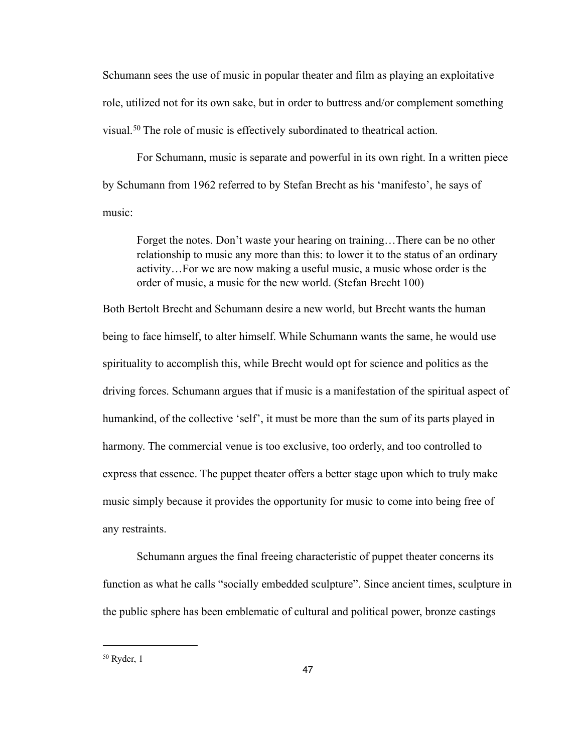Schumann sees the use of music in popular theater and film as playing an exploitative role, utilized not for its own sake, but in order to buttress and/or complement something visual.[50] The role of music is effectively subordinated to theatrical action.

For Schumann, music is separate and powerful in its own right. In a written piece by Schumann from 1962 referred to by Stefan Brecht as his 'manifesto', he says of music:

> Forget the notes. Don't waste your hearing on training…There can be no other relationship to music any more than this: to lower it to the status of an ordinary activity…For we are now making a useful music, a music whose order is the order of music, a music for the new world. (Stefan Brecht 100)

Both Bertolt Brecht and Schumann desire a new world, but Brecht wants the human being to face himself, to alter himself. While Schumann wants the same, he would use spirituality to accomplish this, while Brecht would opt for science and politics as the driving forces. Schumann argues that if music is a manifestation of the spiritual aspect of humankind, of the collective 'self', it must be more than the sum of its parts played in harmony. The commercial venue is too exclusive, too orderly, and too controlled to express that essence. The puppet theater offers a better stage upon which to truly make music simply because it provides the opportunity for music to come into being free of any restraints.

Schumann argues the final freeing characteristic of puppet theater concerns its function as what he calls "socially embedded sculpture". Since ancient times, sculpture in the public sphere has been emblematic of cultural and political power, bronze castings

---

[50] Ryder, 1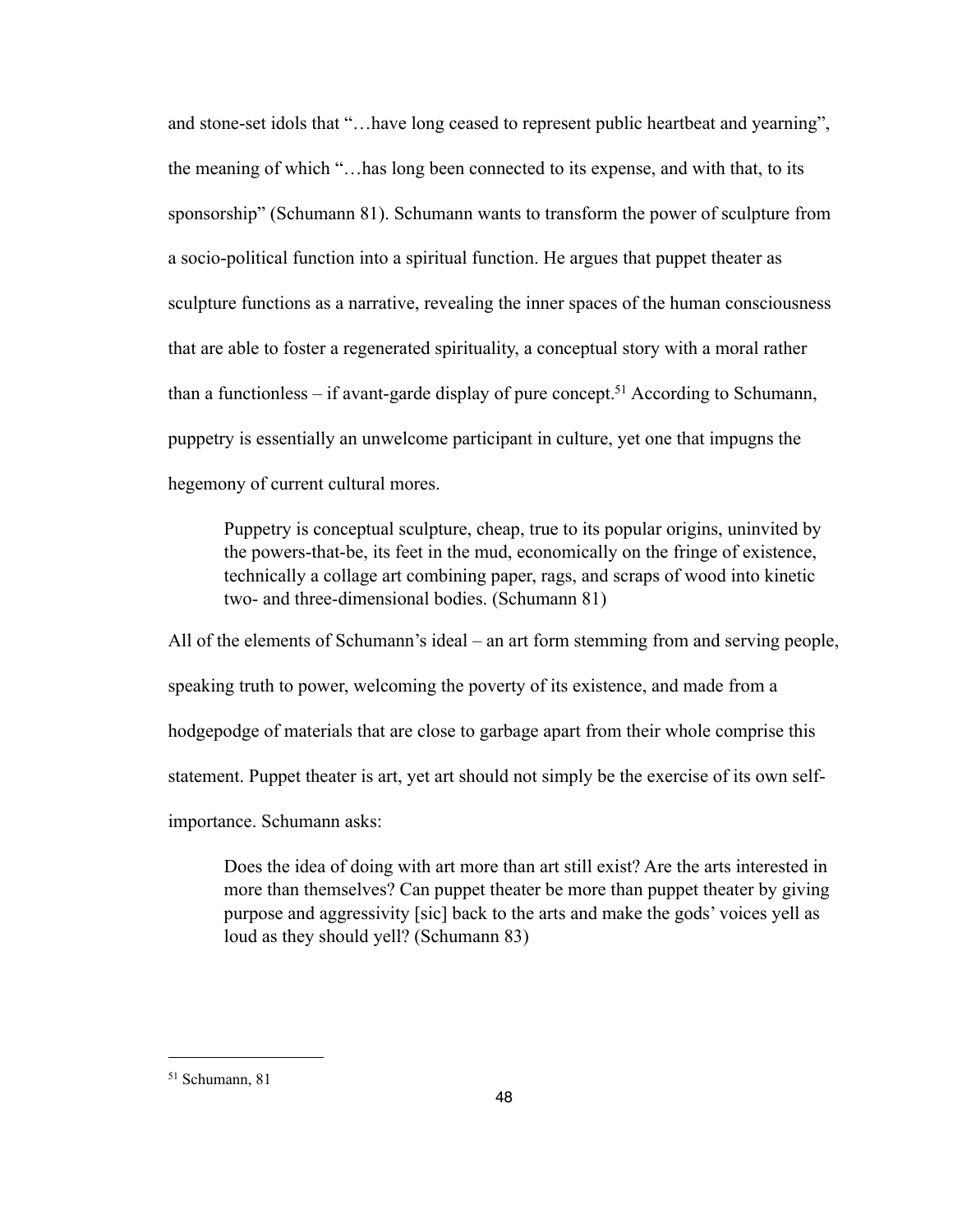and stone-set idols that "…have long ceased to represent public heartbeat and yearning", the meaning of which "…has long been connected to its expense, and with that, to its sponsorship" (Schumann 81). Schumann wants to transform the power of sculpture from a socio-political function into a spiritual function. He argues that puppet theater as sculpture functions as a narrative, revealing the inner spaces of the human consciousness that are able to foster a regenerated spirituality, a conceptual story with a moral rather than a functionless – if avant-garde display of pure concept.[51] According to Schumann, puppetry is essentially an unwelcome participant in culture, yet one that impugns the hegemony of current cultural mores.

> Puppetry is conceptual sculpture, cheap, true to its popular origins, uninvited by the powers-that-be, its feet in the mud, economically on the fringe of existence, technically a collage art combining paper, rags, and scraps of wood into kinetic two- and three-dimensional bodies. (Schumann 81)

All of the elements of Schumann's ideal – an art form stemming from and serving people, speaking truth to power, welcoming the poverty of its existence, and made from a hodgepodge of materials that are close to garbage apart from their whole comprise this statement. Puppet theater is art, yet art should not simply be the exercise of its own self-importance. Schumann asks:

> Does the idea of doing with art more than art still exist? Are the arts interested in more than themselves? Can puppet theater be more than puppet theater by giving purpose and aggressivity [sic] back to the arts and make the gods' voices yell as loud as they should yell? (Schumann 83)

---

[51] Schumann, 81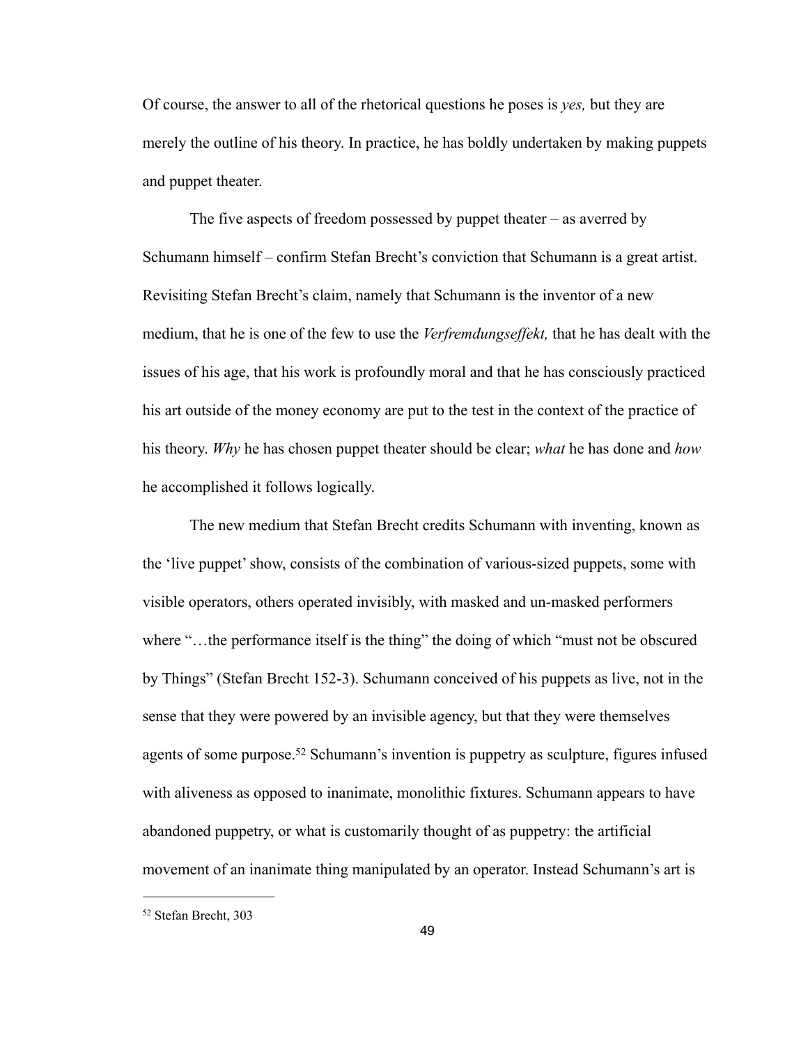Of course, the answer to all of the rhetorical questions he poses is *yes,* but they are merely the outline of his theory. In practice, he has boldly undertaken by making puppets and puppet theater.

The five aspects of freedom possessed by puppet theater – as averred by Schumann himself – confirm Stefan Brecht's conviction that Schumann is a great artist. Revisiting Stefan Brecht's claim, namely that Schumann is the inventor of a new medium, that he is one of the few to use the *Verfremdungseffekt,* that he has dealt with the issues of his age, that his work is profoundly moral and that he has consciously practiced his art outside of the money economy are put to the test in the context of the practice of his theory. *Why* he has chosen puppet theater should be clear; *what* he has done and *how* he accomplished it follows logically.

The new medium that Stefan Brecht credits Schumann with inventing, known as the 'live puppet' show, consists of the combination of various-sized puppets, some with visible operators, others operated invisibly, with masked and un-masked performers where "…the performance itself is the thing" the doing of which "must not be obscured by Things" (Stefan Brecht 152-3). Schumann conceived of his puppets as live, not in the sense that they were powered by an invisible agency, but that they were themselves agents of some purpose.[52] Schumann's invention is puppetry as sculpture, figures infused with aliveness as opposed to inanimate, monolithic fixtures. Schumann appears to have abandoned puppetry, or what is customarily thought of as puppetry: the artificial movement of an inanimate thing manipulated by an operator. Instead Schumann's art is

---

[52] Stefan Brecht, 303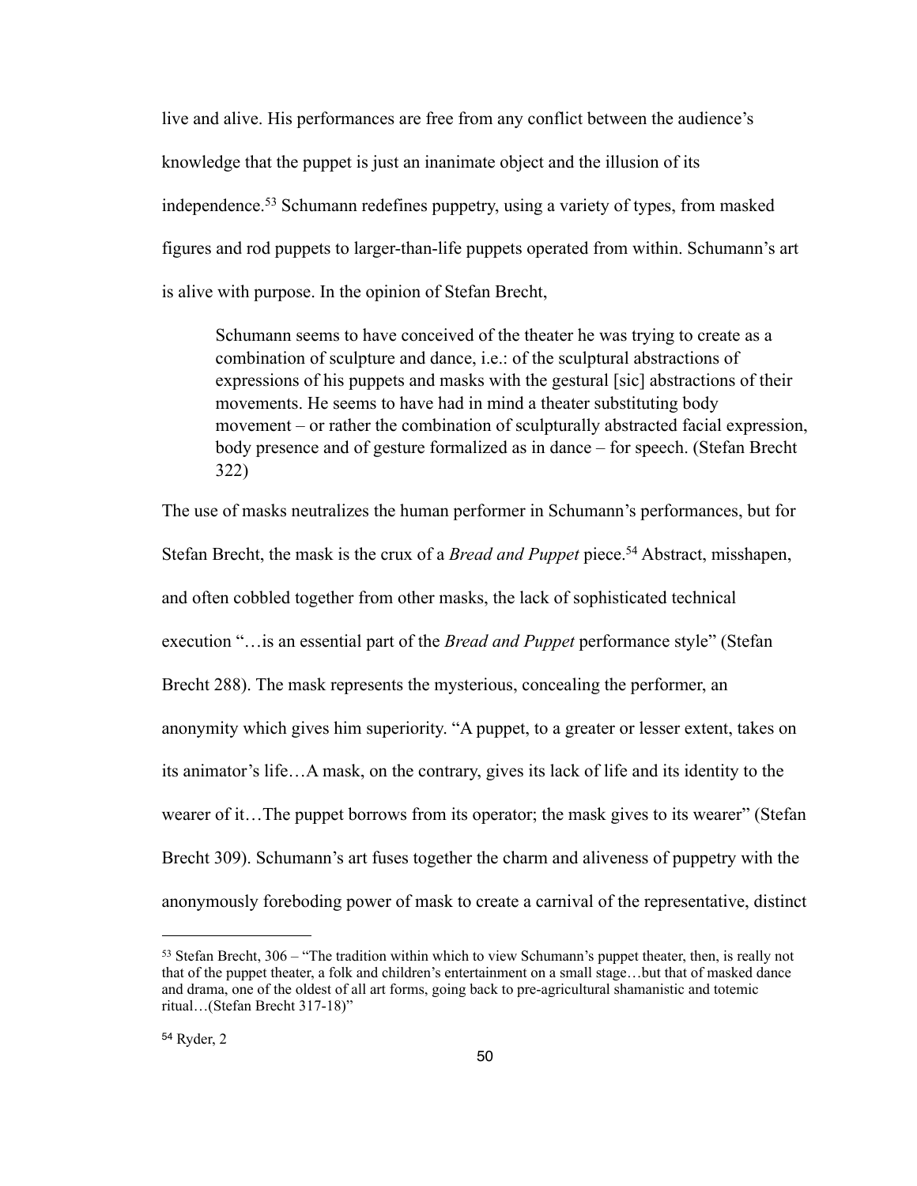live and alive. His performances are free from any conflict between the audience's knowledge that the puppet is just an inanimate object and the illusion of its independence.[53] Schumann redefines puppetry, using a variety of types, from masked figures and rod puppets to larger-than-life puppets operated from within. Schumann's art is alive with purpose. In the opinion of Stefan Brecht,

> Schumann seems to have conceived of the theater he was trying to create as a combination of sculpture and dance, i.e.: of the sculptural abstractions of expressions of his puppets and masks with the gestural [sic] abstractions of their movements. He seems to have had in mind a theater substituting body movement – or rather the combination of sculpturally abstracted facial expression, body presence and of gesture formalized as in dance – for speech. (Stefan Brecht 322)

The use of masks neutralizes the human performer in Schumann's performances, but for Stefan Brecht, the mask is the crux of a *Bread and Puppet* piece.[54] Abstract, misshapen, and often cobbled together from other masks, the lack of sophisticated technical execution "…is an essential part of the *Bread and Puppet* performance style" (Stefan Brecht 288). The mask represents the mysterious, concealing the performer, an anonymity which gives him superiority. "A puppet, to a greater or lesser extent, takes on its animator's life…A mask, on the contrary, gives its lack of life and its identity to the wearer of it…The puppet borrows from its operator; the mask gives to its wearer" (Stefan Brecht 309). Schumann's art fuses together the charm and aliveness of puppetry with the anonymously foreboding power of mask to create a carnival of the representative, distinct

---

[53] Stefan Brecht, 306 – "The tradition within which to view Schumann's puppet theater, then, is really not that of the puppet theater, a folk and children's entertainment on a small stage…but that of masked dance and drama, one of the oldest of all art forms, going back to pre-agricultural shamanistic and totemic ritual…(Stefan Brecht 317-18)"

[54] Ryder, 2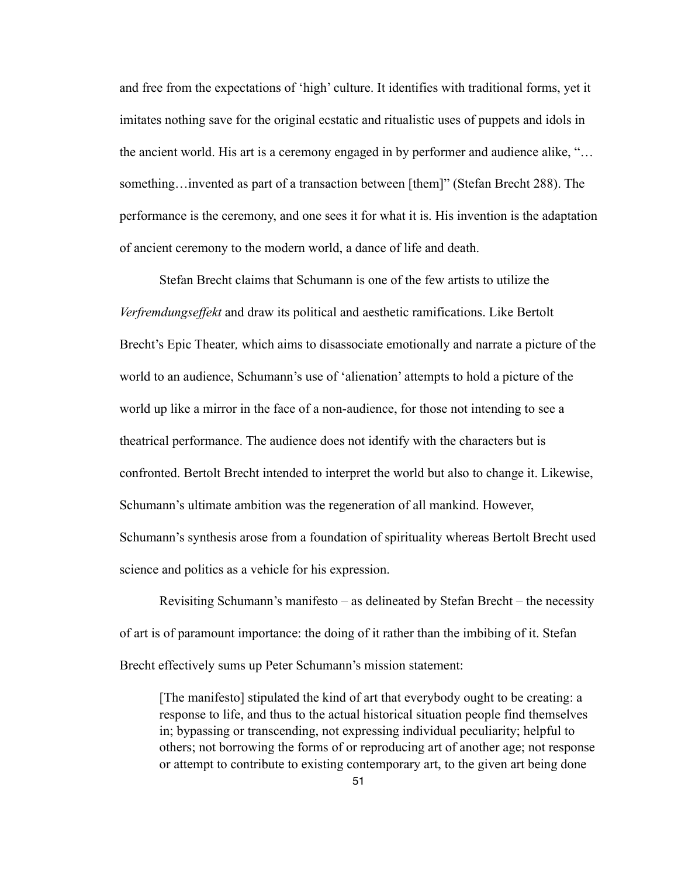and free from the expectations of 'high' culture. It identifies with traditional forms, yet it imitates nothing save for the original ecstatic and ritualistic uses of puppets and idols in the ancient world. His art is a ceremony engaged in by performer and audience alike, "…something…invented as part of a transaction between [them]" (Stefan Brecht 288). The performance is the ceremony, and one sees it for what it is. His invention is the adaptation of ancient ceremony to the modern world, a dance of life and death.

Stefan Brecht claims that Schumann is one of the few artists to utilize the *Verfremdungseffekt* and draw its political and aesthetic ramifications. Like Bertolt Brecht's Epic Theater*,* which aims to disassociate emotionally and narrate a picture of the world to an audience, Schumann's use of 'alienation' attempts to hold a picture of the world up like a mirror in the face of a non-audience, for those not intending to see a theatrical performance. The audience does not identify with the characters but is confronted. Bertolt Brecht intended to interpret the world but also to change it. Likewise, Schumann's ultimate ambition was the regeneration of all mankind. However, Schumann's synthesis arose from a foundation of spirituality whereas Bertolt Brecht used science and politics as a vehicle for his expression.

Revisiting Schumann's manifesto – as delineated by Stefan Brecht – the necessity of art is of paramount importance: the doing of it rather than the imbibing of it. Stefan Brecht effectively sums up Peter Schumann's mission statement:

> [The manifesto] stipulated the kind of art that everybody ought to be creating: a response to life, and thus to the actual historical situation people find themselves in; bypassing or transcending, not expressing individual peculiarity; helpful to others; not borrowing the forms of or reproducing art of another age; not response or attempt to contribute to existing contemporary art, to the given art being done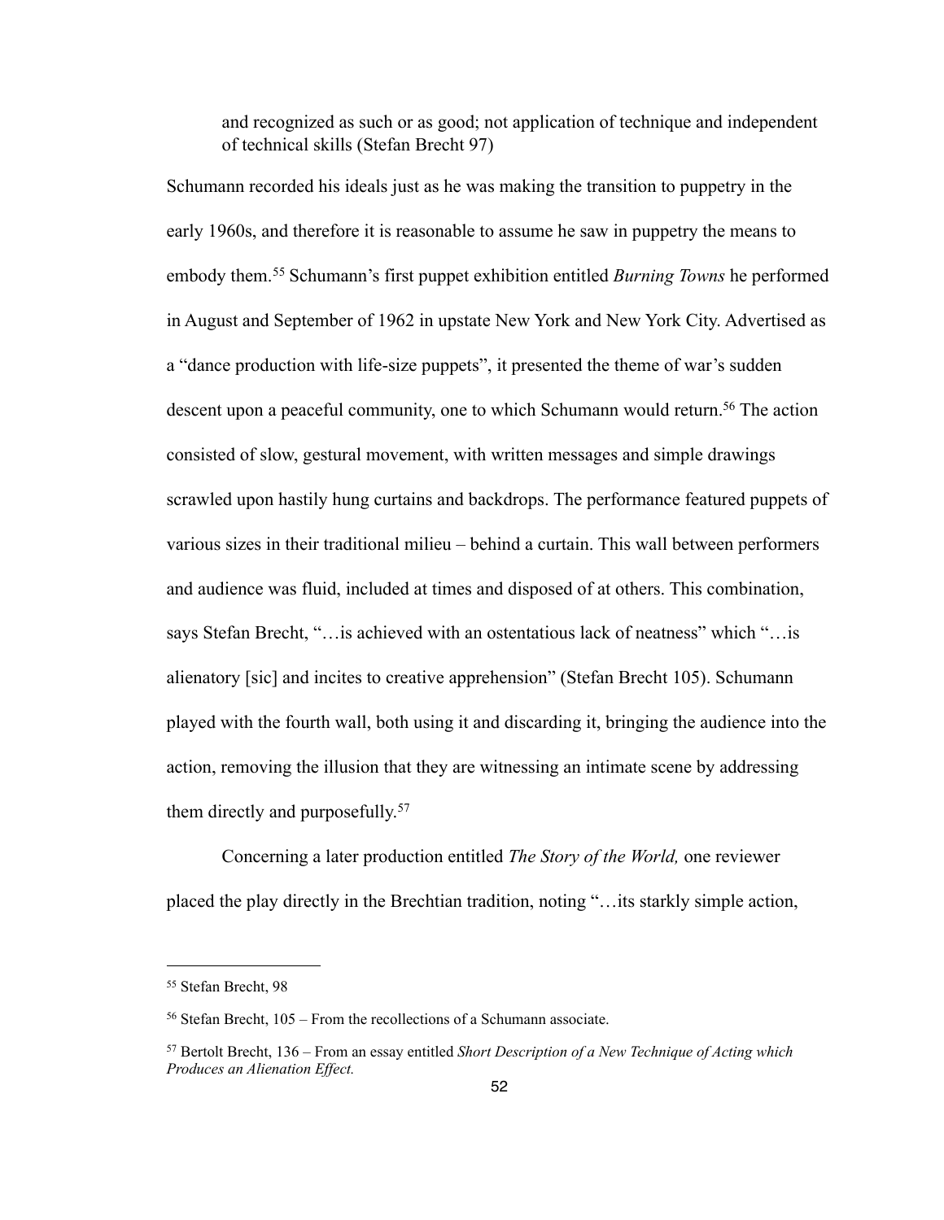> and recognized as such or as good; not application of technique and independent of technical skills (Stefan Brecht 97)

Schumann recorded his ideals just as he was making the transition to puppetry in the early 1960s, and therefore it is reasonable to assume he saw in puppetry the means to embody them.[55] Schumann's first puppet exhibition entitled *Burning Towns* he performed in August and September of 1962 in upstate New York and New York City. Advertised as a "dance production with life-size puppets", it presented the theme of war's sudden descent upon a peaceful community, one to which Schumann would return.[56] The action consisted of slow, gestural movement, with written messages and simple drawings scrawled upon hastily hung curtains and backdrops. The performance featured puppets of various sizes in their traditional milieu – behind a curtain. This wall between performers and audience was fluid, included at times and disposed of at others. This combination, says Stefan Brecht, "…is achieved with an ostentatious lack of neatness" which "…is alienatory [sic] and incites to creative apprehension" (Stefan Brecht 105). Schumann played with the fourth wall, both using it and discarding it, bringing the audience into the action, removing the illusion that they are witnessing an intimate scene by addressing them directly and purposefully.[57]

Concerning a later production entitled *The Story of the World,* one reviewer placed the play directly in the Brechtian tradition, noting "…its starkly simple action,

---

[55] Stefan Brecht, 98

[56] Stefan Brecht, 105 – From the recollections of a Schumann associate.

[57] Bertolt Brecht, 136 – From an essay entitled *Short Description of a New Technique of Acting which Produces an Alienation Effect.*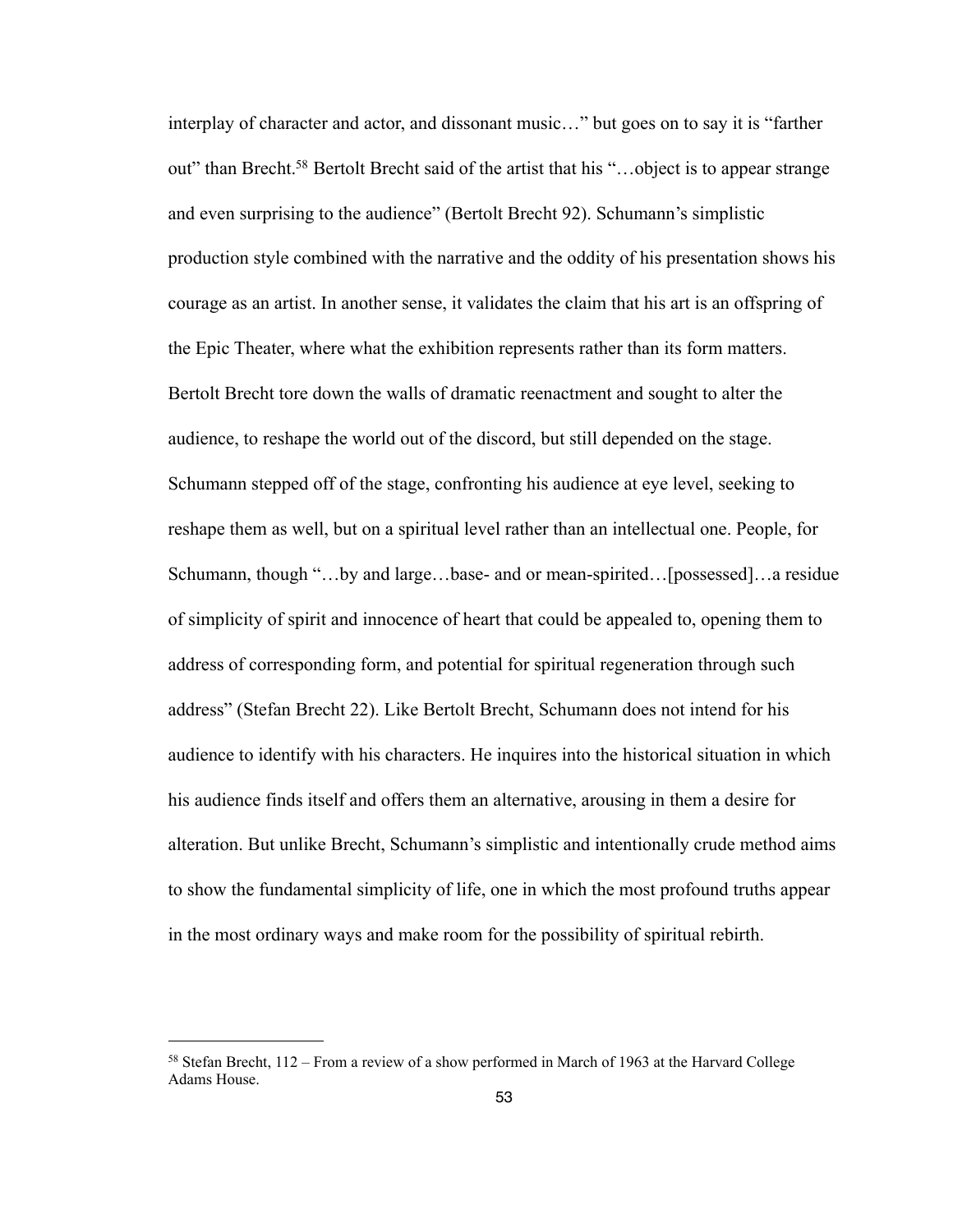interplay of character and actor, and dissonant music…" but goes on to say it is "farther out" than Brecht.[58] Bertolt Brecht said of the artist that his "…object is to appear strange and even surprising to the audience" (Bertolt Brecht 92). Schumann's simplistic production style combined with the narrative and the oddity of his presentation shows his courage as an artist. In another sense, it validates the claim that his art is an offspring of the Epic Theater, where what the exhibition represents rather than its form matters. Bertolt Brecht tore down the walls of dramatic reenactment and sought to alter the audience, to reshape the world out of the discord, but still depended on the stage. Schumann stepped off of the stage, confronting his audience at eye level, seeking to reshape them as well, but on a spiritual level rather than an intellectual one. People, for Schumann, though "…by and large…base- and or mean-spirited…[possessed]…a residue of simplicity of spirit and innocence of heart that could be appealed to, opening them to address of corresponding form, and potential for spiritual regeneration through such address" (Stefan Brecht 22). Like Bertolt Brecht, Schumann does not intend for his audience to identify with his characters. He inquires into the historical situation in which his audience finds itself and offers them an alternative, arousing in them a desire for alteration. But unlike Brecht, Schumann's simplistic and intentionally crude method aims to show the fundamental simplicity of life, one in which the most profound truths appear in the most ordinary ways and make room for the possibility of spiritual rebirth.

[58] Stefan Brecht, 112 – From a review of a show performed in March of 1963 at the Harvard College Adams House.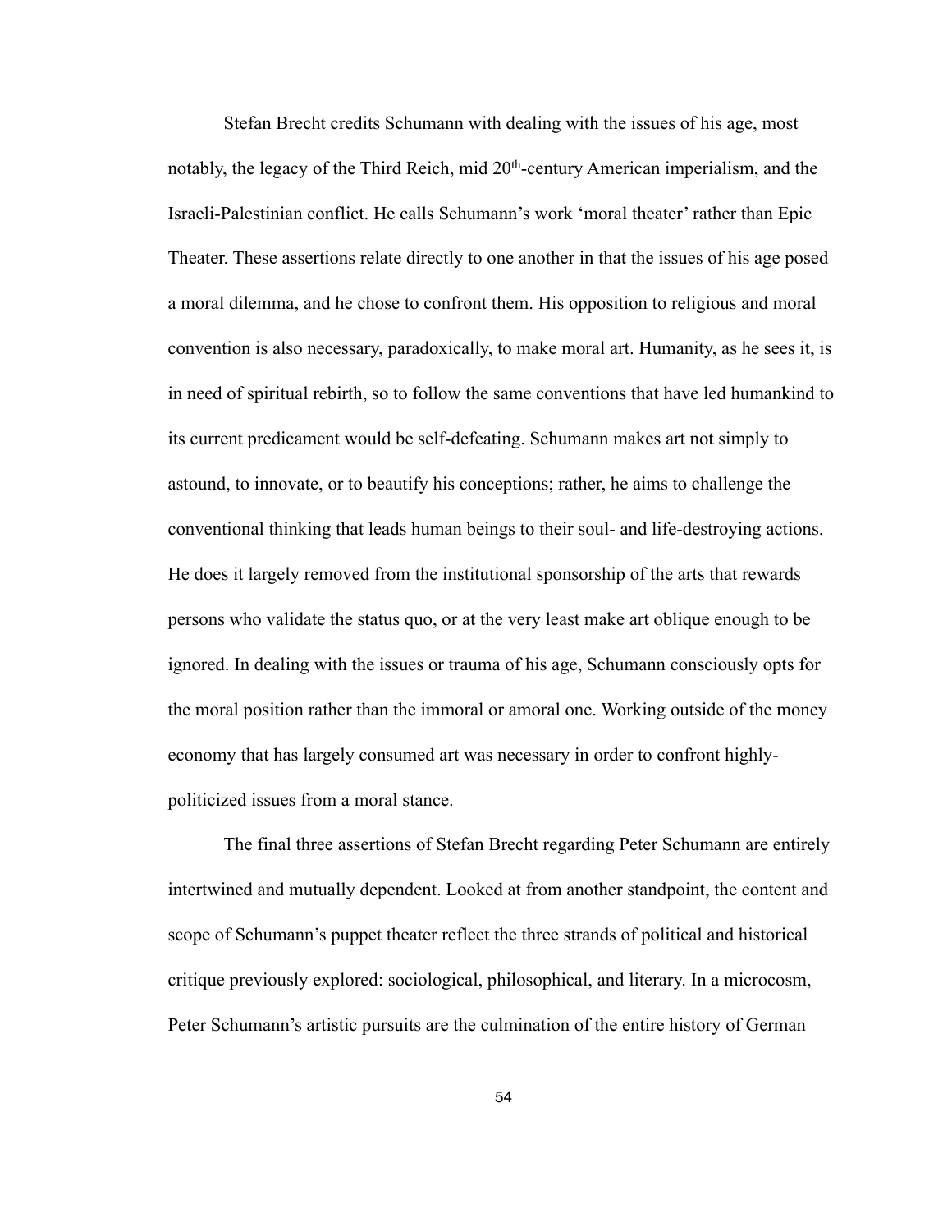Stefan Brecht credits Schumann with dealing with the issues of his age, most notably, the legacy of the Third Reich, mid 20th-century American imperialism, and the Israeli-Palestinian conflict. He calls Schumann's work 'moral theater' rather than Epic Theater. These assertions relate directly to one another in that the issues of his age posed a moral dilemma, and he chose to confront them. His opposition to religious and moral convention is also necessary, paradoxically, to make moral art. Humanity, as he sees it, is in need of spiritual rebirth, so to follow the same conventions that have led humankind to its current predicament would be self-defeating. Schumann makes art not simply to astound, to innovate, or to beautify his conceptions; rather, he aims to challenge the conventional thinking that leads human beings to their soul- and life-destroying actions. He does it largely removed from the institutional sponsorship of the arts that rewards persons who validate the status quo, or at the very least make art oblique enough to be ignored. In dealing with the issues or trauma of his age, Schumann consciously opts for the moral position rather than the immoral or amoral one. Working outside of the money economy that has largely consumed art was necessary in order to confront highly-politicized issues from a moral stance.

The final three assertions of Stefan Brecht regarding Peter Schumann are entirely intertwined and mutually dependent. Looked at from another standpoint, the content and scope of Schumann's puppet theater reflect the three strands of political and historical critique previously explored: sociological, philosophical, and literary. In a microcosm, Peter Schumann's artistic pursuits are the culmination of the entire history of German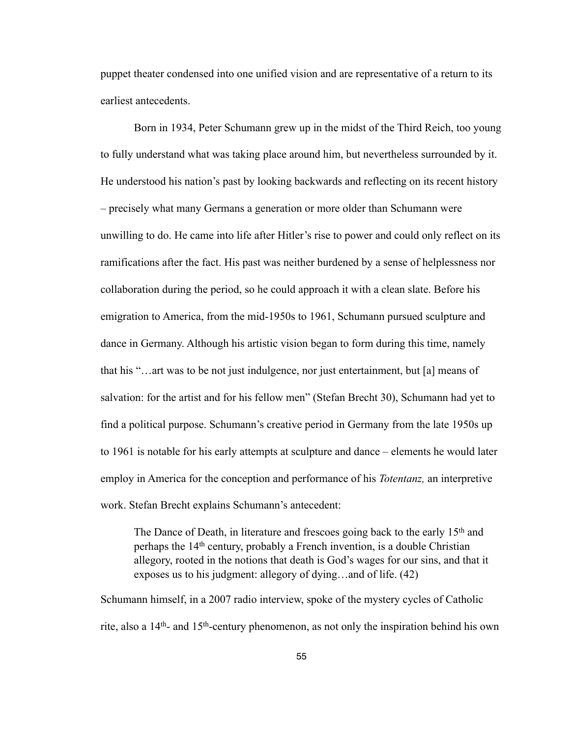puppet theater condensed into one unified vision and are representative of a return to its earliest antecedents.

Born in 1934, Peter Schumann grew up in the midst of the Third Reich, too young to fully understand what was taking place around him, but nevertheless surrounded by it. He understood his nation's past by looking backwards and reflecting on its recent history – precisely what many Germans a generation or more older than Schumann were unwilling to do. He came into life after Hitler's rise to power and could only reflect on its ramifications after the fact. His past was neither burdened by a sense of helplessness nor collaboration during the period, so he could approach it with a clean slate. Before his emigration to America, from the mid-1950s to 1961, Schumann pursued sculpture and dance in Germany. Although his artistic vision began to form during this time, namely that his "…art was to be not just indulgence, nor just entertainment, but [a] means of salvation: for the artist and for his fellow men" (Stefan Brecht 30), Schumann had yet to find a political purpose. Schumann's creative period in Germany from the late 1950s up to 1961 is notable for his early attempts at sculpture and dance – elements he would later employ in America for the conception and performance of his *Totentanz,* an interpretive work. Stefan Brecht explains Schumann's antecedent:

> The Dance of Death, in literature and frescoes going back to the early 15th and perhaps the 14th century, probably a French invention, is a double Christian allegory, rooted in the notions that death is God's wages for our sins, and that it exposes us to his judgment: allegory of dying…and of life. (42)

Schumann himself, in a 2007 radio interview, spoke of the mystery cycles of Catholic rite, also a 14th- and 15th-century phenomenon, as not only the inspiration behind his own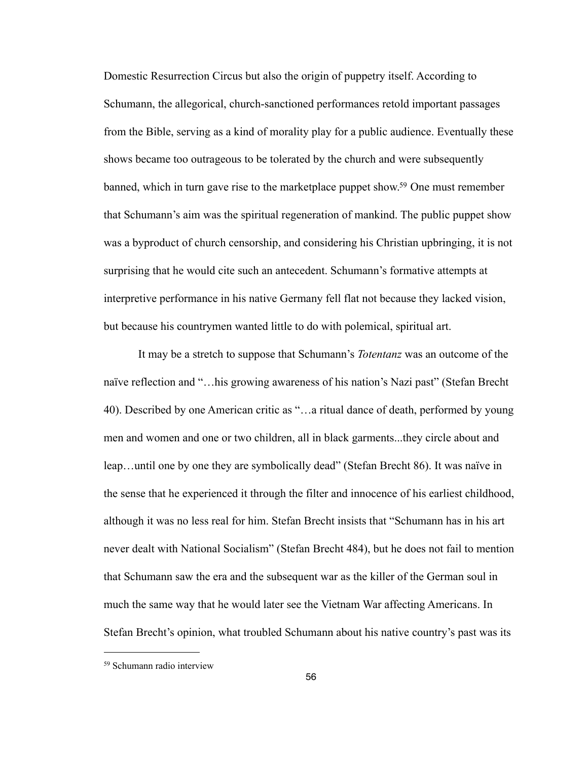Domestic Resurrection Circus but also the origin of puppetry itself. According to Schumann, the allegorical, church-sanctioned performances retold important passages from the Bible, serving as a kind of morality play for a public audience. Eventually these shows became too outrageous to be tolerated by the church and were subsequently banned, which in turn gave rise to the marketplace puppet show.[59] One must remember that Schumann's aim was the spiritual regeneration of mankind. The public puppet show was a byproduct of church censorship, and considering his Christian upbringing, it is not surprising that he would cite such an antecedent. Schumann's formative attempts at interpretive performance in his native Germany fell flat not because they lacked vision, but because his countrymen wanted little to do with polemical, spiritual art.

It may be a stretch to suppose that Schumann's *Totentanz* was an outcome of the naïve reflection and "…his growing awareness of his nation's Nazi past" (Stefan Brecht 40). Described by one American critic as "…a ritual dance of death, performed by young men and women and one or two children, all in black garments...they circle about and leap…until one by one they are symbolically dead" (Stefan Brecht 86). It was naïve in the sense that he experienced it through the filter and innocence of his earliest childhood, although it was no less real for him. Stefan Brecht insists that "Schumann has in his art never dealt with National Socialism" (Stefan Brecht 484), but he does not fail to mention that Schumann saw the era and the subsequent war as the killer of the German soul in much the same way that he would later see the Vietnam War affecting Americans. In Stefan Brecht's opinion, what troubled Schumann about his native country's past was its

[59] Schumann radio interview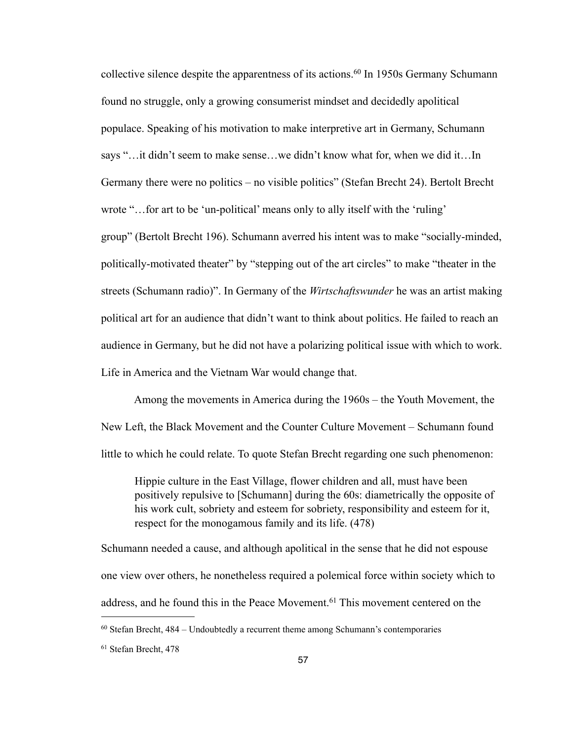collective silence despite the apparentness of its actions.[60] In 1950s Germany Schumann found no struggle, only a growing consumerist mindset and decidedly apolitical populace. Speaking of his motivation to make interpretive art in Germany, Schumann says "…it didn't seem to make sense…we didn't know what for, when we did it…In Germany there were no politics – no visible politics" (Stefan Brecht 24). Bertolt Brecht wrote "…for art to be 'un-political' means only to ally itself with the 'ruling' group" (Bertolt Brecht 196). Schumann averred his intent was to make "socially-minded, politically-motivated theater" by "stepping out of the art circles" to make "theater in the streets (Schumann radio)". In Germany of the *Wirtschaftswunder* he was an artist making political art for an audience that didn't want to think about politics. He failed to reach an audience in Germany, but he did not have a polarizing political issue with which to work. Life in America and the Vietnam War would change that.

Among the movements in America during the 1960s – the Youth Movement, the New Left, the Black Movement and the Counter Culture Movement – Schumann found little to which he could relate. To quote Stefan Brecht regarding one such phenomenon:

> Hippie culture in the East Village, flower children and all, must have been positively repulsive to [Schumann] during the 60s: diametrically the opposite of his work cult, sobriety and esteem for sobriety, responsibility and esteem for it, respect for the monogamous family and its life. (478)

Schumann needed a cause, and although apolitical in the sense that he did not espouse one view over others, he nonetheless required a polemical force within society which to address, and he found this in the Peace Movement.[61] This movement centered on the

---

[60] Stefan Brecht, 484 – Undoubtedly a recurrent theme among Schumann's contemporaries

[61] Stefan Brecht, 478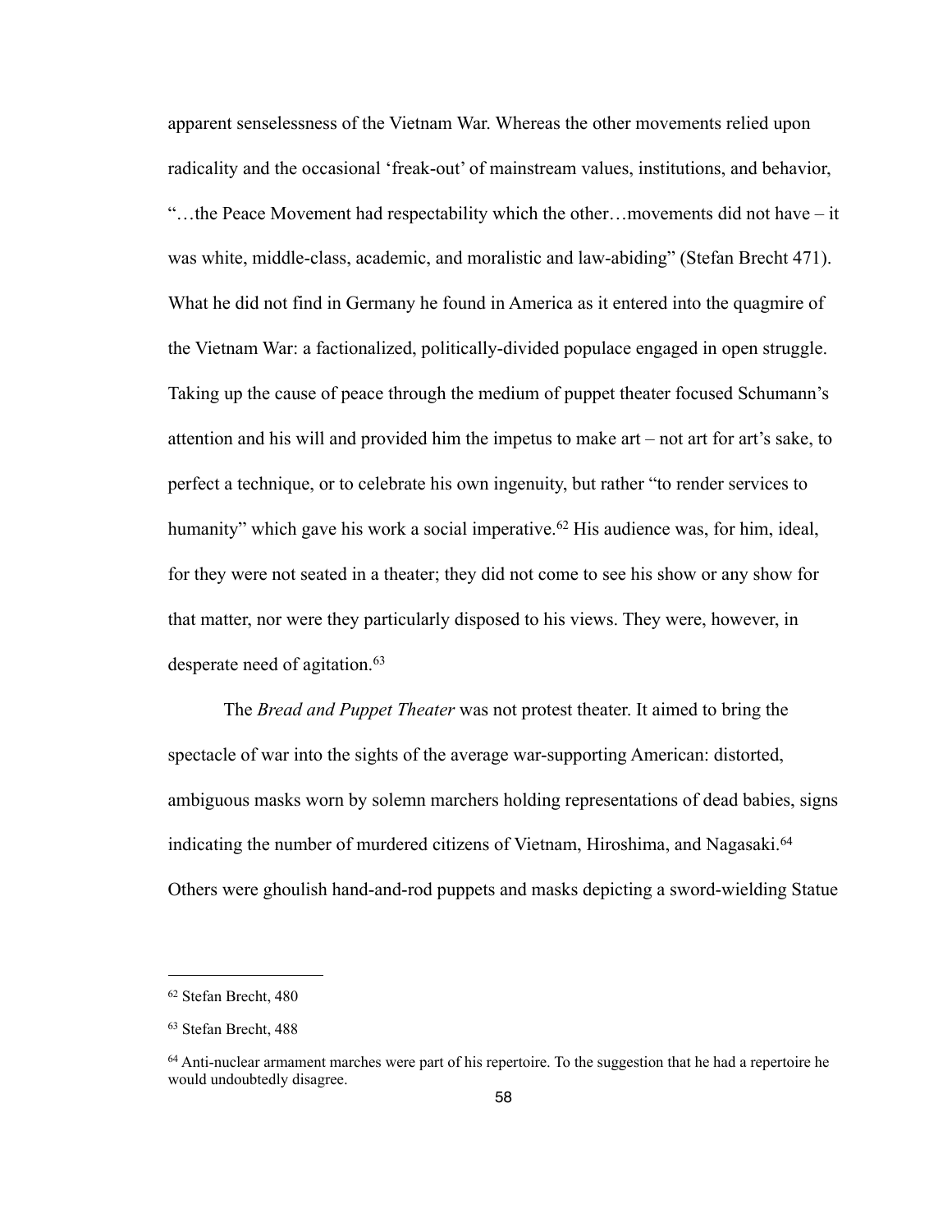apparent senselessness of the Vietnam War. Whereas the other movements relied upon radicality and the occasional 'freak-out' of mainstream values, institutions, and behavior, "…the Peace Movement had respectability which the other…movements did not have – it was white, middle-class, academic, and moralistic and law-abiding" (Stefan Brecht 471). What he did not find in Germany he found in America as it entered into the quagmire of the Vietnam War: a factionalized, politically-divided populace engaged in open struggle. Taking up the cause of peace through the medium of puppet theater focused Schumann's attention and his will and provided him the impetus to make art – not art for art's sake, to perfect a technique, or to celebrate his own ingenuity, but rather "to render services to humanity" which gave his work a social imperative.[62] His audience was, for him, ideal, for they were not seated in a theater; they did not come to see his show or any show for that matter, nor were they particularly disposed to his views. They were, however, in desperate need of agitation.[63]

The *Bread and Puppet Theater* was not protest theater. It aimed to bring the spectacle of war into the sights of the average war-supporting American: distorted, ambiguous masks worn by solemn marchers holding representations of dead babies, signs indicating the number of murdered citizens of Vietnam, Hiroshima, and Nagasaki.[64] Others were ghoulish hand-and-rod puppets and masks depicting a sword-wielding Statue

---

[62] Stefan Brecht, 480

[63] Stefan Brecht, 488

[64] Anti-nuclear armament marches were part of his repertoire. To the suggestion that he had a repertoire he would undoubtedly disagree.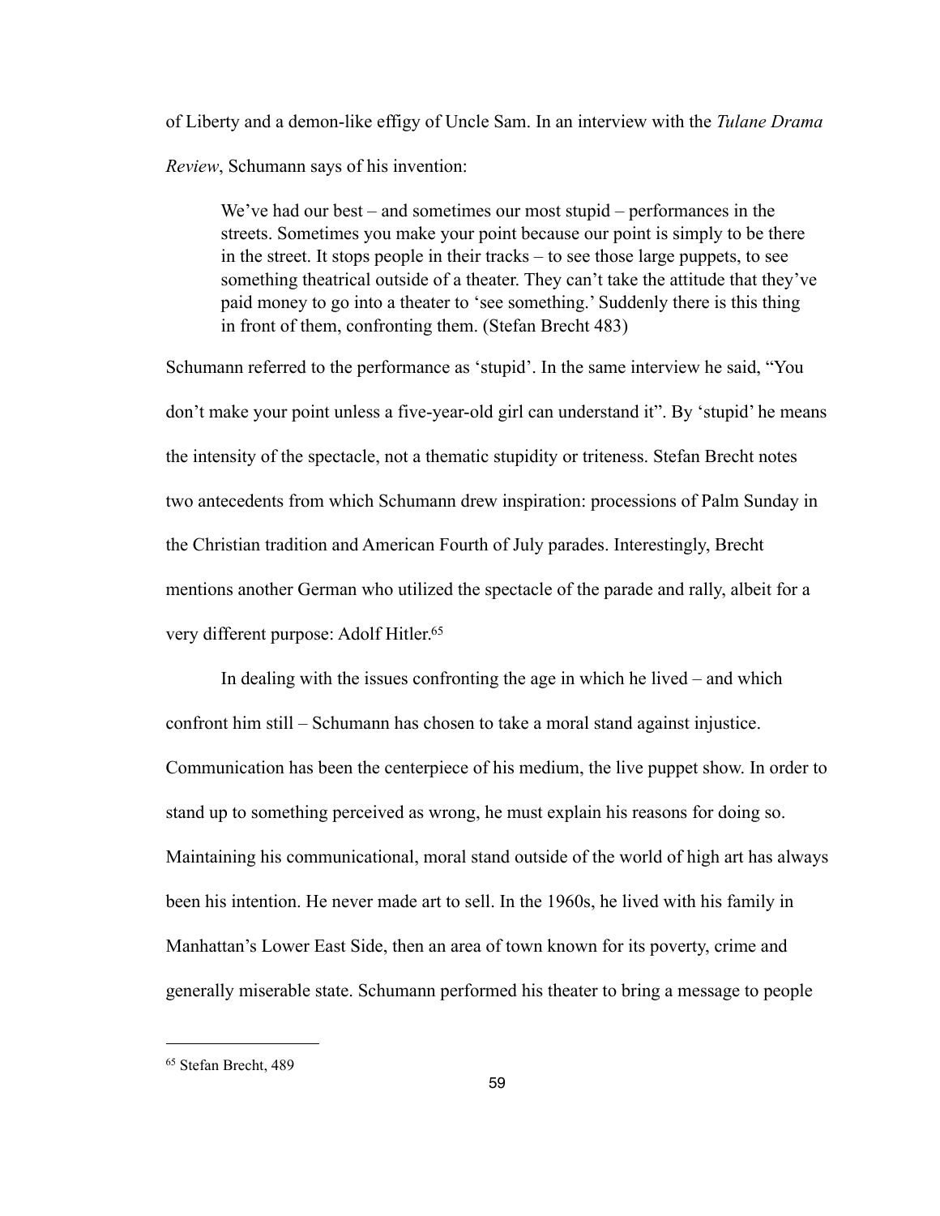of Liberty and a demon-like effigy of Uncle Sam. In an interview with the *Tulane Drama Review*, Schumann says of his invention:

> We've had our best – and sometimes our most stupid – performances in the streets. Sometimes you make your point because our point is simply to be there in the street. It stops people in their tracks – to see those large puppets, to see something theatrical outside of a theater. They can't take the attitude that they've paid money to go into a theater to 'see something.' Suddenly there is this thing in front of them, confronting them. (Stefan Brecht 483)

Schumann referred to the performance as 'stupid'. In the same interview he said, "You don't make your point unless a five-year-old girl can understand it". By 'stupid' he means the intensity of the spectacle, not a thematic stupidity or triteness. Stefan Brecht notes two antecedents from which Schumann drew inspiration: processions of Palm Sunday in the Christian tradition and American Fourth of July parades. Interestingly, Brecht mentions another German who utilized the spectacle of the parade and rally, albeit for a very different purpose: Adolf Hitler.[65]

In dealing with the issues confronting the age in which he lived – and which confront him still – Schumann has chosen to take a moral stand against injustice. Communication has been the centerpiece of his medium, the live puppet show. In order to stand up to something perceived as wrong, he must explain his reasons for doing so. Maintaining his communicational, moral stand outside of the world of high art has always been his intention. He never made art to sell. In the 1960s, he lived with his family in Manhattan's Lower East Side, then an area of town known for its poverty, crime and generally miserable state. Schumann performed his theater to bring a message to people

---

[65] Stefan Brecht, 489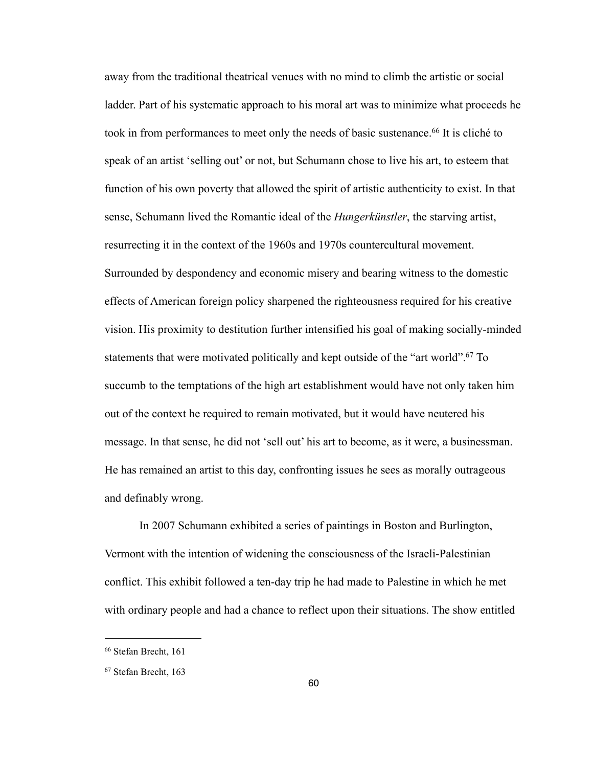away from the traditional theatrical venues with no mind to climb the artistic or social ladder. Part of his systematic approach to his moral art was to minimize what proceeds he took in from performances to meet only the needs of basic sustenance.[66] It is cliché to speak of an artist 'selling out' or not, but Schumann chose to live his art, to esteem that function of his own poverty that allowed the spirit of artistic authenticity to exist. In that sense, Schumann lived the Romantic ideal of the *Hungerkünstler*, the starving artist, resurrecting it in the context of the 1960s and 1970s countercultural movement. Surrounded by despondency and economic misery and bearing witness to the domestic effects of American foreign policy sharpened the righteousness required for his creative vision. His proximity to destitution further intensified his goal of making socially-minded statements that were motivated politically and kept outside of the "art world".[67] To succumb to the temptations of the high art establishment would have not only taken him out of the context he required to remain motivated, but it would have neutered his message. In that sense, he did not 'sell out' his art to become, as it were, a businessman. He has remained an artist to this day, confronting issues he sees as morally outrageous and definably wrong.

In 2007 Schumann exhibited a series of paintings in Boston and Burlington, Vermont with the intention of widening the consciousness of the Israeli-Palestinian conflict. This exhibit followed a ten-day trip he had made to Palestine in which he met with ordinary people and had a chance to reflect upon their situations. The show entitled

---

[66] Stefan Brecht, 161

[67] Stefan Brecht, 163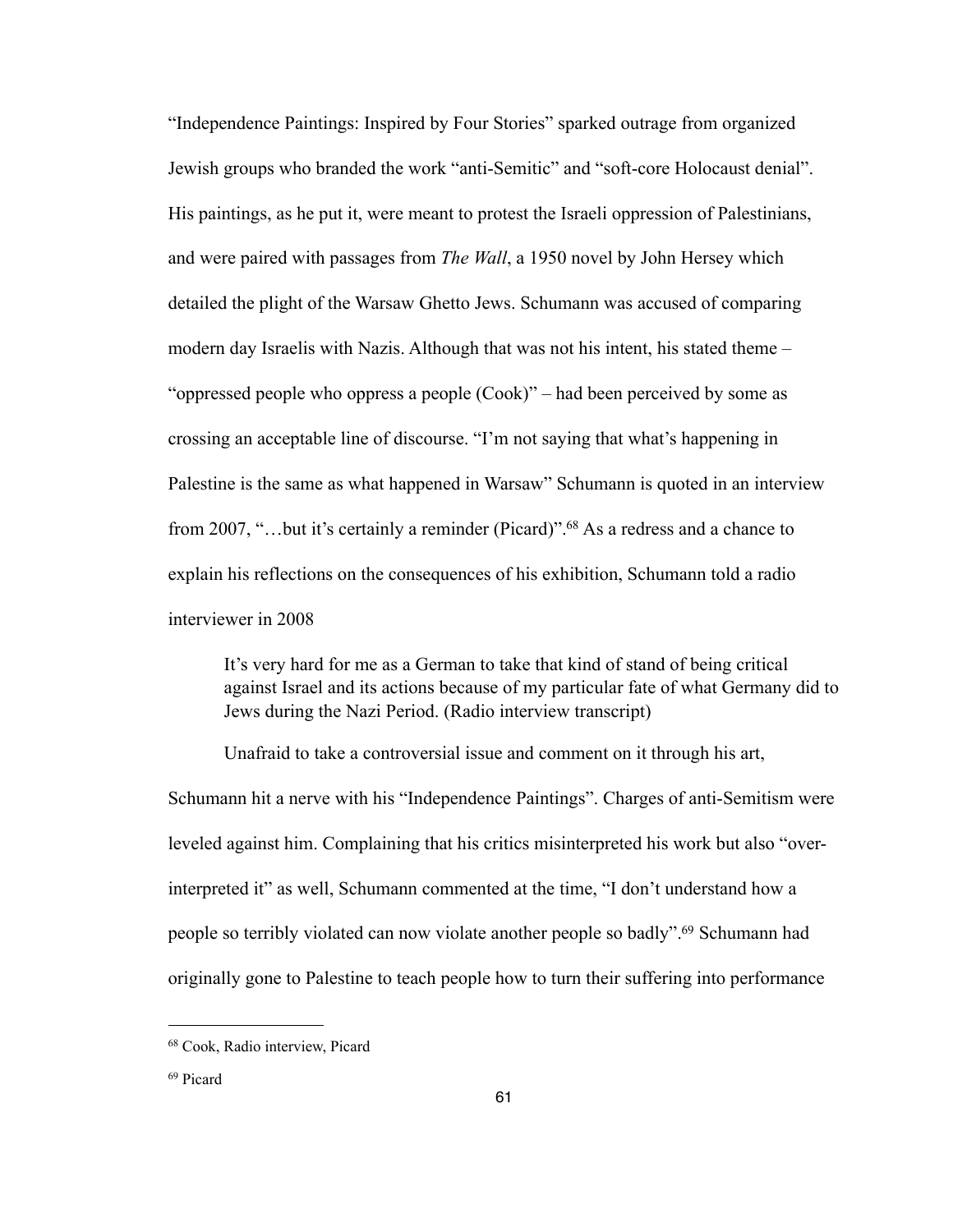"Independence Paintings: Inspired by Four Stories" sparked outrage from organized Jewish groups who branded the work "anti-Semitic" and "soft-core Holocaust denial". His paintings, as he put it, were meant to protest the Israeli oppression of Palestinians, and were paired with passages from *The Wall*, a 1950 novel by John Hersey which detailed the plight of the Warsaw Ghetto Jews. Schumann was accused of comparing modern day Israelis with Nazis. Although that was not his intent, his stated theme – "oppressed people who oppress a people (Cook)" – had been perceived by some as crossing an acceptable line of discourse. "I'm not saying that what's happening in Palestine is the same as what happened in Warsaw" Schumann is quoted in an interview from 2007, "…but it's certainly a reminder (Picard)".[68] As a redress and a chance to explain his reflections on the consequences of his exhibition, Schumann told a radio interviewer in 2008

> It's very hard for me as a German to take that kind of stand of being critical against Israel and its actions because of my particular fate of what Germany did to Jews during the Nazi Period. (Radio interview transcript)

Unafraid to take a controversial issue and comment on it through his art, Schumann hit a nerve with his "Independence Paintings". Charges of anti-Semitism were leveled against him. Complaining that his critics misinterpreted his work but also "over-interpreted it" as well, Schumann commented at the time, "I don't understand how a people so terribly violated can now violate another people so badly".[69] Schumann had originally gone to Palestine to teach people how to turn their suffering into performance

---

[68] Cook, Radio interview, Picard

[69] Picard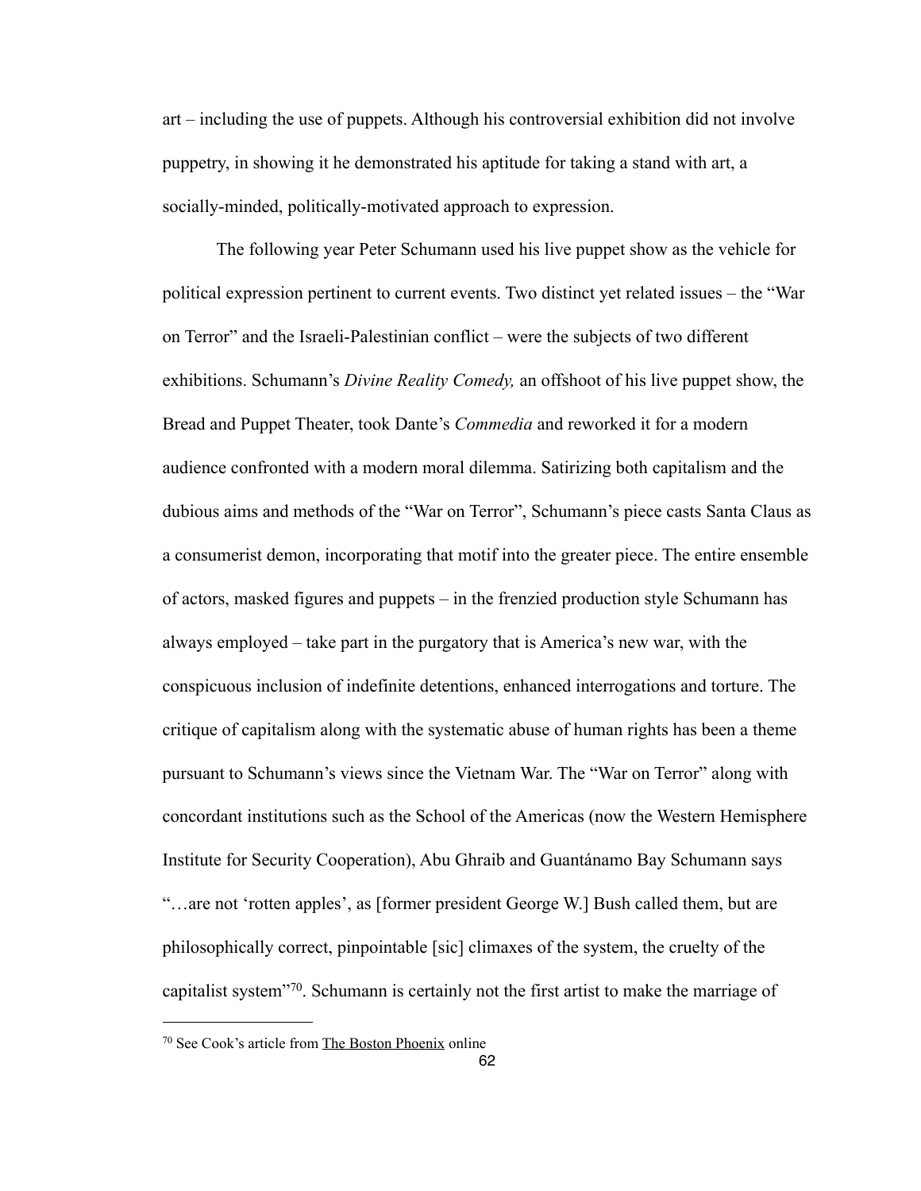art – including the use of puppets. Although his controversial exhibition did not involve puppetry, in showing it he demonstrated his aptitude for taking a stand with art, a socially-minded, politically-motivated approach to expression.

The following year Peter Schumann used his live puppet show as the vehicle for political expression pertinent to current events. Two distinct yet related issues – the "War on Terror" and the Israeli-Palestinian conflict – were the subjects of two different exhibitions. Schumann's *Divine Reality Comedy,* an offshoot of his live puppet show, the Bread and Puppet Theater, took Dante's *Commedia* and reworked it for a modern audience confronted with a modern moral dilemma. Satirizing both capitalism and the dubious aims and methods of the "War on Terror", Schumann's piece casts Santa Claus as a consumerist demon, incorporating that motif into the greater piece. The entire ensemble of actors, masked figures and puppets – in the frenzied production style Schumann has always employed – take part in the purgatory that is America's new war, with the conspicuous inclusion of indefinite detentions, enhanced interrogations and torture. The critique of capitalism along with the systematic abuse of human rights has been a theme pursuant to Schumann's views since the Vietnam War. The "War on Terror" along with concordant institutions such as the School of the Americas (now the Western Hemisphere Institute for Security Cooperation), Abu Ghraib and Guantánamo Bay Schumann says "…are not 'rotten apples', as [former president George W.] Bush called them, but are philosophically correct, pinpointable [sic] climaxes of the system, the cruelty of the capitalist system"[70]. Schumann is certainly not the first artist to make the marriage of

---

[70] See Cook's article from The Boston Phoenix online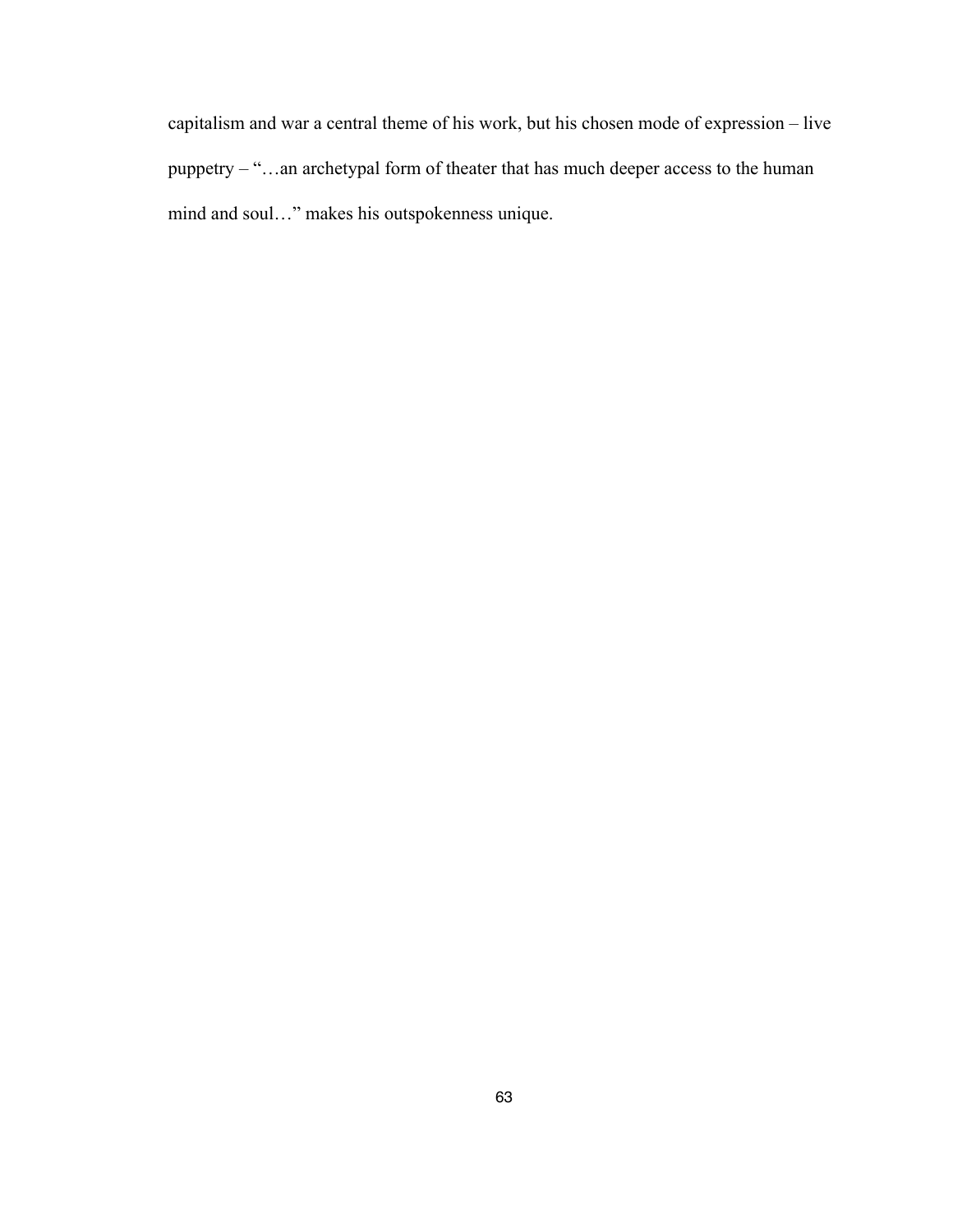capitalism and war a central theme of his work, but his chosen mode of expression – live puppetry – "…an archetypal form of theater that has much deeper access to the human mind and soul…" makes his outspokenness unique.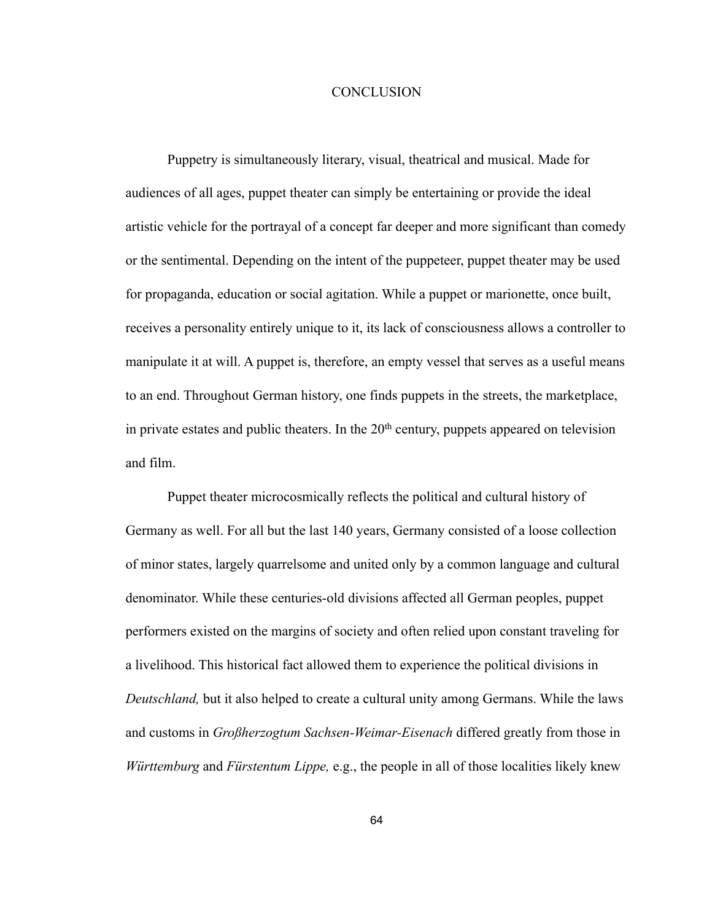# CONCLUSION

Puppetry is simultaneously literary, visual, theatrical and musical. Made for audiences of all ages, puppet theater can simply be entertaining or provide the ideal artistic vehicle for the portrayal of a concept far deeper and more significant than comedy or the sentimental. Depending on the intent of the puppeteer, puppet theater may be used for propaganda, education or social agitation. While a puppet or marionette, once built, receives a personality entirely unique to it, its lack of consciousness allows a controller to manipulate it at will. A puppet is, therefore, an empty vessel that serves as a useful means to an end. Throughout German history, one finds puppets in the streets, the marketplace, in private estates and public theaters. In the 20th century, puppets appeared on television and film.

Puppet theater microcosmically reflects the political and cultural history of Germany as well. For all but the last 140 years, Germany consisted of a loose collection of minor states, largely quarrelsome and united only by a common language and cultural denominator. While these centuries-old divisions affected all German peoples, puppet performers existed on the margins of society and often relied upon constant traveling for a livelihood. This historical fact allowed them to experience the political divisions in *Deutschland,* but it also helped to create a cultural unity among Germans. While the laws and customs in *Großherzogtum Sachsen-Weimar-Eisenach* differed greatly from those in *Württemburg* and *Fürstentum Lippe,* e.g., the people in all of those localities likely knew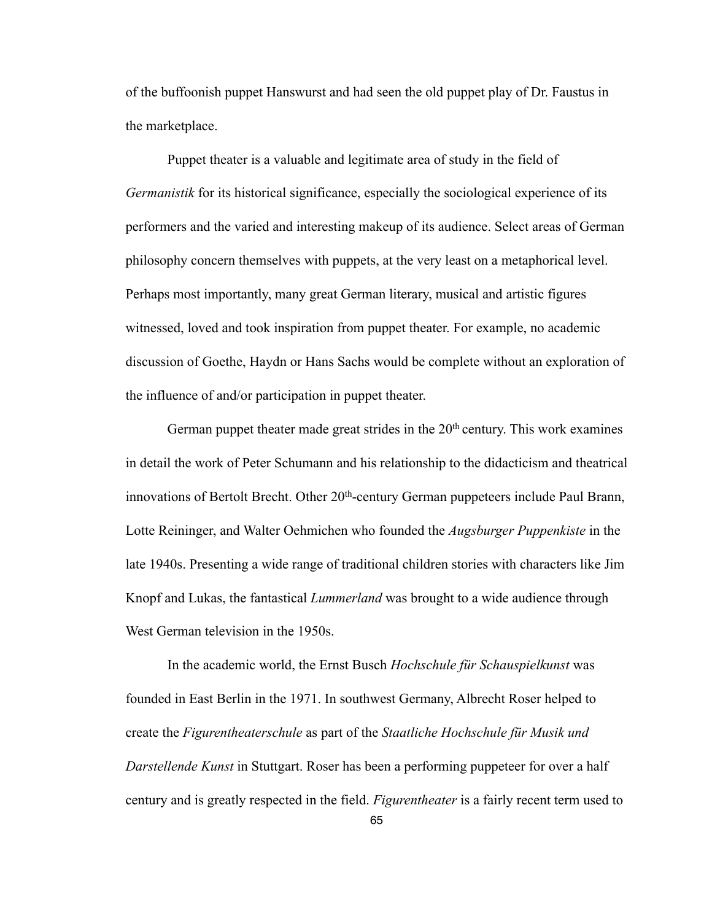of the buffoonish puppet Hanswurst and had seen the old puppet play of Dr. Faustus in the marketplace.

Puppet theater is a valuable and legitimate area of study in the field of *Germanistik* for its historical significance, especially the sociological experience of its performers and the varied and interesting makeup of its audience. Select areas of German philosophy concern themselves with puppets, at the very least on a metaphorical level. Perhaps most importantly, many great German literary, musical and artistic figures witnessed, loved and took inspiration from puppet theater. For example, no academic discussion of Goethe, Haydn or Hans Sachs would be complete without an exploration of the influence of and/or participation in puppet theater.

German puppet theater made great strides in the 20th century. This work examines in detail the work of Peter Schumann and his relationship to the didacticism and theatrical innovations of Bertolt Brecht. Other 20th-century German puppeteers include Paul Brann, Lotte Reininger, and Walter Oehmichen who founded the *Augsburger Puppenkiste* in the late 1940s. Presenting a wide range of traditional children stories with characters like Jim Knopf and Lukas, the fantastical *Lummerland* was brought to a wide audience through West German television in the 1950s.

In the academic world, the Ernst Busch *Hochschule für Schauspielkunst* was founded in East Berlin in the 1971. In southwest Germany, Albrecht Roser helped to create the *Figurentheaterschule* as part of the *Staatliche Hochschule für Musik und Darstellende Kunst* in Stuttgart. Roser has been a performing puppeteer for over a half century and is greatly respected in the field. *Figurentheater* is a fairly recent term used to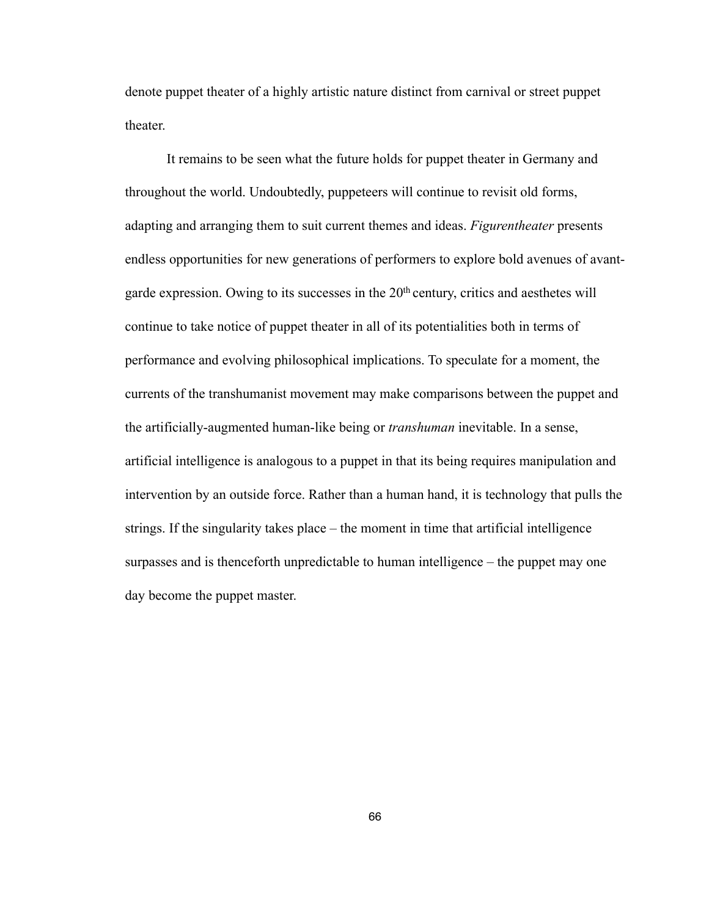denote puppet theater of a highly artistic nature distinct from carnival or street puppet theater.

It remains to be seen what the future holds for puppet theater in Germany and throughout the world. Undoubtedly, puppeteers will continue to revisit old forms, adapting and arranging them to suit current themes and ideas. *Figurentheater* presents endless opportunities for new generations of performers to explore bold avenues of avant-garde expression. Owing to its successes in the 20th century, critics and aesthetes will continue to take notice of puppet theater in all of its potentialities both in terms of performance and evolving philosophical implications. To speculate for a moment, the currents of the transhumanist movement may make comparisons between the puppet and the artificially-augmented human-like being or *transhuman* inevitable. In a sense, artificial intelligence is analogous to a puppet in that its being requires manipulation and intervention by an outside force. Rather than a human hand, it is technology that pulls the strings. If the singularity takes place – the moment in time that artificial intelligence surpasses and is thenceforth unpredictable to human intelligence – the puppet may one day become the puppet master.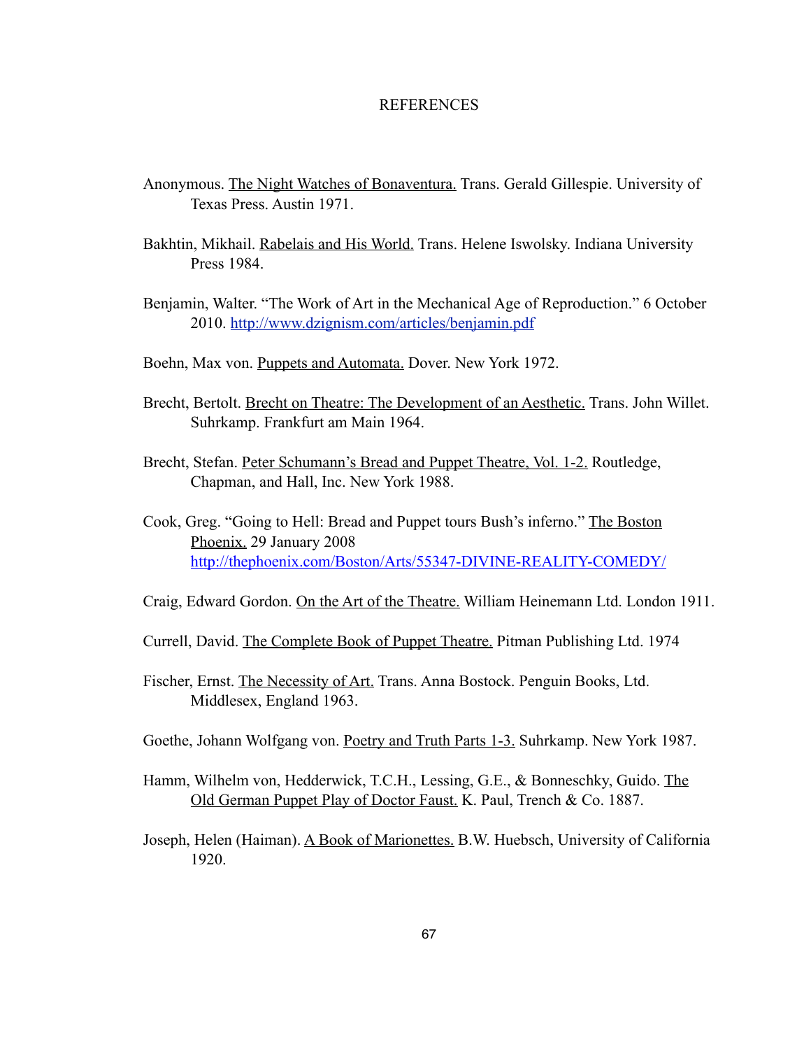# REFERENCES

Anonymous. The Night Watches of Bonaventura. Trans. Gerald Gillespie. University of Texas Press. Austin 1971.

Bakhtin, Mikhail. Rabelais and His World. Trans. Helene Iswolsky. Indiana University Press 1984.

Benjamin, Walter. "The Work of Art in the Mechanical Age of Reproduction." 6 October 2010. http://www.dzignism.com/articles/benjamin.pdf

Boehn, Max von. Puppets and Automata. Dover. New York 1972.

Brecht, Bertolt. Brecht on Theatre: The Development of an Aesthetic. Trans. John Willet. Suhrkamp. Frankfurt am Main 1964.

Brecht, Stefan. Peter Schumann's Bread and Puppet Theatre, Vol. 1-2. Routledge, Chapman, and Hall, Inc. New York 1988.

Cook, Greg. "Going to Hell: Bread and Puppet tours Bush's inferno." The Boston Phoenix. 29 January 2008 http://thephoenix.com/Boston/Arts/55347-DIVINE-REALITY-COMEDY/

Craig, Edward Gordon. On the Art of the Theatre. William Heinemann Ltd. London 1911.

Currell, David. The Complete Book of Puppet Theatre. Pitman Publishing Ltd. 1974

Fischer, Ernst. The Necessity of Art. Trans. Anna Bostock. Penguin Books, Ltd. Middlesex, England 1963.

Goethe, Johann Wolfgang von. Poetry and Truth Parts 1-3. Suhrkamp. New York 1987.

Hamm, Wilhelm von, Hedderwick, T.C.H., Lessing, G.E., & Bonneschky, Guido. The Old German Puppet Play of Doctor Faust. K. Paul, Trench & Co. 1887.

Joseph, Helen (Haiman). A Book of Marionettes. B.W. Huebsch, University of California 1920.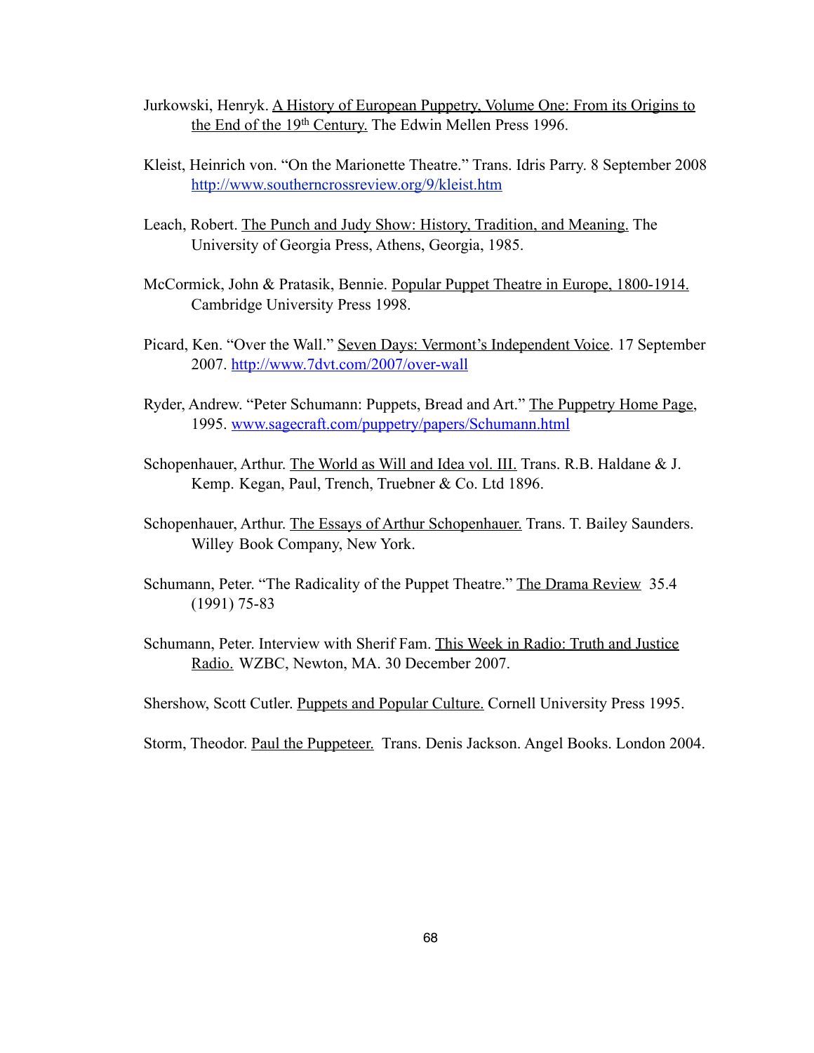Jurkowski, Henryk. A History of European Puppetry, Volume One: From its Origins to the End of the 19th Century. The Edwin Mellen Press 1996.

Kleist, Heinrich von. "On the Marionette Theatre." Trans. Idris Parry. 8 September 2008 http://www.southerncrossreview.org/9/kleist.htm

Leach, Robert. The Punch and Judy Show: History, Tradition, and Meaning. The University of Georgia Press, Athens, Georgia, 1985.

McCormick, John & Pratasik, Bennie. Popular Puppet Theatre in Europe, 1800-1914. Cambridge University Press 1998.

Picard, Ken. "Over the Wall." Seven Days: Vermont's Independent Voice. 17 September 2007. http://www.7dvt.com/2007/over-wall

Ryder, Andrew. "Peter Schumann: Puppets, Bread and Art." The Puppetry Home Page, 1995. www.sagecraft.com/puppetry/papers/Schumann.html

Schopenhauer, Arthur. The World as Will and Idea vol. III. Trans. R.B. Haldane & J. Kemp. Kegan, Paul, Trench, Truebner & Co. Ltd 1896.

Schopenhauer, Arthur. The Essays of Arthur Schopenhauer. Trans. T. Bailey Saunders. Willey Book Company, New York.

Schumann, Peter. "The Radicality of the Puppet Theatre." The Drama Review 35.4 (1991) 75-83

Schumann, Peter. Interview with Sherif Fam. This Week in Radio: Truth and Justice Radio. WZBC, Newton, MA. 30 December 2007.

Shershow, Scott Cutler. Puppets and Popular Culture. Cornell University Press 1995.

Storm, Theodor. Paul the Puppeteer. Trans. Denis Jackson. Angel Books. London 2004.